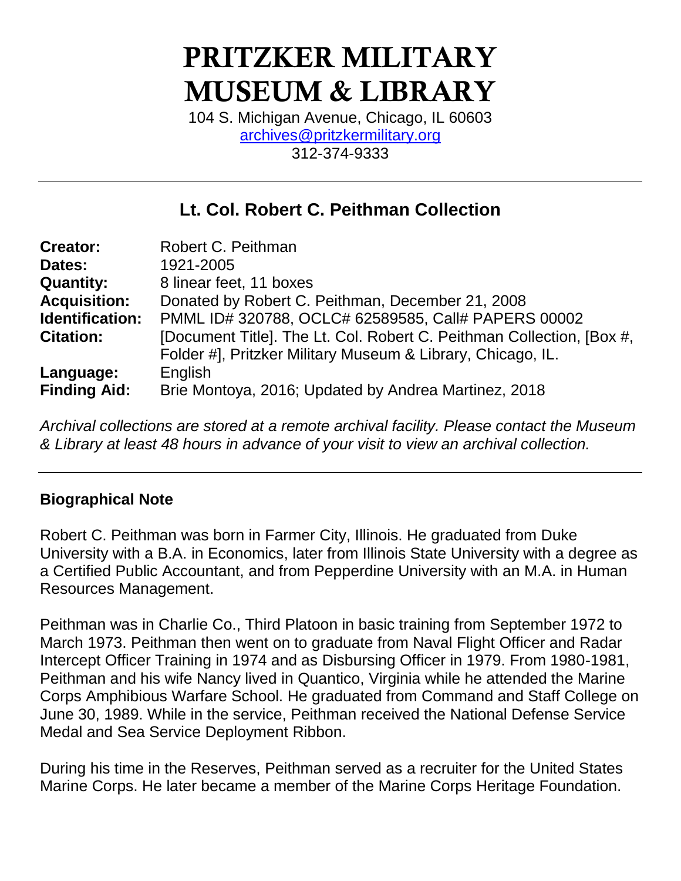# PRITZKER MILITARY MUSEUM & LIBRARY

104 S. Michigan Avenue, Chicago, IL 60603
archives@pritzkermilitary.org
312-374-9333

---

## Lt. Col. Robert C. Peithman Collection

| | |
|---|---|
| **Creator:** | Robert C. Peithman |
| **Dates:** | 1921-2005 |
| **Quantity:** | 8 linear feet, 11 boxes |
| **Acquisition:** | Donated by Robert C. Peithman, December 21, 2008 |
| **Identification:** | PMML ID# 320788, OCLC# 62589585, Call# PAPERS 00002 |
| **Citation:** | [Document Title]. The Lt. Col. Robert C. Peithman Collection, [Box #, Folder #], Pritzker Military Museum & Library, Chicago, IL. |
| **Language:** | English |
| **Finding Aid:** | Brie Montoya, 2016; Updated by Andrea Martinez, 2018 |

*Archival collections are stored at a remote archival facility. Please contact the Museum & Library at least 48 hours in advance of your visit to view an archival collection.*

---

### Biographical Note

Robert C. Peithman was born in Farmer City, Illinois. He graduated from Duke University with a B.A. in Economics, later from Illinois State University with a degree as a Certified Public Accountant, and from Pepperdine University with an M.A. in Human Resources Management.

Peithman was in Charlie Co., Third Platoon in basic training from September 1972 to March 1973. Peithman then went on to graduate from Naval Flight Officer and Radar Intercept Officer Training in 1974 and as Disbursing Officer in 1979. From 1980-1981, Peithman and his wife Nancy lived in Quantico, Virginia while he attended the Marine Corps Amphibious Warfare School. He graduated from Command and Staff College on June 30, 1989. While in the service, Peithman received the National Defense Service Medal and Sea Service Deployment Ribbon.

During his time in the Reserves, Peithman served as a recruiter for the United States Marine Corps. He later became a member of the Marine Corps Heritage Foundation.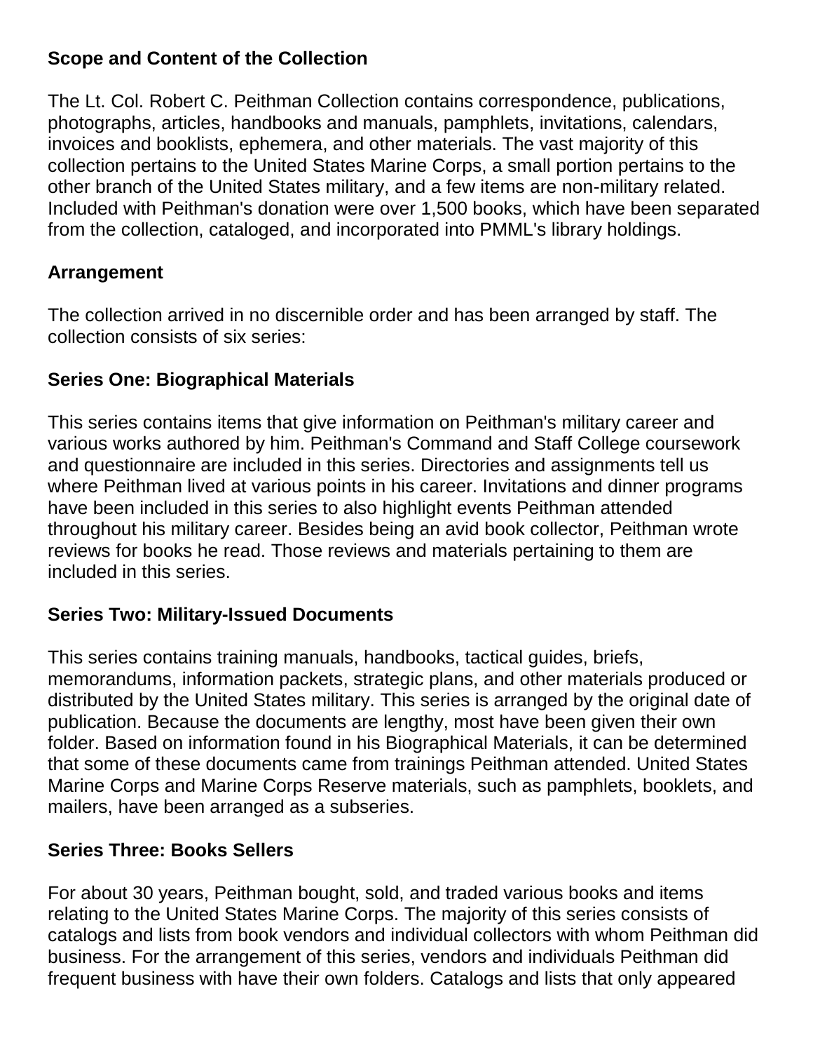### Scope and Content of the Collection

The Lt. Col. Robert C. Peithman Collection contains correspondence, publications, photographs, articles, handbooks and manuals, pamphlets, invitations, calendars, invoices and booklists, ephemera, and other materials. The vast majority of this collection pertains to the United States Marine Corps, a small portion pertains to the other branch of the United States military, and a few items are non-military related. Included with Peithman's donation were over 1,500 books, which have been separated from the collection, cataloged, and incorporated into PMML's library holdings.

### Arrangement

The collection arrived in no discernible order and has been arranged by staff. The collection consists of six series:

### Series One: Biographical Materials

This series contains items that give information on Peithman's military career and various works authored by him. Peithman's Command and Staff College coursework and questionnaire are included in this series. Directories and assignments tell us where Peithman lived at various points in his career. Invitations and dinner programs have been included in this series to also highlight events Peithman attended throughout his military career. Besides being an avid book collector, Peithman wrote reviews for books he read. Those reviews and materials pertaining to them are included in this series.

### Series Two: Military-Issued Documents

This series contains training manuals, handbooks, tactical guides, briefs, memorandums, information packets, strategic plans, and other materials produced or distributed by the United States military. This series is arranged by the original date of publication. Because the documents are lengthy, most have been given their own folder. Based on information found in his Biographical Materials, it can be determined that some of these documents came from trainings Peithman attended. United States Marine Corps and Marine Corps Reserve materials, such as pamphlets, booklets, and mailers, have been arranged as a subseries.

### Series Three: Books Sellers

For about 30 years, Peithman bought, sold, and traded various books and items relating to the United States Marine Corps. The majority of this series consists of catalogs and lists from book vendors and individual collectors with whom Peithman did business. For the arrangement of this series, vendors and individuals Peithman did frequent business with have their own folders. Catalogs and lists that only appeared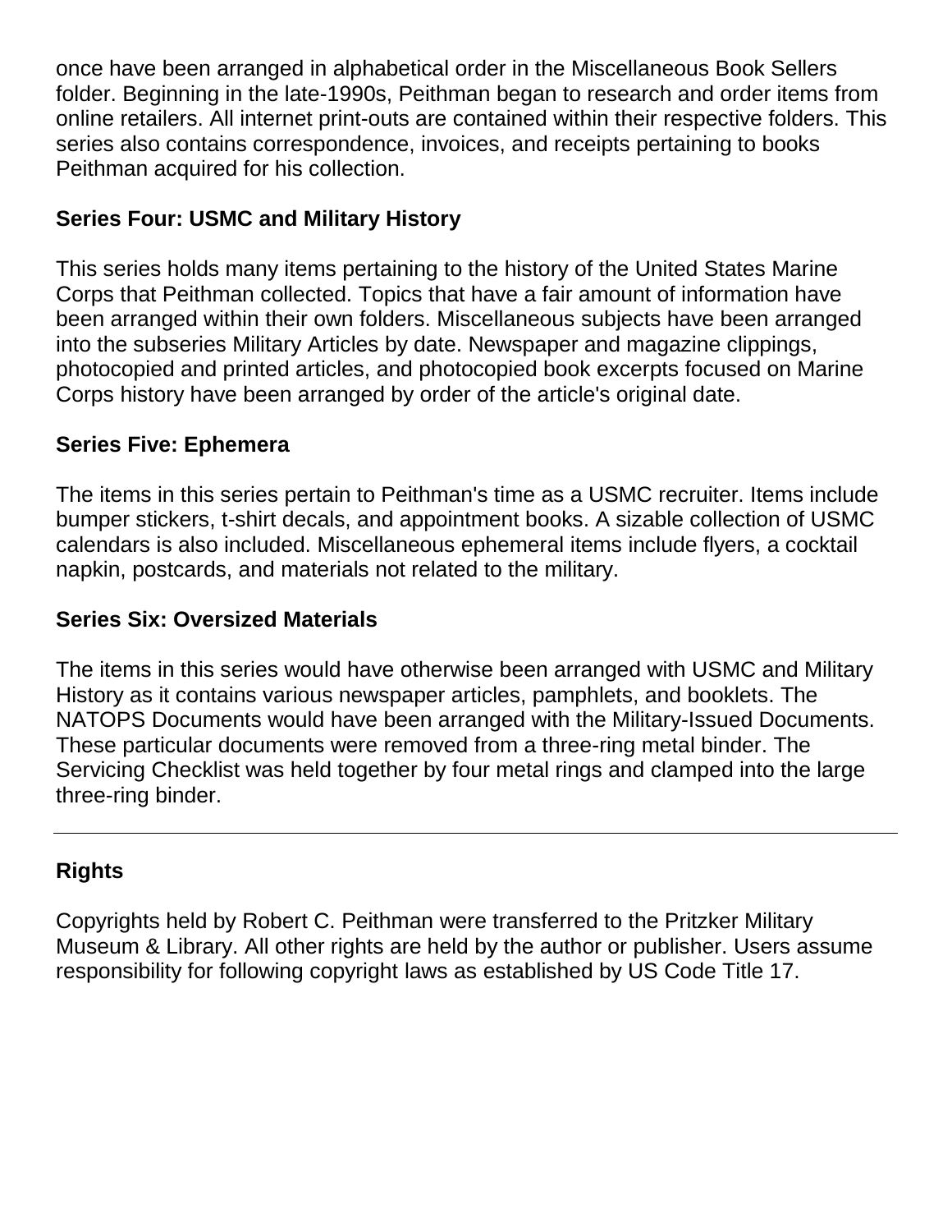once have been arranged in alphabetical order in the Miscellaneous Book Sellers folder. Beginning in the late-1990s, Peithman began to research and order items from online retailers. All internet print-outs are contained within their respective folders. This series also contains correspondence, invoices, and receipts pertaining to books Peithman acquired for his collection.

### Series Four: USMC and Military History

This series holds many items pertaining to the history of the United States Marine Corps that Peithman collected. Topics that have a fair amount of information have been arranged within their own folders. Miscellaneous subjects have been arranged into the subseries Military Articles by date. Newspaper and magazine clippings, photocopied and printed articles, and photocopied book excerpts focused on Marine Corps history have been arranged by order of the article's original date.

### Series Five: Ephemera

The items in this series pertain to Peithman's time as a USMC recruiter. Items include bumper stickers, t-shirt decals, and appointment books. A sizable collection of USMC calendars is also included. Miscellaneous ephemeral items include flyers, a cocktail napkin, postcards, and materials not related to the military.

### Series Six: Oversized Materials

The items in this series would have otherwise been arranged with USMC and Military History as it contains various newspaper articles, pamphlets, and booklets. The NATOPS Documents would have been arranged with the Military-Issued Documents. These particular documents were removed from a three-ring metal binder. The Servicing Checklist was held together by four metal rings and clamped into the large three-ring binder.

---

### Rights

Copyrights held by Robert C. Peithman were transferred to the Pritzker Military Museum & Library. All other rights are held by the author or publisher. Users assume responsibility for following copyright laws as established by US Code Title 17.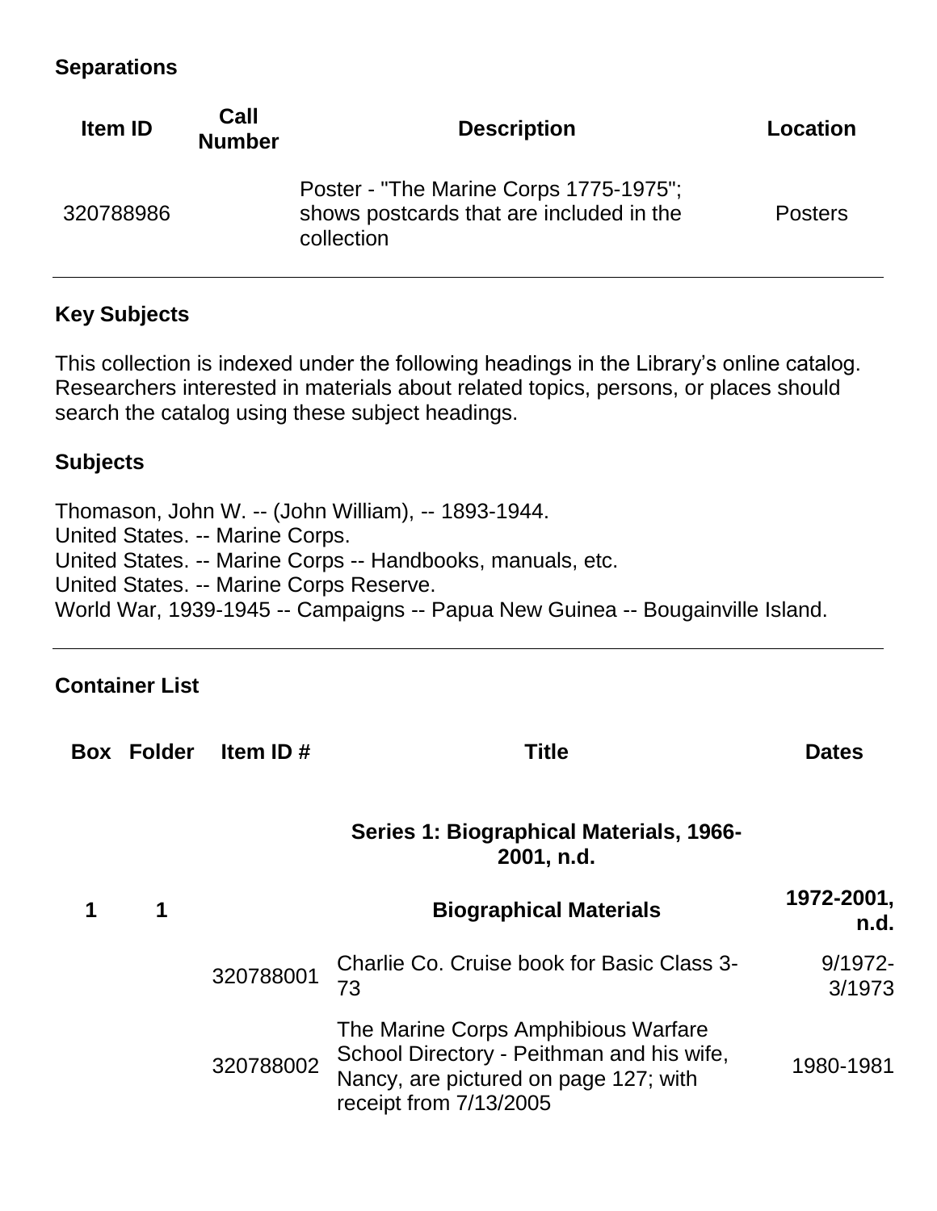## Separations

| Item ID | Call Number | Description | Location |
|---|---|---|---|
| 320788986 | | Poster - "The Marine Corps 1775-1975"; shows postcards that are included in the collection | Posters |

## Key Subjects

This collection is indexed under the following headings in the Library's online catalog. Researchers interested in materials about related topics, persons, or places should search the catalog using these subject headings.

### Subjects

Thomason, John W. -- (John William), -- 1893-1944.
United States. -- Marine Corps.
United States. -- Marine Corps -- Handbooks, manuals, etc.
United States. -- Marine Corps Reserve.
World War, 1939-1945 -- Campaigns -- Papua New Guinea -- Bougainville Island.

## Container List

| Box | Folder | Item ID # | Title | Dates |
|---|---|---|---|---|
| | | | **Series 1: Biographical Materials, 1966-2001, n.d.** | |
| **1** | **1** | | **Biographical Materials** | **1972-2001, n.d.** |
| | | 320788001 | Charlie Co. Cruise book for Basic Class 3-73 | 9/1972-3/1973 |
| | | 320788002 | The Marine Corps Amphibious Warfare School Directory - Peithman and his wife, Nancy, are pictured on page 127; with receipt from 7/13/2005 | 1980-1981 |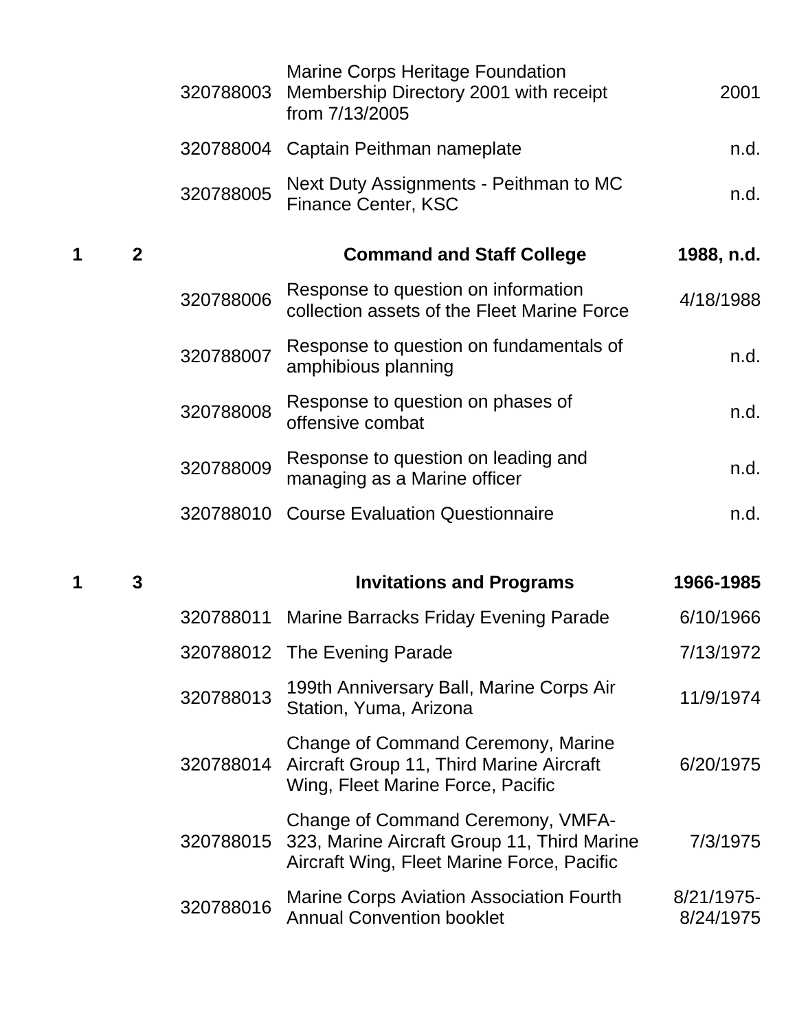| Box | Folder | Item | Description | Date |
|---|---|---|---|---|
| | | 320788003 | Marine Corps Heritage Foundation Membership Directory 2001 with receipt from 7/13/2005 | 2001 |
| | | 320788004 | Captain Peithman nameplate | n.d. |
| | | 320788005 | Next Duty Assignments - Peithman to MC Finance Center, KSC | n.d. |
| **1** | **2** | | **Command and Staff College** | **1988, n.d.** |
| | | 320788006 | Response to question on information collection assets of the Fleet Marine Force | 4/18/1988 |
| | | 320788007 | Response to question on fundamentals of amphibious planning | n.d. |
| | | 320788008 | Response to question on phases of offensive combat | n.d. |
| | | 320788009 | Response to question on leading and managing as a Marine officer | n.d. |
| | | 320788010 | Course Evaluation Questionnaire | n.d. |
| **1** | **3** | | **Invitations and Programs** | **1966-1985** |
| | | 320788011 | Marine Barracks Friday Evening Parade | 6/10/1966 |
| | | 320788012 | The Evening Parade | 7/13/1972 |
| | | 320788013 | 199th Anniversary Ball, Marine Corps Air Station, Yuma, Arizona | 11/9/1974 |
| | | 320788014 | Change of Command Ceremony, Marine Aircraft Group 11, Third Marine Aircraft Wing, Fleet Marine Force, Pacific | 6/20/1975 |
| | | 320788015 | Change of Command Ceremony, VMFA-323, Marine Aircraft Group 11, Third Marine Aircraft Wing, Fleet Marine Force, Pacific | 7/3/1975 |
| | | 320788016 | Marine Corps Aviation Association Fourth Annual Convention booklet | 8/21/1975-8/24/1975 |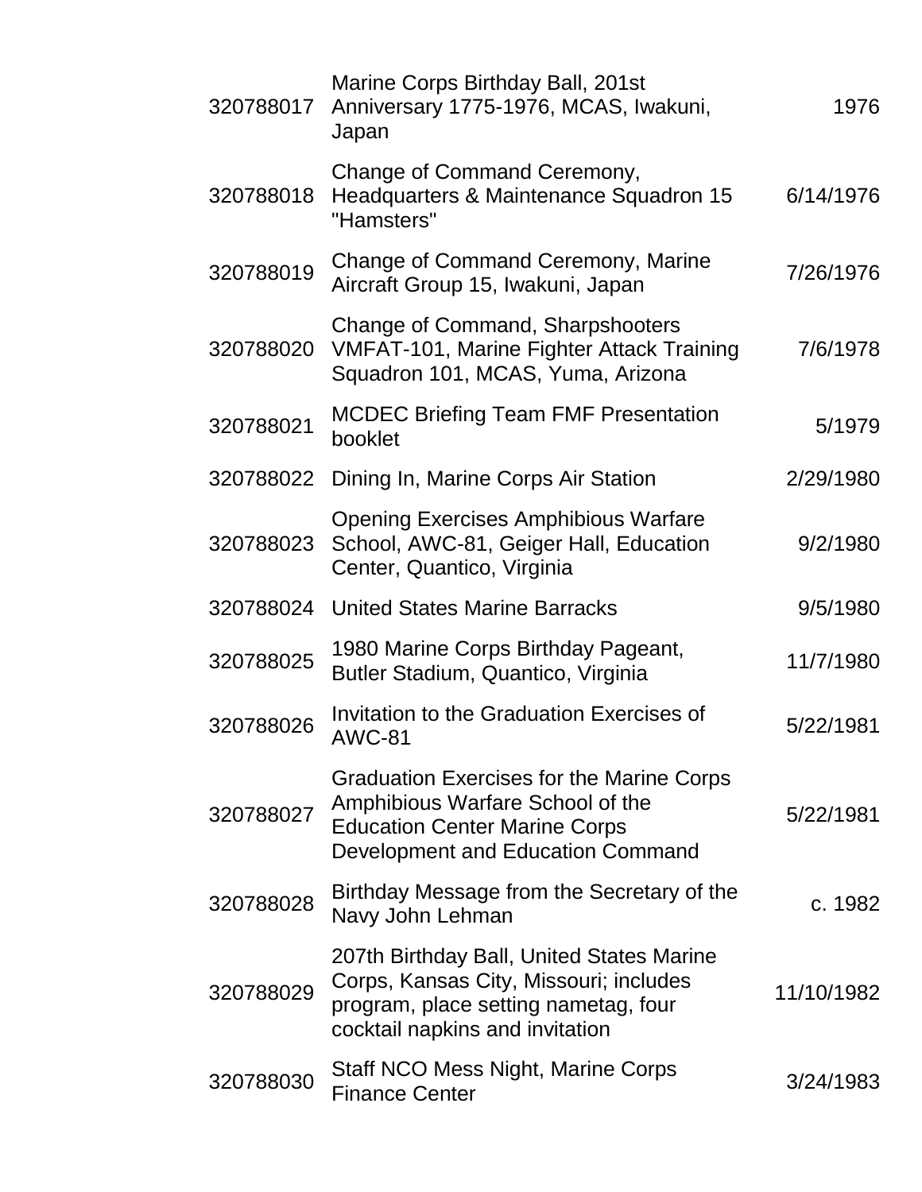| | | |
|---|---|---|
| 320788017 | Marine Corps Birthday Ball, 201st Anniversary 1775-1976, MCAS, Iwakuni, Japan | 1976 |
| 320788018 | Change of Command Ceremony, Headquarters & Maintenance Squadron 15 "Hamsters" | 6/14/1976 |
| 320788019 | Change of Command Ceremony, Marine Aircraft Group 15, Iwakuni, Japan | 7/26/1976 |
| 320788020 | Change of Command, Sharpshooters VMFAT-101, Marine Fighter Attack Training Squadron 101, MCAS, Yuma, Arizona | 7/6/1978 |
| 320788021 | MCDEC Briefing Team FMF Presentation booklet | 5/1979 |
| 320788022 | Dining In, Marine Corps Air Station | 2/29/1980 |
| 320788023 | Opening Exercises Amphibious Warfare School, AWC-81, Geiger Hall, Education Center, Quantico, Virginia | 9/2/1980 |
| 320788024 | United States Marine Barracks | 9/5/1980 |
| 320788025 | 1980 Marine Corps Birthday Pageant, Butler Stadium, Quantico, Virginia | 11/7/1980 |
| 320788026 | Invitation to the Graduation Exercises of AWC-81 | 5/22/1981 |
| 320788027 | Graduation Exercises for the Marine Corps Amphibious Warfare School of the Education Center Marine Corps Development and Education Command | 5/22/1981 |
| 320788028 | Birthday Message from the Secretary of the Navy John Lehman | c. 1982 |
| 320788029 | 207th Birthday Ball, United States Marine Corps, Kansas City, Missouri; includes program, place setting nametag, four cocktail napkins and invitation | 11/10/1982 |
| 320788030 | Staff NCO Mess Night, Marine Corps Finance Center | 3/24/1983 |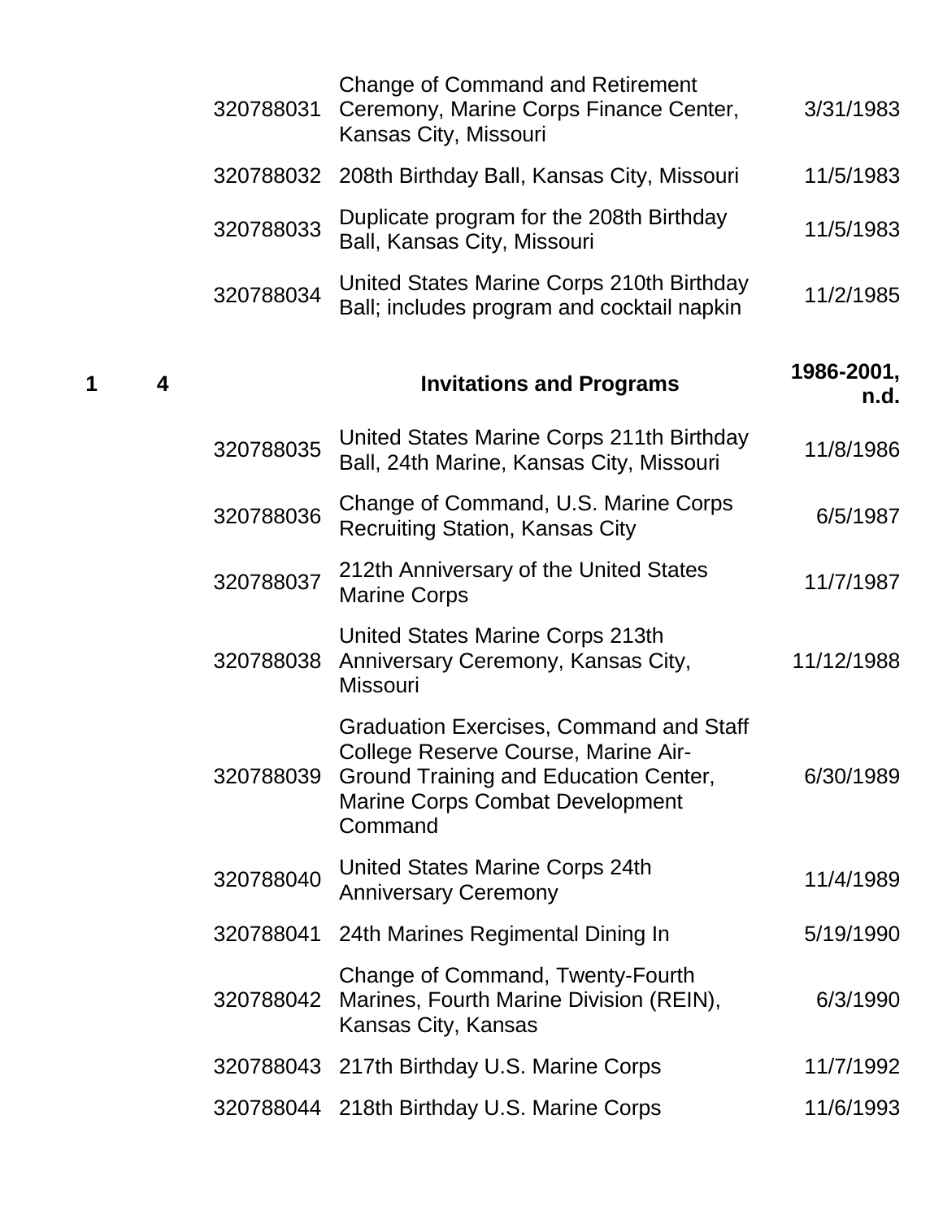| Box | Folder | ID | Description | Date |
|---|---|---|---|---|
| | | 320788031 | Change of Command and Retirement Ceremony, Marine Corps Finance Center, Kansas City, Missouri | 3/31/1983 |
| | | 320788032 | 208th Birthday Ball, Kansas City, Missouri | 11/5/1983 |
| | | 320788033 | Duplicate program for the 208th Birthday Ball, Kansas City, Missouri | 11/5/1983 |
| | | 320788034 | United States Marine Corps 210th Birthday Ball; includes program and cocktail napkin | 11/2/1985 |
| **1** | **4** | | **Invitations and Programs** | **1986-2001, n.d.** |
| | | 320788035 | United States Marine Corps 211th Birthday Ball, 24th Marine, Kansas City, Missouri | 11/8/1986 |
| | | 320788036 | Change of Command, U.S. Marine Corps Recruiting Station, Kansas City | 6/5/1987 |
| | | 320788037 | 212th Anniversary of the United States Marine Corps | 11/7/1987 |
| | | 320788038 | United States Marine Corps 213th Anniversary Ceremony, Kansas City, Missouri | 11/12/1988 |
| | | 320788039 | Graduation Exercises, Command and Staff College Reserve Course, Marine Air-Ground Training and Education Center, Marine Corps Combat Development Command | 6/30/1989 |
| | | 320788040 | United States Marine Corps 24th Anniversary Ceremony | 11/4/1989 |
| | | 320788041 | 24th Marines Regimental Dining In | 5/19/1990 |
| | | 320788042 | Change of Command, Twenty-Fourth Marines, Fourth Marine Division (REIN), Kansas City, Kansas | 6/3/1990 |
| | | 320788043 | 217th Birthday U.S. Marine Corps | 11/7/1992 |
| | | 320788044 | 218th Birthday U.S. Marine Corps | 11/6/1993 |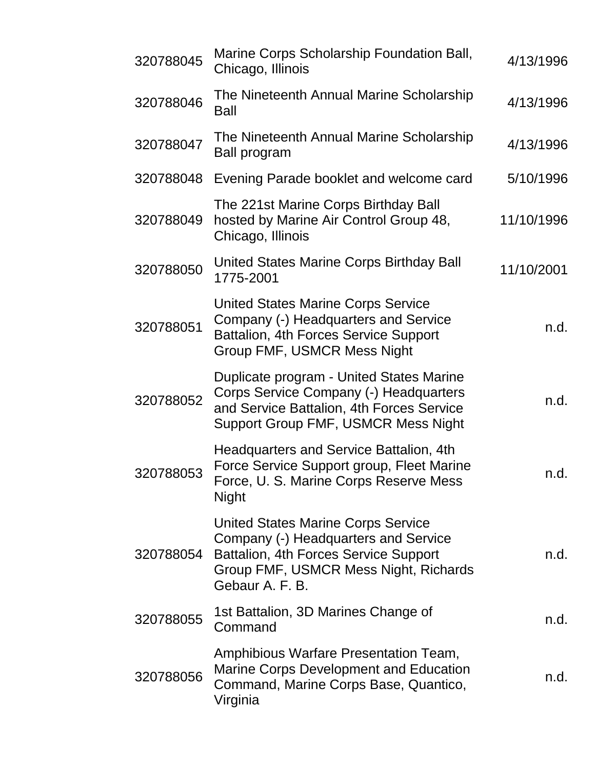| | | |
|---|---|---|
| 320788045 | Marine Corps Scholarship Foundation Ball, Chicago, Illinois | 4/13/1996 |
| 320788046 | The Nineteenth Annual Marine Scholarship Ball | 4/13/1996 |
| 320788047 | The Nineteenth Annual Marine Scholarship Ball program | 4/13/1996 |
| 320788048 | Evening Parade booklet and welcome card | 5/10/1996 |
| 320788049 | The 221st Marine Corps Birthday Ball hosted by Marine Air Control Group 48, Chicago, Illinois | 11/10/1996 |
| 320788050 | United States Marine Corps Birthday Ball 1775-2001 | 11/10/2001 |
| 320788051 | United States Marine Corps Service Company (-) Headquarters and Service Battalion, 4th Forces Service Support Group FMF, USMCR Mess Night | n.d. |
| 320788052 | Duplicate program - United States Marine Corps Service Company (-) Headquarters and Service Battalion, 4th Forces Service Support Group FMF, USMCR Mess Night | n.d. |
| 320788053 | Headquarters and Service Battalion, 4th Force Service Support group, Fleet Marine Force, U. S. Marine Corps Reserve Mess Night | n.d. |
| 320788054 | United States Marine Corps Service Company (-) Headquarters and Service Battalion, 4th Forces Service Support Group FMF, USMCR Mess Night, Richards Gebaur A. F. B. | n.d. |
| 320788055 | 1st Battalion, 3D Marines Change of Command | n.d. |
| 320788056 | Amphibious Warfare Presentation Team, Marine Corps Development and Education Command, Marine Corps Base, Quantico, Virginia | n.d. |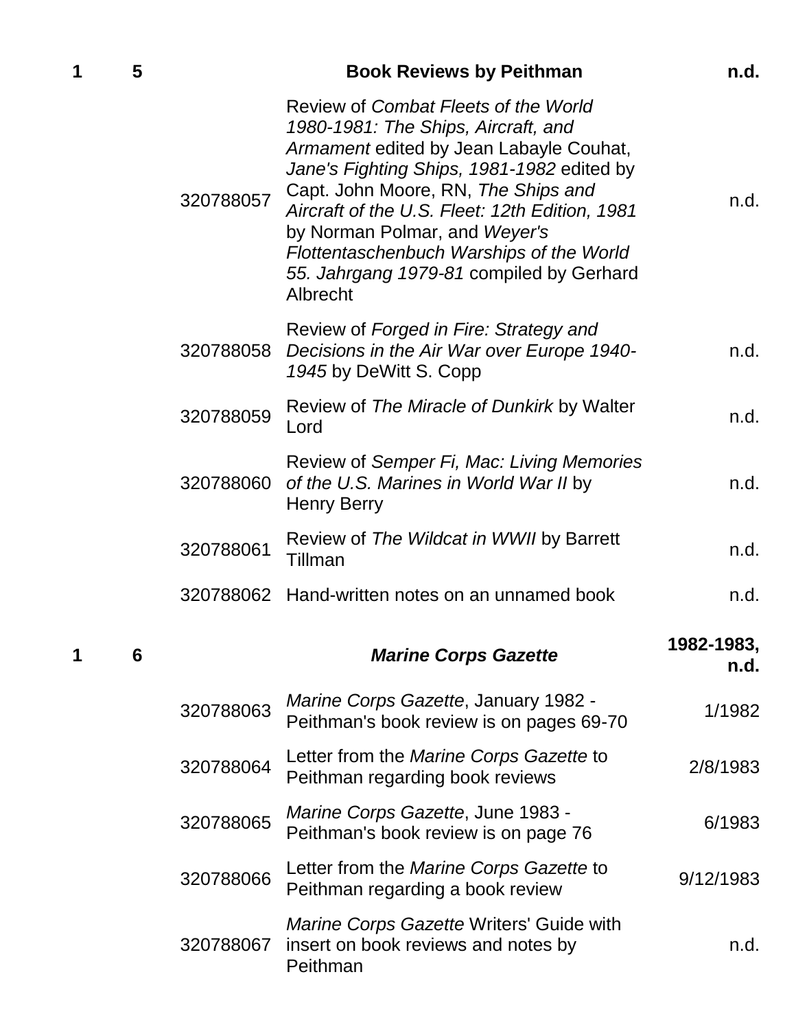| Box | Folder | Item | Description | Date |
|---|---|---|---|---|
| 1 | 5 | | **Book Reviews by Peithman** | **n.d.** |
| | | 320788057 | Review of *Combat Fleets of the World 1980-1981: The Ships, Aircraft, and Armament* edited by Jean Labayle Couhat, *Jane's Fighting Ships, 1981-1982* edited by Capt. John Moore, RN, *The Ships and Aircraft of the U.S. Fleet: 12th Edition, 1981* by Norman Polmar, and *Weyer's Flottentaschenbuch Warships of the World 55. Jahrgang 1979-81* compiled by Gerhard Albrecht | n.d. |
| | | 320788058 | Review of *Forged in Fire: Strategy and Decisions in the Air War over Europe 1940-1945* by DeWitt S. Copp | n.d. |
| | | 320788059 | Review of *The Miracle of Dunkirk* by Walter Lord | n.d. |
| | | 320788060 | Review of *Semper Fi, Mac: Living Memories of the U.S. Marines in World War II* by Henry Berry | n.d. |
| | | 320788061 | Review of *The Wildcat in WWII* by Barrett Tillman | n.d. |
| | | 320788062 | Hand-written notes on an unnamed book | n.d. |
| 1 | 6 | | ***Marine Corps Gazette*** | **1982-1983, n.d.** |
| | | 320788063 | *Marine Corps Gazette*, January 1982 - Peithman's book review is on pages 69-70 | 1/1982 |
| | | 320788064 | Letter from the *Marine Corps Gazette* to Peithman regarding book reviews | 2/8/1983 |
| | | 320788065 | *Marine Corps Gazette*, June 1983 - Peithman's book review is on page 76 | 6/1983 |
| | | 320788066 | Letter from the *Marine Corps Gazette* to Peithman regarding a book review | 9/12/1983 |
| | | 320788067 | *Marine Corps Gazette* Writers' Guide with insert on book reviews and notes by Peithman | n.d. |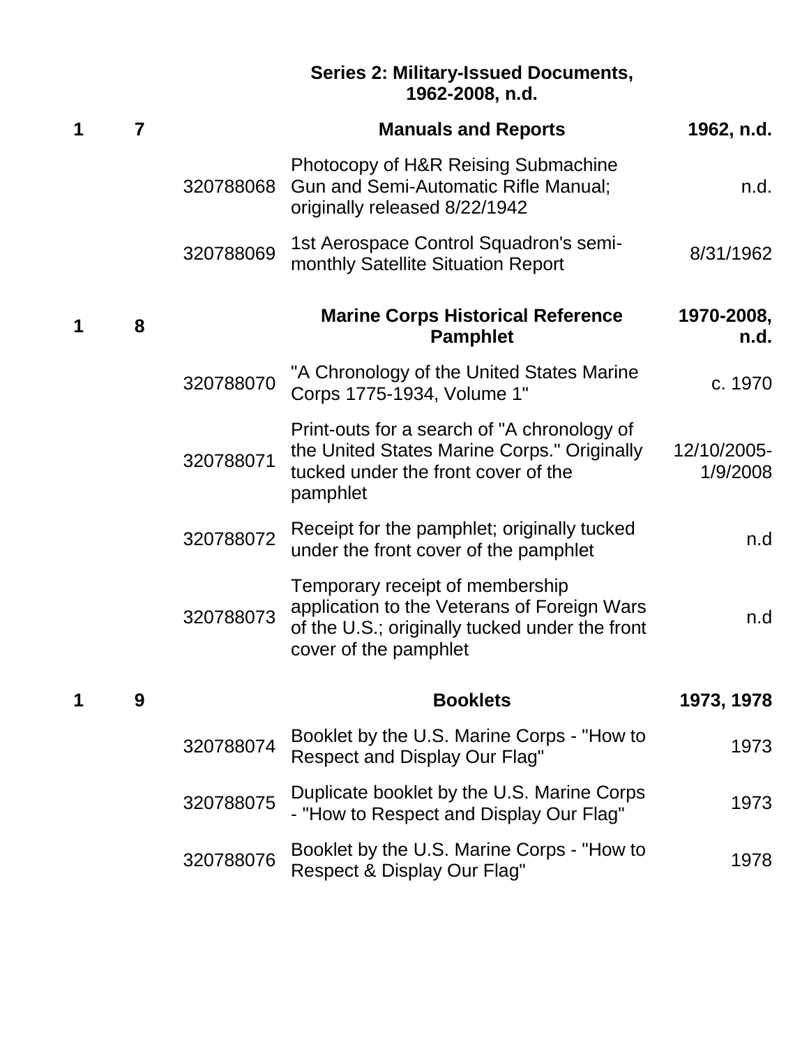### Series 2: Military-Issued Documents, 1962-2008, n.d.

| Box | Folder | ID | Description | Date |
|---|---|---|---|---|
| 1 | 7 | | **Manuals and Reports** | **1962, n.d.** |
| | | 320788068 | Photocopy of H&R Reising Submachine Gun and Semi-Automatic Rifle Manual; originally released 8/22/1942 | n.d. |
| | | 320788069 | 1st Aerospace Control Squadron's semi-monthly Satellite Situation Report | 8/31/1962 |
| 1 | 8 | | **Marine Corps Historical Reference Pamphlet** | **1970-2008, n.d.** |
| | | 320788070 | "A Chronology of the United States Marine Corps 1775-1934, Volume 1" | c. 1970 |
| | | 320788071 | Print-outs for a search of "A chronology of the United States Marine Corps." Originally tucked under the front cover of the pamphlet | 12/10/2005-1/9/2008 |
| | | 320788072 | Receipt for the pamphlet; originally tucked under the front cover of the pamphlet | n.d |
| | | 320788073 | Temporary receipt of membership application to the Veterans of Foreign Wars of the U.S.; originally tucked under the front cover of the pamphlet | n.d |
| 1 | 9 | | **Booklets** | **1973, 1978** |
| | | 320788074 | Booklet by the U.S. Marine Corps - "How to Respect and Display Our Flag" | 1973 |
| | | 320788075 | Duplicate booklet by the U.S. Marine Corps - "How to Respect and Display Our Flag" | 1973 |
| | | 320788076 | Booklet by the U.S. Marine Corps - "How to Respect & Display Our Flag" | 1978 |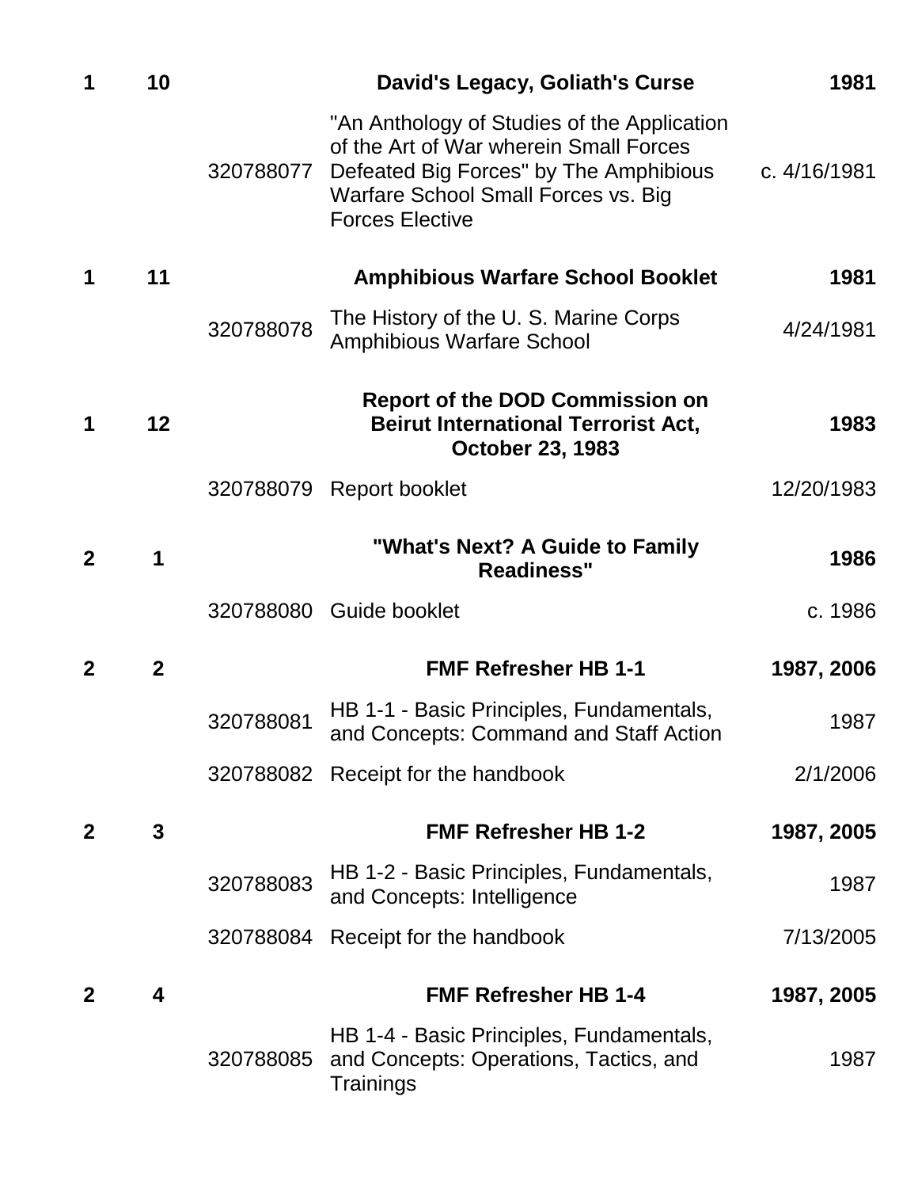| | | | | |
|---|---|---|---|---|
| **1** | **10** | | **David's Legacy, Goliath's Curse** | **1981** |
| | | 320788077 | "An Anthology of Studies of the Application of the Art of War wherein Small Forces Defeated Big Forces" by The Amphibious Warfare School Small Forces vs. Big Forces Elective | c. 4/16/1981 |
| **1** | **11** | | **Amphibious Warfare School Booklet** | **1981** |
| | | 320788078 | The History of the U. S. Marine Corps Amphibious Warfare School | 4/24/1981 |
| **1** | **12** | | **Report of the DOD Commission on Beirut International Terrorist Act, October 23, 1983** | **1983** |
| | | 320788079 | Report booklet | 12/20/1983 |
| **2** | **1** | | **"What's Next? A Guide to Family Readiness"** | **1986** |
| | | 320788080 | Guide booklet | c. 1986 |
| **2** | **2** | | **FMF Refresher HB 1-1** | **1987, 2006** |
| | | 320788081 | HB 1-1 - Basic Principles, Fundamentals, and Concepts: Command and Staff Action | 1987 |
| | | 320788082 | Receipt for the handbook | 2/1/2006 |
| **2** | **3** | | **FMF Refresher HB 1-2** | **1987, 2005** |
| | | 320788083 | HB 1-2 - Basic Principles, Fundamentals, and Concepts: Intelligence | 1987 |
| | | 320788084 | Receipt for the handbook | 7/13/2005 |
| **2** | **4** | | **FMF Refresher HB 1-4** | **1987, 2005** |
| | | 320788085 | HB 1-4 - Basic Principles, Fundamentals, and Concepts: Operations, Tactics, and Trainings | 1987 |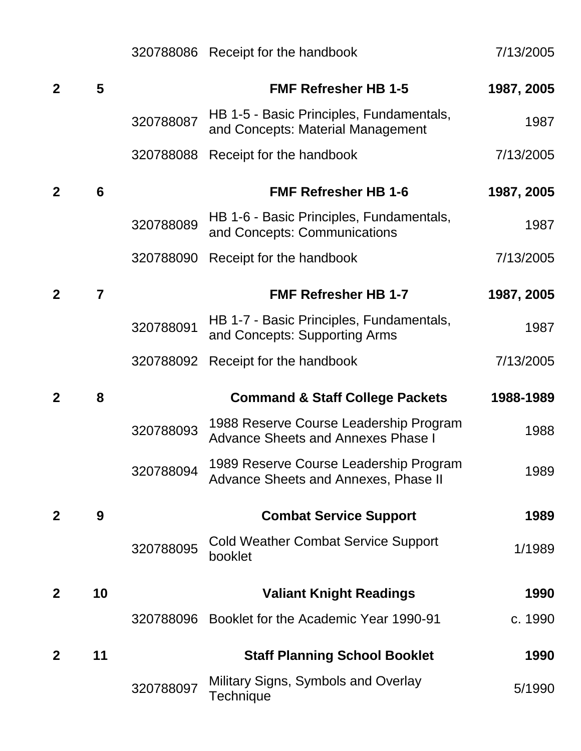| | | | | |
|---|---|---|---|---|
| | | 320788086 | Receipt for the handbook | 7/13/2005 |
| **2** | **5** | | **FMF Refresher HB 1-5** | **1987, 2005** |
| | | 320788087 | HB 1-5 - Basic Principles, Fundamentals, and Concepts: Material Management | 1987 |
| | | 320788088 | Receipt for the handbook | 7/13/2005 |
| **2** | **6** | | **FMF Refresher HB 1-6** | **1987, 2005** |
| | | 320788089 | HB 1-6 - Basic Principles, Fundamentals, and Concepts: Communications | 1987 |
| | | 320788090 | Receipt for the handbook | 7/13/2005 |
| **2** | **7** | | **FMF Refresher HB 1-7** | **1987, 2005** |
| | | 320788091 | HB 1-7 - Basic Principles, Fundamentals, and Concepts: Supporting Arms | 1987 |
| | | 320788092 | Receipt for the handbook | 7/13/2005 |
| **2** | **8** | | **Command & Staff College Packets** | **1988-1989** |
| | | 320788093 | 1988 Reserve Course Leadership Program Advance Sheets and Annexes Phase I | 1988 |
| | | 320788094 | 1989 Reserve Course Leadership Program Advance Sheets and Annexes, Phase II | 1989 |
| **2** | **9** | | **Combat Service Support** | **1989** |
| | | 320788095 | Cold Weather Combat Service Support booklet | 1/1989 |
| **2** | **10** | | **Valiant Knight Readings** | **1990** |
| | | 320788096 | Booklet for the Academic Year 1990-91 | c. 1990 |
| **2** | **11** | | **Staff Planning School Booklet** | **1990** |
| | | 320788097 | Military Signs, Symbols and Overlay Technique | 5/1990 |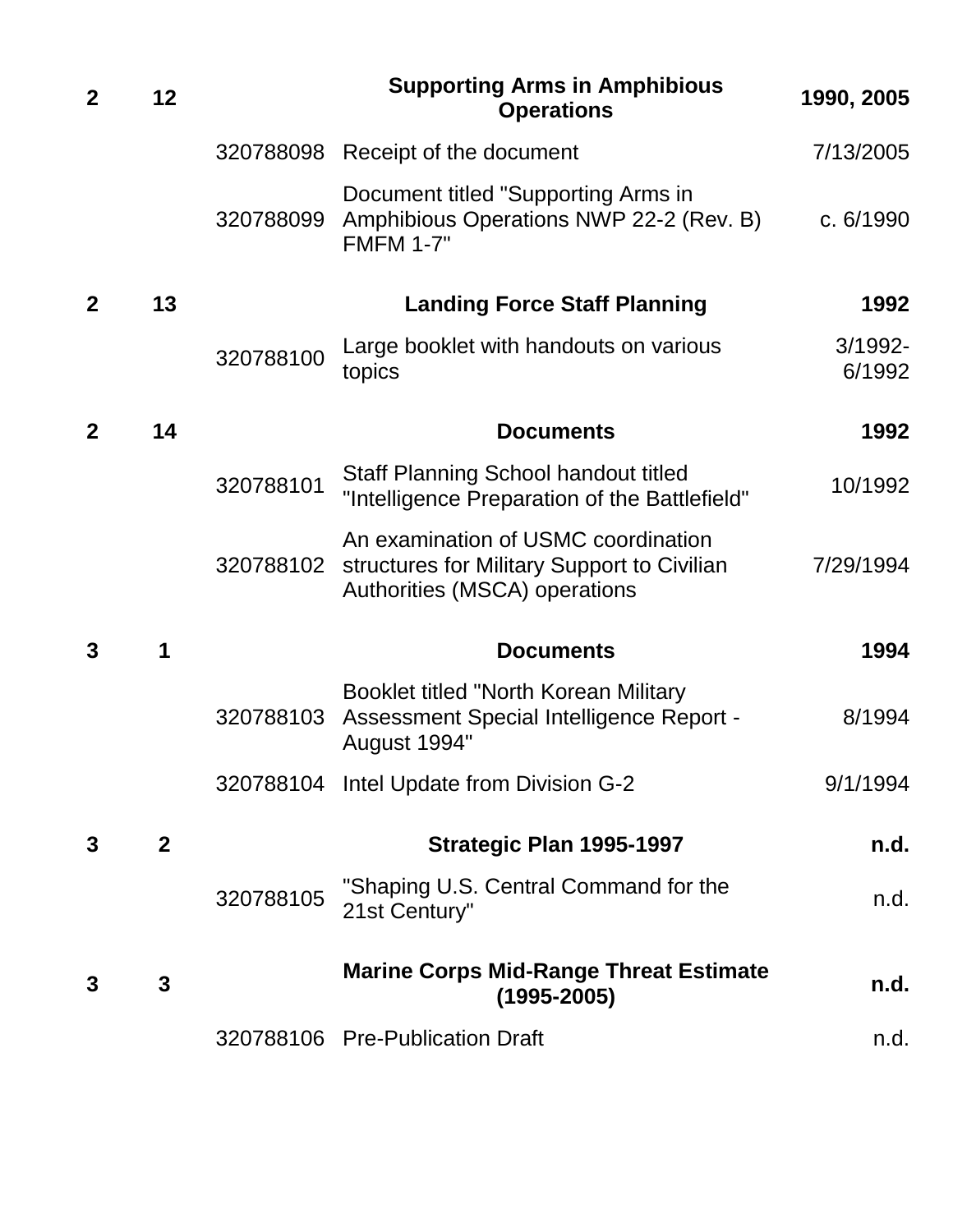| Box | Folder | ID | Title | Date |
|---|---|---|---|---|
| **2** | **12** | | **Supporting Arms in Amphibious Operations** | **1990, 2005** |
| | | 320788098 | Receipt of the document | 7/13/2005 |
| | | 320788099 | Document titled "Supporting Arms in Amphibious Operations NWP 22-2 (Rev. B) FMFM 1-7" | c. 6/1990 |
| **2** | **13** | | **Landing Force Staff Planning** | **1992** |
| | | 320788100 | Large booklet with handouts on various topics | 3/1992-6/1992 |
| **2** | **14** | | **Documents** | **1992** |
| | | 320788101 | Staff Planning School handout titled "Intelligence Preparation of the Battlefield" | 10/1992 |
| | | 320788102 | An examination of USMC coordination structures for Military Support to Civilian Authorities (MSCA) operations | 7/29/1994 |
| **3** | **1** | | **Documents** | **1994** |
| | | 320788103 | Booklet titled "North Korean Military Assessment Special Intelligence Report - August 1994" | 8/1994 |
| | | 320788104 | Intel Update from Division G-2 | 9/1/1994 |
| **3** | **2** | | **Strategic Plan 1995-1997** | **n.d.** |
| | | 320788105 | "Shaping U.S. Central Command for the 21st Century" | n.d. |
| **3** | **3** | | **Marine Corps Mid-Range Threat Estimate (1995-2005)** | **n.d.** |
| | | 320788106 | Pre-Publication Draft | n.d. |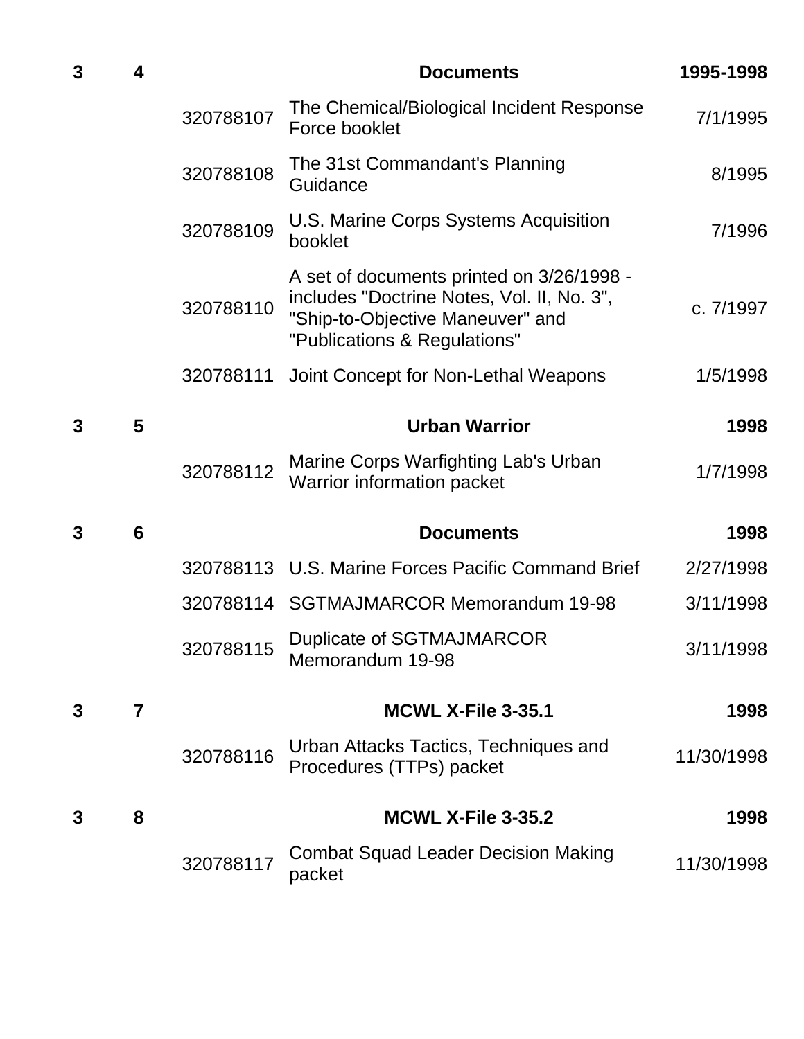| Box | Folder | Item | Description | Date |
|---|---|---|---|---|
| **3** | **4** | | **Documents** | **1995-1998** |
| | | 320788107 | The Chemical/Biological Incident Response Force booklet | 7/1/1995 |
| | | 320788108 | The 31st Commandant's Planning Guidance | 8/1995 |
| | | 320788109 | U.S. Marine Corps Systems Acquisition booklet | 7/1996 |
| | | 320788110 | A set of documents printed on 3/26/1998 - includes "Doctrine Notes, Vol. II, No. 3", "Ship-to-Objective Maneuver" and "Publications & Regulations" | c. 7/1997 |
| | | 320788111 | Joint Concept for Non-Lethal Weapons | 1/5/1998 |
| **3** | **5** | | **Urban Warrior** | **1998** |
| | | 320788112 | Marine Corps Warfighting Lab's Urban Warrior information packet | 1/7/1998 |
| **3** | **6** | | **Documents** | **1998** |
| | | 320788113 | U.S. Marine Forces Pacific Command Brief | 2/27/1998 |
| | | 320788114 | SGTMAJMARCOR Memorandum 19-98 | 3/11/1998 |
| | | 320788115 | Duplicate of SGTMAJMARCOR Memorandum 19-98 | 3/11/1998 |
| **3** | **7** | | **MCWL X-File 3-35.1** | **1998** |
| | | 320788116 | Urban Attacks Tactics, Techniques and Procedures (TTPs) packet | 11/30/1998 |
| **3** | **8** | | **MCWL X-File 3-35.2** | **1998** |
| | | 320788117 | Combat Squad Leader Decision Making packet | 11/30/1998 |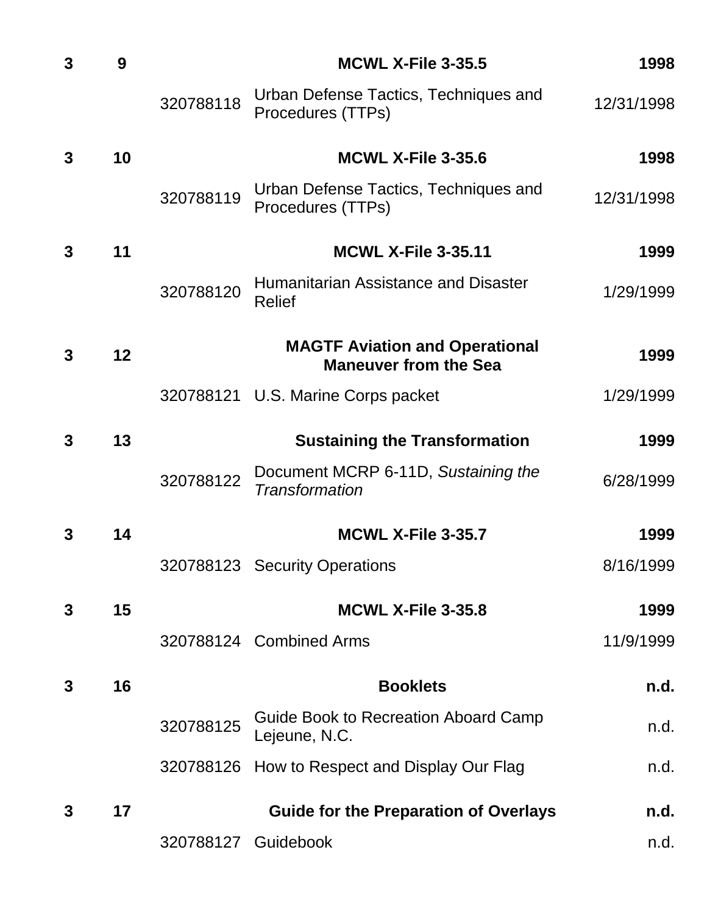| | | | | |
|---|---|---|---|---|
| **3** | **9** | | **MCWL X-File 3-35.5** | **1998** |
| | | 320788118 | Urban Defense Tactics, Techniques and Procedures (TTPs) | 12/31/1998 |
| **3** | **10** | | **MCWL X-File 3-35.6** | **1998** |
| | | 320788119 | Urban Defense Tactics, Techniques and Procedures (TTPs) | 12/31/1998 |
| **3** | **11** | | **MCWL X-File 3-35.11** | **1999** |
| | | 320788120 | Humanitarian Assistance and Disaster Relief | 1/29/1999 |
| **3** | **12** | | **MAGTF Aviation and Operational Maneuver from the Sea** | **1999** |
| | | 320788121 | U.S. Marine Corps packet | 1/29/1999 |
| **3** | **13** | | **Sustaining the Transformation** | **1999** |
| | | 320788122 | Document MCRP 6-11D, *Sustaining the Transformation* | 6/28/1999 |
| **3** | **14** | | **MCWL X-File 3-35.7** | **1999** |
| | | 320788123 | Security Operations | 8/16/1999 |
| **3** | **15** | | **MCWL X-File 3-35.8** | **1999** |
| | | 320788124 | Combined Arms | 11/9/1999 |
| **3** | **16** | | **Booklets** | **n.d.** |
| | | 320788125 | Guide Book to Recreation Aboard Camp Lejeune, N.C. | n.d. |
| | | 320788126 | How to Respect and Display Our Flag | n.d. |
| **3** | **17** | | **Guide for the Preparation of Overlays** | **n.d.** |
| | | 320788127 | Guidebook | n.d. |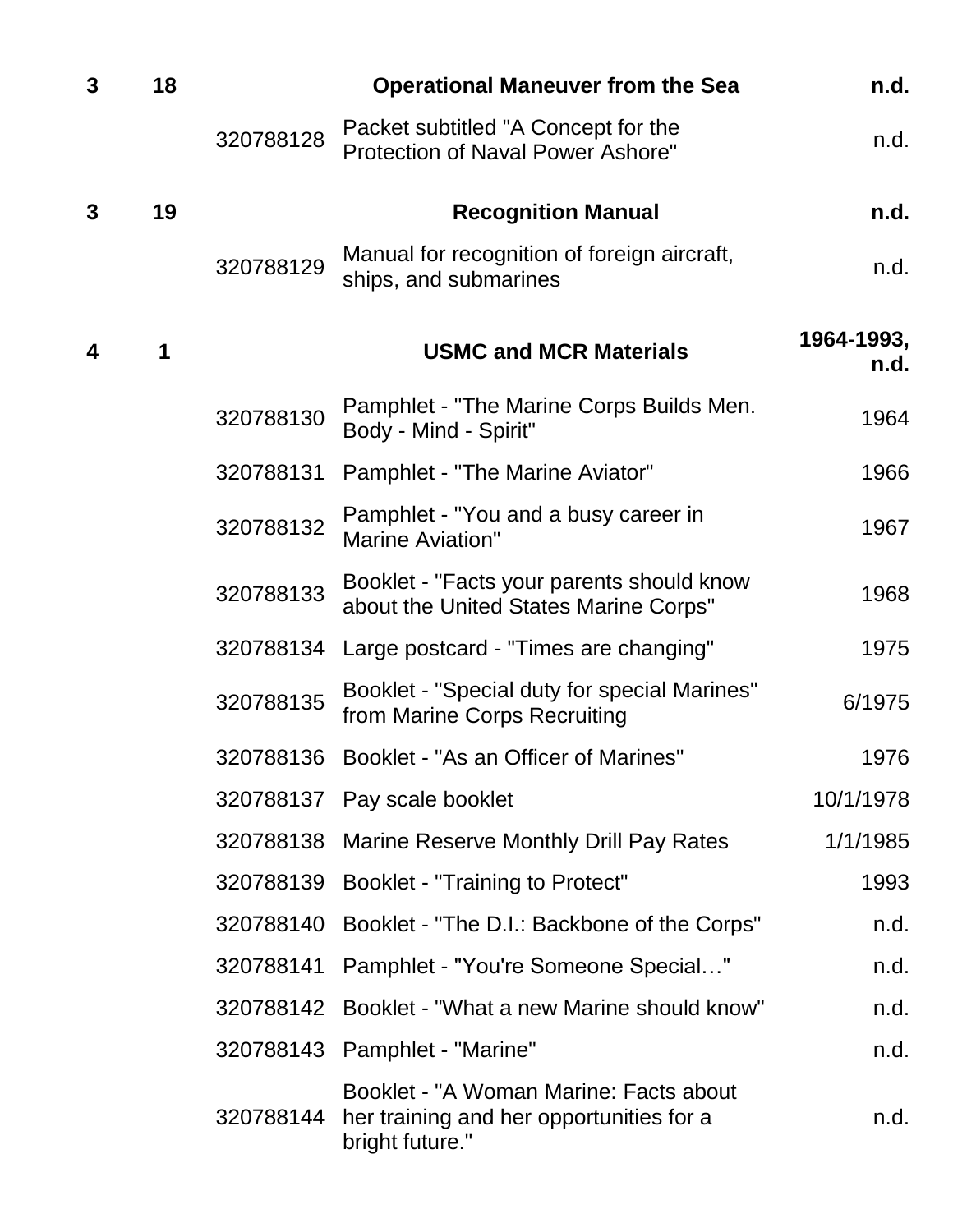| Box | Folder | ID | Title | Date |
|---|---|---|---|---|
| **3** | **18** | | **Operational Maneuver from the Sea** | **n.d.** |
| | | 320788128 | Packet subtitled "A Concept for the Protection of Naval Power Ashore" | n.d. |
| **3** | **19** | | **Recognition Manual** | **n.d.** |
| | | 320788129 | Manual for recognition of foreign aircraft, ships, and submarines | n.d. |
| **4** | **1** | | **USMC and MCR Materials** | **1964-1993, n.d.** |
| | | 320788130 | Pamphlet - "The Marine Corps Builds Men. Body - Mind - Spirit" | 1964 |
| | | 320788131 | Pamphlet - "The Marine Aviator" | 1966 |
| | | 320788132 | Pamphlet - "You and a busy career in Marine Aviation" | 1967 |
| | | 320788133 | Booklet - "Facts your parents should know about the United States Marine Corps" | 1968 |
| | | 320788134 | Large postcard - "Times are changing" | 1975 |
| | | 320788135 | Booklet - "Special duty for special Marines" from Marine Corps Recruiting | 6/1975 |
| | | 320788136 | Booklet - "As an Officer of Marines" | 1976 |
| | | 320788137 | Pay scale booklet | 10/1/1978 |
| | | 320788138 | Marine Reserve Monthly Drill Pay Rates | 1/1/1985 |
| | | 320788139 | Booklet - "Training to Protect" | 1993 |
| | | 320788140 | Booklet - "The D.I.: Backbone of the Corps" | n.d. |
| | | 320788141 | Pamphlet - "You're Someone Special…" | n.d. |
| | | 320788142 | Booklet - "What a new Marine should know" | n.d. |
| | | 320788143 | Pamphlet - "Marine" | n.d. |
| | | 320788144 | Booklet - "A Woman Marine: Facts about her training and her opportunities for a bright future." | n.d. |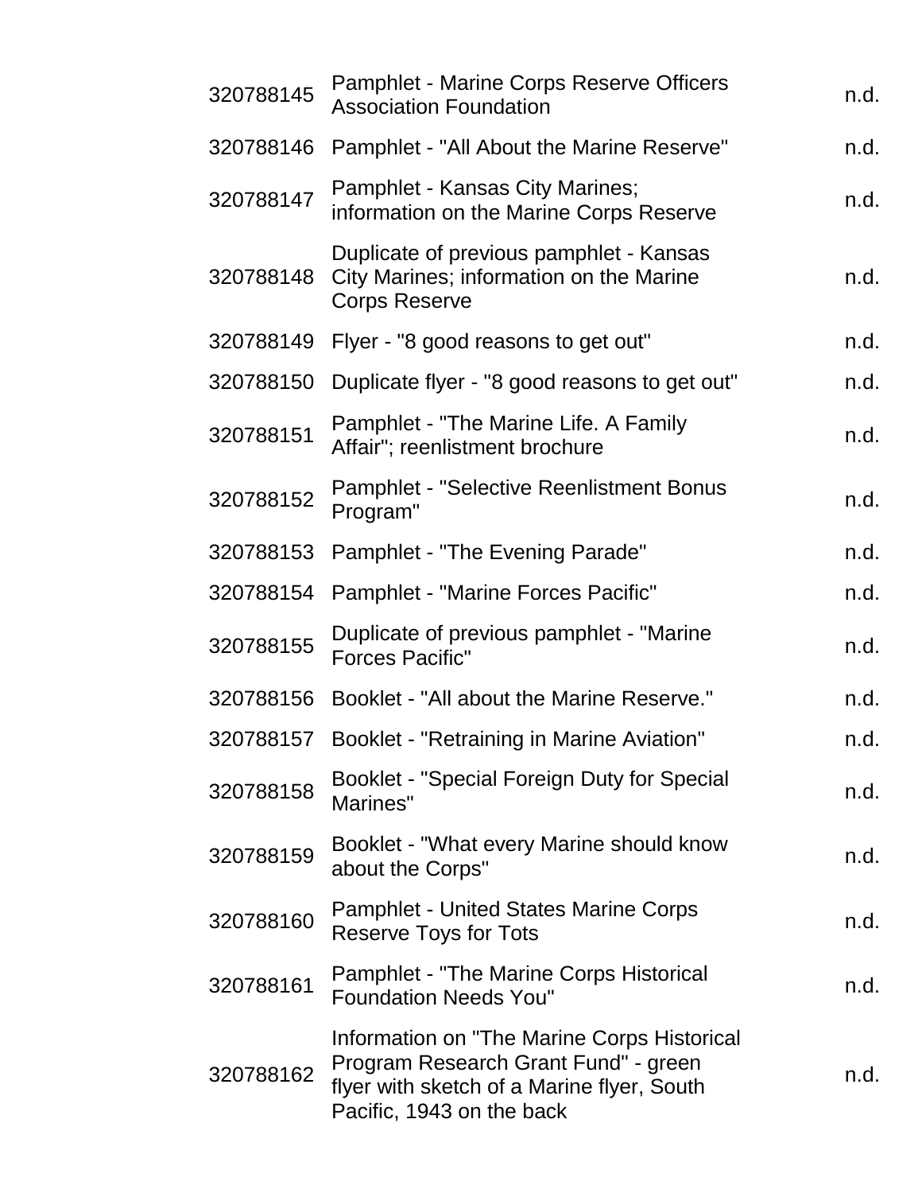| | | |
|---|---|---|
| 320788145 | Pamphlet - Marine Corps Reserve Officers Association Foundation | n.d. |
| 320788146 | Pamphlet - "All About the Marine Reserve" | n.d. |
| 320788147 | Pamphlet - Kansas City Marines; information on the Marine Corps Reserve | n.d. |
| 320788148 | Duplicate of previous pamphlet - Kansas City Marines; information on the Marine Corps Reserve | n.d. |
| 320788149 | Flyer - "8 good reasons to get out" | n.d. |
| 320788150 | Duplicate flyer - "8 good reasons to get out" | n.d. |
| 320788151 | Pamphlet - "The Marine Life. A Family Affair"; reenlistment brochure | n.d. |
| 320788152 | Pamphlet - "Selective Reenlistment Bonus Program" | n.d. |
| 320788153 | Pamphlet - "The Evening Parade" | n.d. |
| 320788154 | Pamphlet - "Marine Forces Pacific" | n.d. |
| 320788155 | Duplicate of previous pamphlet - "Marine Forces Pacific" | n.d. |
| 320788156 | Booklet - "All about the Marine Reserve." | n.d. |
| 320788157 | Booklet - "Retraining in Marine Aviation" | n.d. |
| 320788158 | Booklet - "Special Foreign Duty for Special Marines" | n.d. |
| 320788159 | Booklet - "What every Marine should know about the Corps" | n.d. |
| 320788160 | Pamphlet - United States Marine Corps Reserve Toys for Tots | n.d. |
| 320788161 | Pamphlet - "The Marine Corps Historical Foundation Needs You" | n.d. |
| 320788162 | Information on "The Marine Corps Historical Program Research Grant Fund" - green flyer with sketch of a Marine flyer, South Pacific, 1943 on the back | n.d. |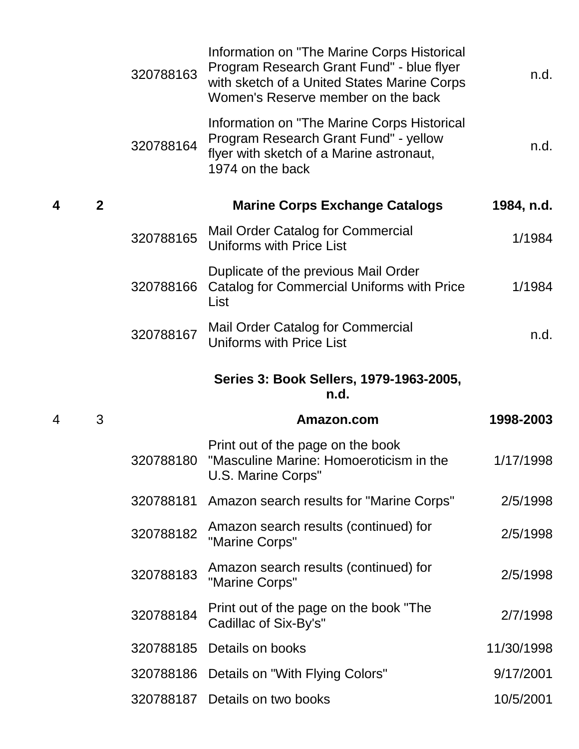| Box | Folder | ID | Description | Date |
|---|---|---|---|---|
| | | 320788163 | Information on "The Marine Corps Historical Program Research Grant Fund" - blue flyer with sketch of a United States Marine Corps Women's Reserve member on the back | n.d. |
| | | 320788164 | Information on "The Marine Corps Historical Program Research Grant Fund" - yellow flyer with sketch of a Marine astronaut, 1974 on the back | n.d. |
| **4** | **2** | | **Marine Corps Exchange Catalogs** | **1984, n.d.** |
| | | 320788165 | Mail Order Catalog for Commercial Uniforms with Price List | 1/1984 |
| | | 320788166 | Duplicate of the previous Mail Order Catalog for Commercial Uniforms with Price List | 1/1984 |
| | | 320788167 | Mail Order Catalog for Commercial Uniforms with Price List | n.d. |
| | | | **Series 3: Book Sellers, 1979-1963-2005, n.d.** | |
| 4 | 3 | | **Amazon.com** | **1998-2003** |
| | | 320788180 | Print out of the page on the book "Masculine Marine: Homoeroticism in the U.S. Marine Corps" | 1/17/1998 |
| | | 320788181 | Amazon search results for "Marine Corps" | 2/5/1998 |
| | | 320788182 | Amazon search results (continued) for "Marine Corps" | 2/5/1998 |
| | | 320788183 | Amazon search results (continued) for "Marine Corps" | 2/5/1998 |
| | | 320788184 | Print out of the page on the book "The Cadillac of Six-By's" | 2/7/1998 |
| | | 320788185 | Details on books | 11/30/1998 |
| | | 320788186 | Details on "With Flying Colors" | 9/17/2001 |
| | | 320788187 | Details on two books | 10/5/2001 |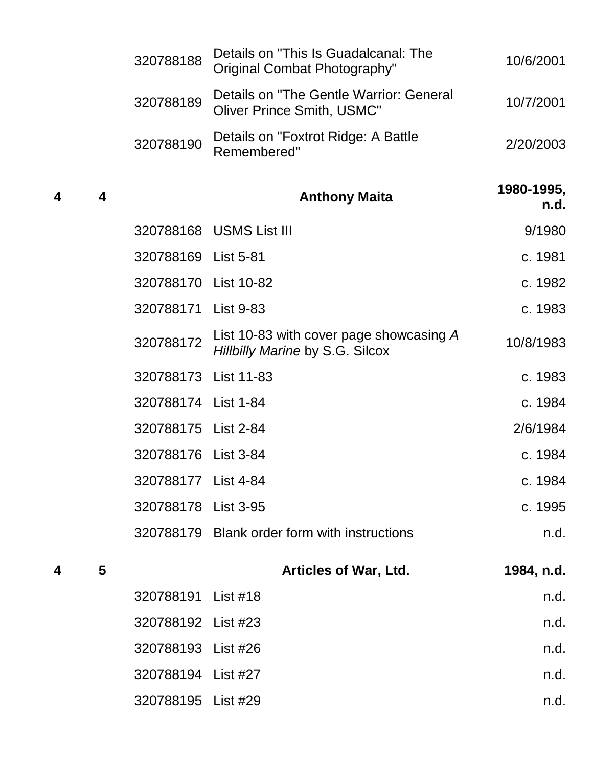| Box | Folder | ID | Title | Date |
|---|---|---|---|---|
| | | 320788188 | Details on "This Is Guadalcanal: The Original Combat Photography" | 10/6/2001 |
| | | 320788189 | Details on "The Gentle Warrior: General Oliver Prince Smith, USMC" | 10/7/2001 |
| | | 320788190 | Details on "Foxtrot Ridge: A Battle Remembered" | 2/20/2003 |
| **4** | **4** | | **Anthony Maita** | **1980-1995, n.d.** |
| | | 320788168 | USMS List III | 9/1980 |
| | | 320788169 | List 5-81 | c. 1981 |
| | | 320788170 | List 10-82 | c. 1982 |
| | | 320788171 | List 9-83 | c. 1983 |
| | | 320788172 | List 10-83 with cover page showcasing *A Hillbilly Marine* by S.G. Silcox | 10/8/1983 |
| | | 320788173 | List 11-83 | c. 1983 |
| | | 320788174 | List 1-84 | c. 1984 |
| | | 320788175 | List 2-84 | 2/6/1984 |
| | | 320788176 | List 3-84 | c. 1984 |
| | | 320788177 | List 4-84 | c. 1984 |
| | | 320788178 | List 3-95 | c. 1995 |
| | | 320788179 | Blank order form with instructions | n.d. |
| **4** | **5** | | **Articles of War, Ltd.** | **1984, n.d.** |
| | | 320788191 | List #18 | n.d. |
| | | 320788192 | List #23 | n.d. |
| | | 320788193 | List #26 | n.d. |
| | | 320788194 | List #27 | n.d. |
| | | 320788195 | List #29 | n.d. |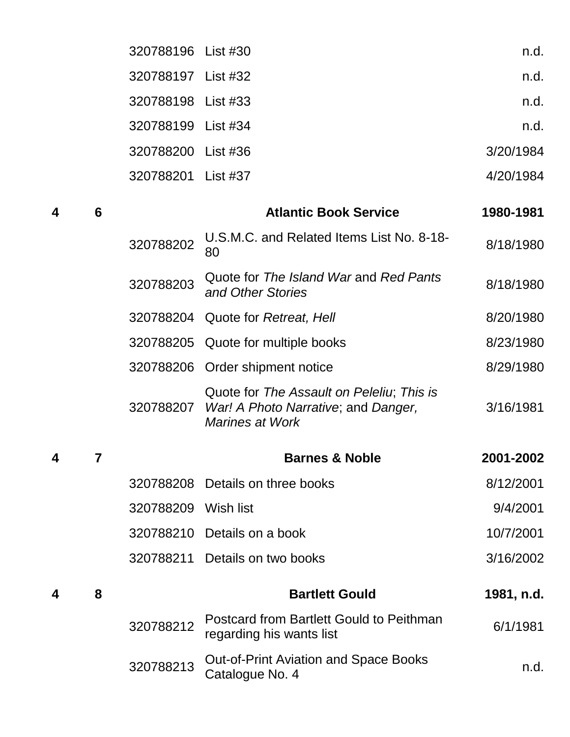| Box | Folder | ID | Title | Date |
|---|---|---|---|---|
| | | 320788196 | List #30 | n.d. |
| | | 320788197 | List #32 | n.d. |
| | | 320788198 | List #33 | n.d. |
| | | 320788199 | List #34 | n.d. |
| | | 320788200 | List #36 | 3/20/1984 |
| | | 320788201 | List #37 | 4/20/1984 |
| **4** | **6** | | **Atlantic Book Service** | **1980-1981** |
| | | 320788202 | U.S.M.C. and Related Items List No. 8-18-80 | 8/18/1980 |
| | | 320788203 | Quote for *The Island War* and *Red Pants and Other Stories* | 8/18/1980 |
| | | 320788204 | Quote for *Retreat, Hell* | 8/20/1980 |
| | | 320788205 | Quote for multiple books | 8/23/1980 |
| | | 320788206 | Order shipment notice | 8/29/1980 |
| | | 320788207 | Quote for *The Assault on Peleliu*; *This is War! A Photo Narrative*; and *Danger, Marines at Work* | 3/16/1981 |
| **4** | **7** | | **Barnes & Noble** | **2001-2002** |
| | | 320788208 | Details on three books | 8/12/2001 |
| | | 320788209 | Wish list | 9/4/2001 |
| | | 320788210 | Details on a book | 10/7/2001 |
| | | 320788211 | Details on two books | 3/16/2002 |
| **4** | **8** | | **Bartlett Gould** | **1981, n.d.** |
| | | 320788212 | Postcard from Bartlett Gould to Peithman regarding his wants list | 6/1/1981 |
| | | 320788213 | Out-of-Print Aviation and Space Books Catalogue No. 4 | n.d. |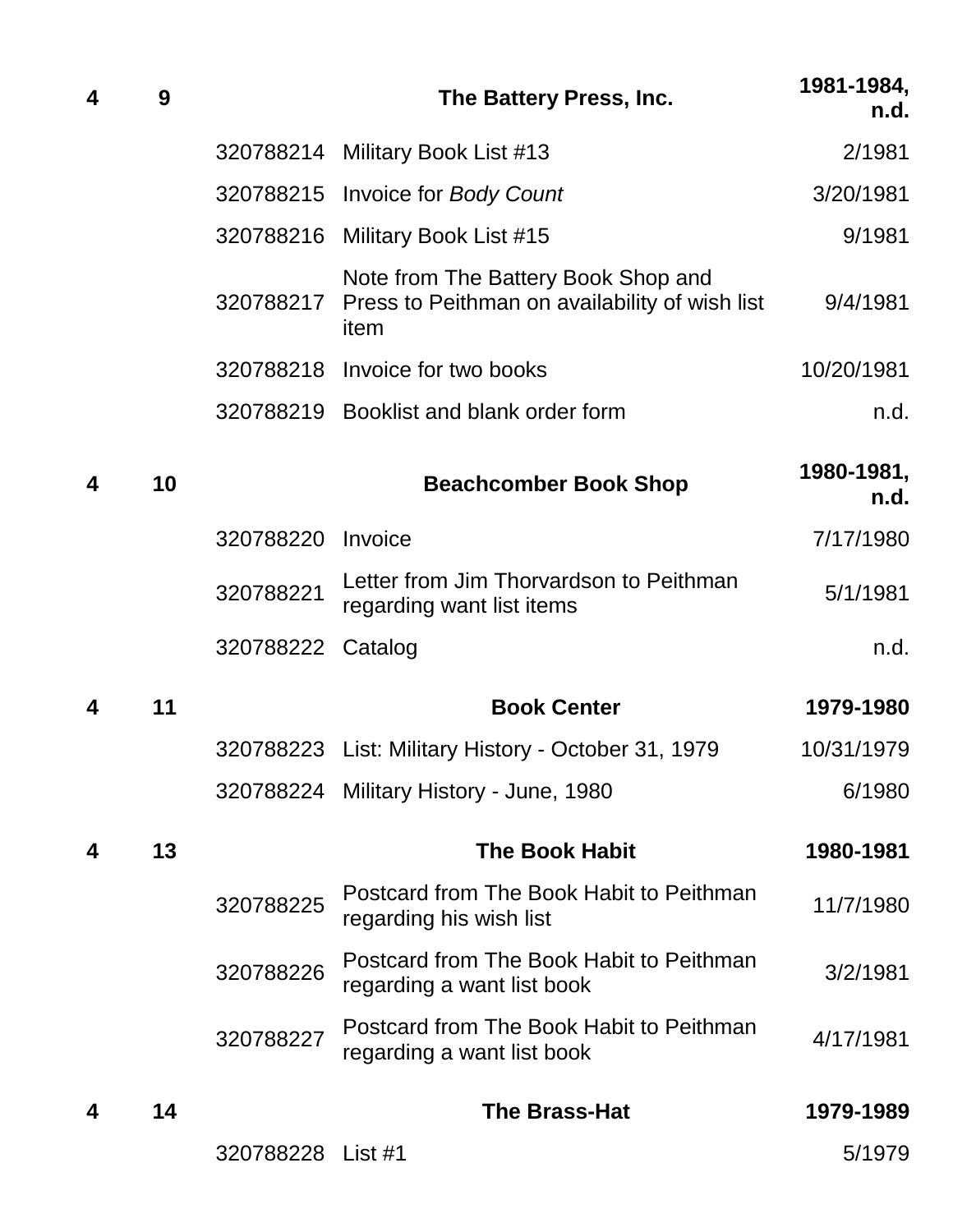| Box | Folder | ID | Description | Date |
|---|---|---|---|---|
| **4** | **9** | | **The Battery Press, Inc.** | **1981-1984, n.d.** |
| | | 320788214 | Military Book List #13 | 2/1981 |
| | | 320788215 | Invoice for *Body Count* | 3/20/1981 |
| | | 320788216 | Military Book List #15 | 9/1981 |
| | | 320788217 | Note from The Battery Book Shop and Press to Peithman on availability of wish list item | 9/4/1981 |
| | | 320788218 | Invoice for two books | 10/20/1981 |
| | | 320788219 | Booklist and blank order form | n.d. |
| **4** | **10** | | **Beachcomber Book Shop** | **1980-1981, n.d.** |
| | | 320788220 | Invoice | 7/17/1980 |
| | | 320788221 | Letter from Jim Thorvardson to Peithman regarding want list items | 5/1/1981 |
| | | 320788222 | Catalog | n.d. |
| **4** | **11** | | **Book Center** | **1979-1980** |
| | | 320788223 | List: Military History - October 31, 1979 | 10/31/1979 |
| | | 320788224 | Military History - June, 1980 | 6/1980 |
| **4** | **13** | | **The Book Habit** | **1980-1981** |
| | | 320788225 | Postcard from The Book Habit to Peithman regarding his wish list | 11/7/1980 |
| | | 320788226 | Postcard from The Book Habit to Peithman regarding a want list book | 3/2/1981 |
| | | 320788227 | Postcard from The Book Habit to Peithman regarding a want list book | 4/17/1981 |
| **4** | **14** | | **The Brass-Hat** | **1979-1989** |
| | | 320788228 | List #1 | 5/1979 |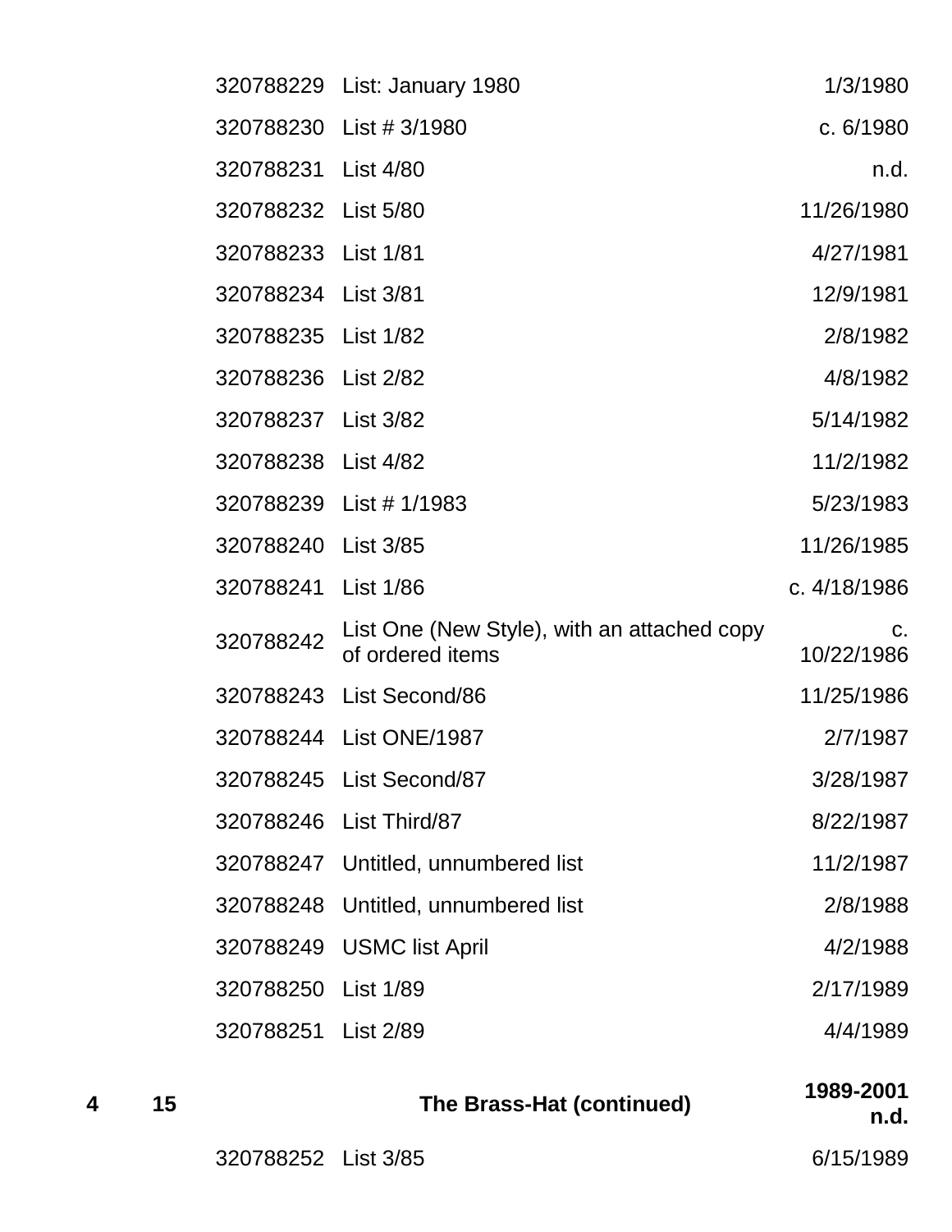| | | | | |
|---|---|---|---|---|
| | | 320788229 | List: January 1980 | 1/3/1980 |
| | | 320788230 | List # 3/1980 | c. 6/1980 |
| | | 320788231 | List 4/80 | n.d. |
| | | 320788232 | List 5/80 | 11/26/1980 |
| | | 320788233 | List 1/81 | 4/27/1981 |
| | | 320788234 | List 3/81 | 12/9/1981 |
| | | 320788235 | List 1/82 | 2/8/1982 |
| | | 320788236 | List 2/82 | 4/8/1982 |
| | | 320788237 | List 3/82 | 5/14/1982 |
| | | 320788238 | List 4/82 | 11/2/1982 |
| | | 320788239 | List # 1/1983 | 5/23/1983 |
| | | 320788240 | List 3/85 | 11/26/1985 |
| | | 320788241 | List 1/86 | c. 4/18/1986 |
| | | 320788242 | List One (New Style), with an attached copy of ordered items | c. 10/22/1986 |
| | | 320788243 | List Second/86 | 11/25/1986 |
| | | 320788244 | List ONE/1987 | 2/7/1987 |
| | | 320788245 | List Second/87 | 3/28/1987 |
| | | 320788246 | List Third/87 | 8/22/1987 |
| | | 320788247 | Untitled, unnumbered list | 11/2/1987 |
| | | 320788248 | Untitled, unnumbered list | 2/8/1988 |
| | | 320788249 | USMC list April | 4/2/1988 |
| | | 320788250 | List 1/89 | 2/17/1989 |
| | | 320788251 | List 2/89 | 4/4/1989 |
| **4** | **15** | | **The Brass-Hat (continued)** | **1989-2001 n.d.** |
| | | 320788252 | List 3/85 | 6/15/1989 |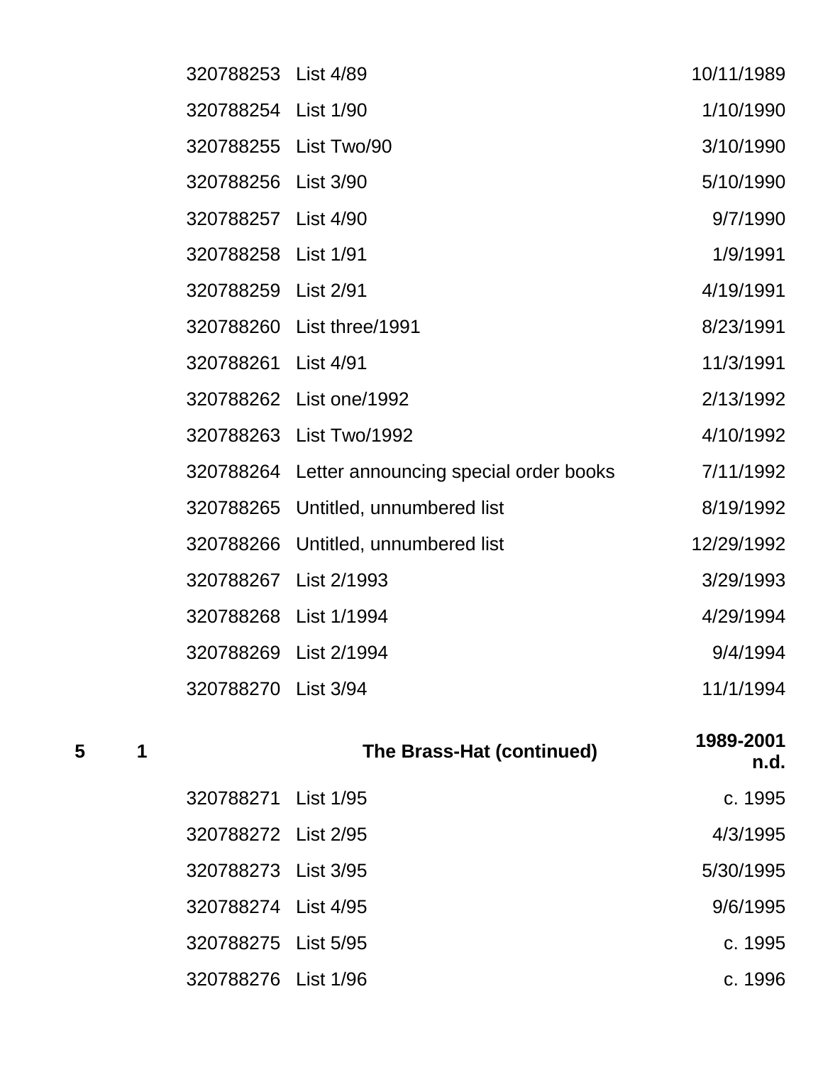| Box | Folder | ID | Title | Date |
|---|---|---|---|---|
| | | 320788253 | List 4/89 | 10/11/1989 |
| | | 320788254 | List 1/90 | 1/10/1990 |
| | | 320788255 | List Two/90 | 3/10/1990 |
| | | 320788256 | List 3/90 | 5/10/1990 |
| | | 320788257 | List 4/90 | 9/7/1990 |
| | | 320788258 | List 1/91 | 1/9/1991 |
| | | 320788259 | List 2/91 | 4/19/1991 |
| | | 320788260 | List three/1991 | 8/23/1991 |
| | | 320788261 | List 4/91 | 11/3/1991 |
| | | 320788262 | List one/1992 | 2/13/1992 |
| | | 320788263 | List Two/1992 | 4/10/1992 |
| | | 320788264 | Letter announcing special order books | 7/11/1992 |
| | | 320788265 | Untitled, unnumbered list | 8/19/1992 |
| | | 320788266 | Untitled, unnumbered list | 12/29/1992 |
| | | 320788267 | List 2/1993 | 3/29/1993 |
| | | 320788268 | List 1/1994 | 4/29/1994 |
| | | 320788269 | List 2/1994 | 9/4/1994 |
| | | 320788270 | List 3/94 | 11/1/1994 |
| **5** | **1** | | **The Brass-Hat (continued)** | **1989-2001 n.d.** |
| | | 320788271 | List 1/95 | c. 1995 |
| | | 320788272 | List 2/95 | 4/3/1995 |
| | | 320788273 | List 3/95 | 5/30/1995 |
| | | 320788274 | List 4/95 | 9/6/1995 |
| | | 320788275 | List 5/95 | c. 1995 |
| | | 320788276 | List 1/96 | c. 1996 |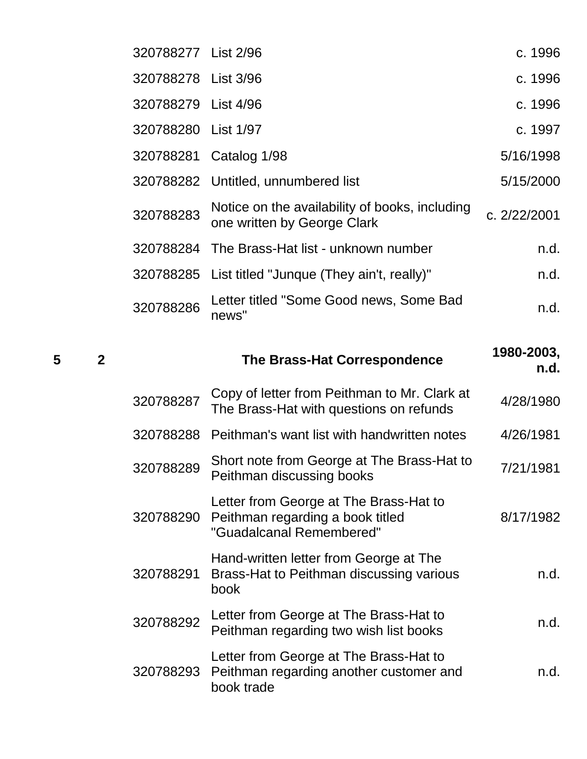| Box | Folder | ID | Description | Date |
|---|---|---|---|---|
| | | 320788277 | List 2/96 | c. 1996 |
| | | 320788278 | List 3/96 | c. 1996 |
| | | 320788279 | List 4/96 | c. 1996 |
| | | 320788280 | List 1/97 | c. 1997 |
| | | 320788281 | Catalog 1/98 | 5/16/1998 |
| | | 320788282 | Untitled, unnumbered list | 5/15/2000 |
| | | 320788283 | Notice on the availability of books, including one written by George Clark | c. 2/22/2001 |
| | | 320788284 | The Brass-Hat list - unknown number | n.d. |
| | | 320788285 | List titled "Junque (They ain't, really)" | n.d. |
| | | 320788286 | Letter titled "Some Good news, Some Bad news" | n.d. |
| **5** | **2** | | **The Brass-Hat Correspondence** | **1980-2003, n.d.** |
| | | 320788287 | Copy of letter from Peithman to Mr. Clark at The Brass-Hat with questions on refunds | 4/28/1980 |
| | | 320788288 | Peithman's want list with handwritten notes | 4/26/1981 |
| | | 320788289 | Short note from George at The Brass-Hat to Peithman discussing books | 7/21/1981 |
| | | 320788290 | Letter from George at The Brass-Hat to Peithman regarding a book titled "Guadalcanal Remembered" | 8/17/1982 |
| | | 320788291 | Hand-written letter from George at The Brass-Hat to Peithman discussing various book | n.d. |
| | | 320788292 | Letter from George at The Brass-Hat to Peithman regarding two wish list books | n.d. |
| | | 320788293 | Letter from George at The Brass-Hat to Peithman regarding another customer and book trade | n.d. |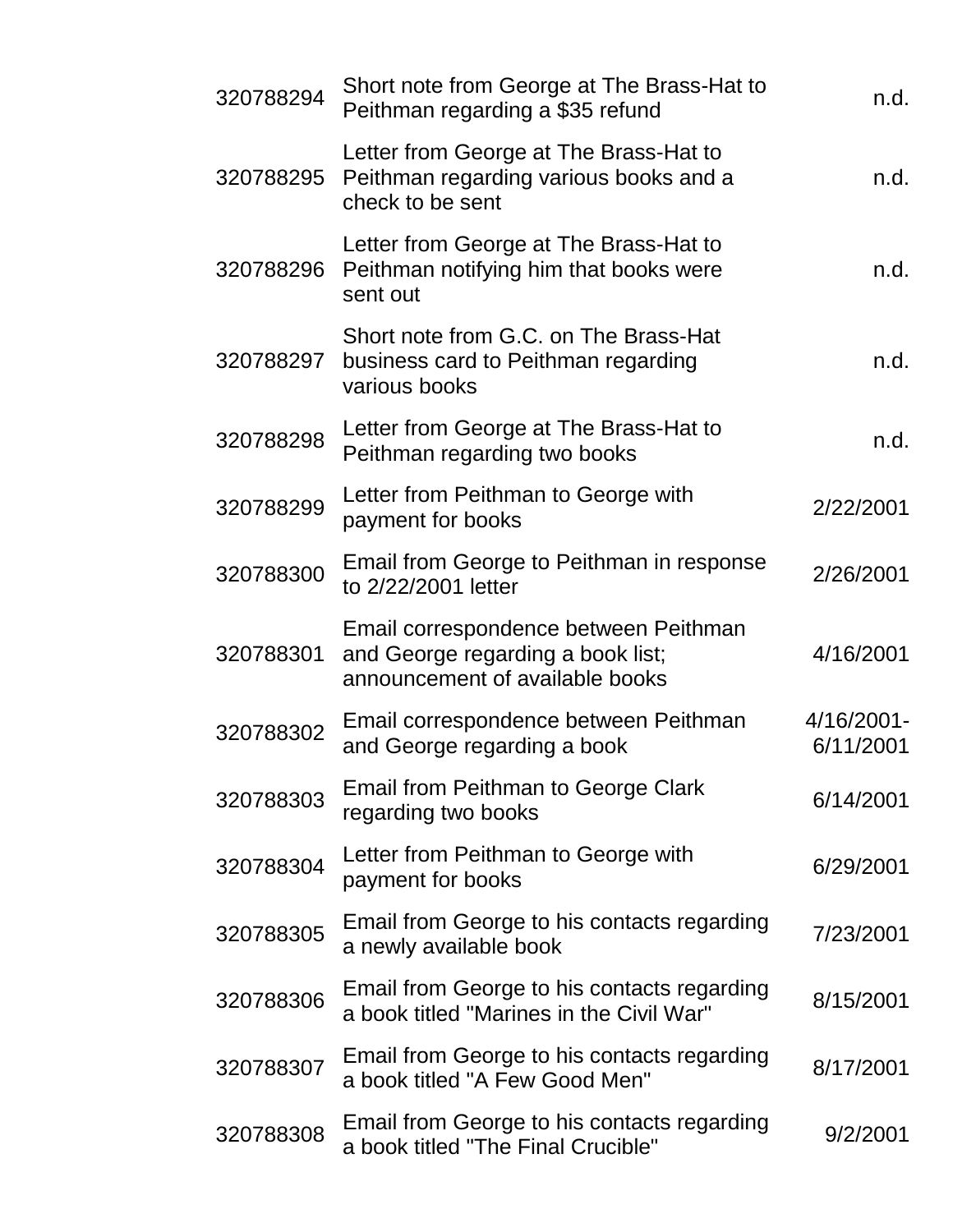| | | |
|---|---|---|
| 320788294 | Short note from George at The Brass-Hat to Peithman regarding a $35 refund | n.d. |
| 320788295 | Letter from George at The Brass-Hat to Peithman regarding various books and a check to be sent | n.d. |
| 320788296 | Letter from George at The Brass-Hat to Peithman notifying him that books were sent out | n.d. |
| 320788297 | Short note from G.C. on The Brass-Hat business card to Peithman regarding various books | n.d. |
| 320788298 | Letter from George at The Brass-Hat to Peithman regarding two books | n.d. |
| 320788299 | Letter from Peithman to George with payment for books | 2/22/2001 |
| 320788300 | Email from George to Peithman in response to 2/22/2001 letter | 2/26/2001 |
| 320788301 | Email correspondence between Peithman and George regarding a book list; announcement of available books | 4/16/2001 |
| 320788302 | Email correspondence between Peithman and George regarding a book | 4/16/2001-6/11/2001 |
| 320788303 | Email from Peithman to George Clark regarding two books | 6/14/2001 |
| 320788304 | Letter from Peithman to George with payment for books | 6/29/2001 |
| 320788305 | Email from George to his contacts regarding a newly available book | 7/23/2001 |
| 320788306 | Email from George to his contacts regarding a book titled "Marines in the Civil War" | 8/15/2001 |
| 320788307 | Email from George to his contacts regarding a book titled "A Few Good Men" | 8/17/2001 |
| 320788308 | Email from George to his contacts regarding a book titled "The Final Crucible" | 9/2/2001 |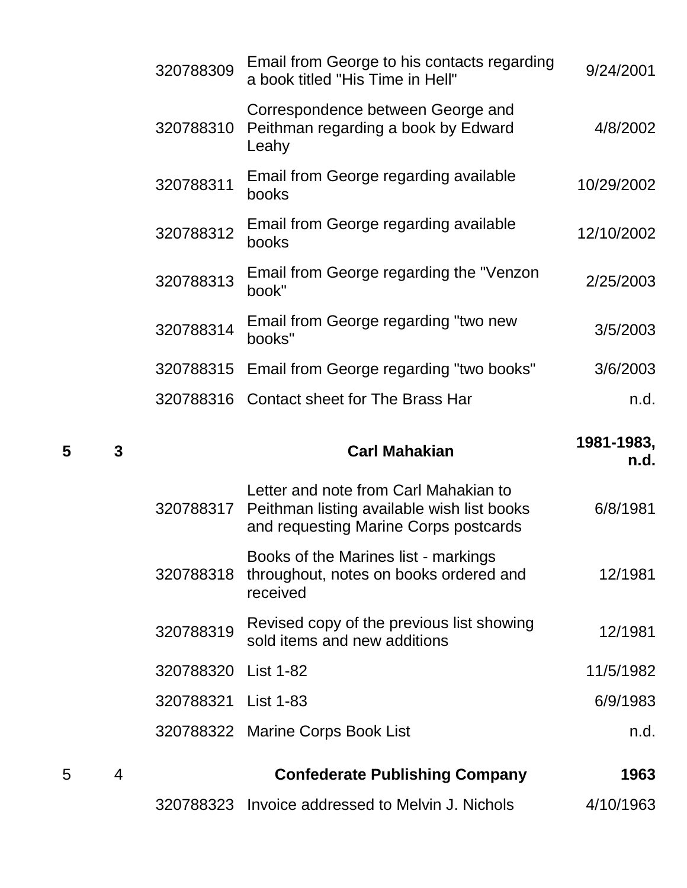| Box | Folder | ID | Description | Date |
|---|---|---|---|---|
| | | 320788309 | Email from George to his contacts regarding a book titled "His Time in Hell" | 9/24/2001 |
| | | 320788310 | Correspondence between George and Peithman regarding a book by Edward Leahy | 4/8/2002 |
| | | 320788311 | Email from George regarding available books | 10/29/2002 |
| | | 320788312 | Email from George regarding available books | 12/10/2002 |
| | | 320788313 | Email from George regarding the "Venzon book" | 2/25/2003 |
| | | 320788314 | Email from George regarding "two new books" | 3/5/2003 |
| | | 320788315 | Email from George regarding "two books" | 3/6/2003 |
| | | 320788316 | Contact sheet for The Brass Har | n.d. |
| **5** | **3** | | **Carl Mahakian** | **1981-1983, n.d.** |
| | | 320788317 | Letter and note from Carl Mahakian to Peithman listing available wish list books and requesting Marine Corps postcards | 6/8/1981 |
| | | 320788318 | Books of the Marines list - markings throughout, notes on books ordered and received | 12/1981 |
| | | 320788319 | Revised copy of the previous list showing sold items and new additions | 12/1981 |
| | | 320788320 | List 1-82 | 11/5/1982 |
| | | 320788321 | List 1-83 | 6/9/1983 |
| | | 320788322 | Marine Corps Book List | n.d. |
| 5 | 4 | | **Confederate Publishing Company** | **1963** |
| | | 320788323 | Invoice addressed to Melvin J. Nichols | 4/10/1963 |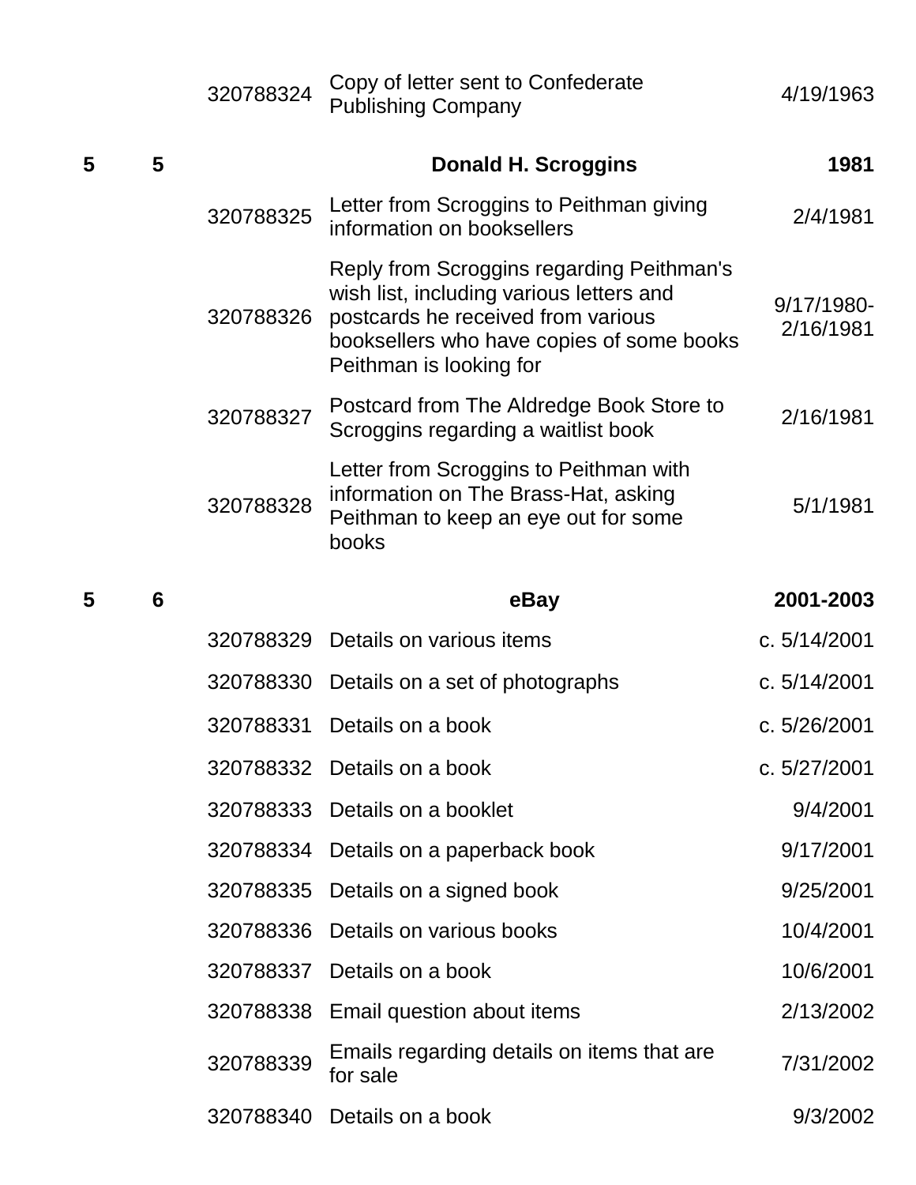| | | | | |
|---|---|---|---|---|
| | | 320788324 | Copy of letter sent to Confederate Publishing Company | 4/19/1963 |
| **5** | **5** | | **Donald H. Scroggins** | **1981** |
| | | 320788325 | Letter from Scroggins to Peithman giving information on booksellers | 2/4/1981 |
| | | 320788326 | Reply from Scroggins regarding Peithman's wish list, including various letters and postcards he received from various booksellers who have copies of some books Peithman is looking for | 9/17/1980-2/16/1981 |
| | | 320788327 | Postcard from The Aldredge Book Store to Scroggins regarding a waitlist book | 2/16/1981 |
| | | 320788328 | Letter from Scroggins to Peithman with information on The Brass-Hat, asking Peithman to keep an eye out for some books | 5/1/1981 |
| **5** | **6** | | **eBay** | **2001-2003** |
| | | 320788329 | Details on various items | c. 5/14/2001 |
| | | 320788330 | Details on a set of photographs | c. 5/14/2001 |
| | | 320788331 | Details on a book | c. 5/26/2001 |
| | | 320788332 | Details on a book | c. 5/27/2001 |
| | | 320788333 | Details on a booklet | 9/4/2001 |
| | | 320788334 | Details on a paperback book | 9/17/2001 |
| | | 320788335 | Details on a signed book | 9/25/2001 |
| | | 320788336 | Details on various books | 10/4/2001 |
| | | 320788337 | Details on a book | 10/6/2001 |
| | | 320788338 | Email question about items | 2/13/2002 |
| | | 320788339 | Emails regarding details on items that are for sale | 7/31/2002 |
| | | 320788340 | Details on a book | 9/3/2002 |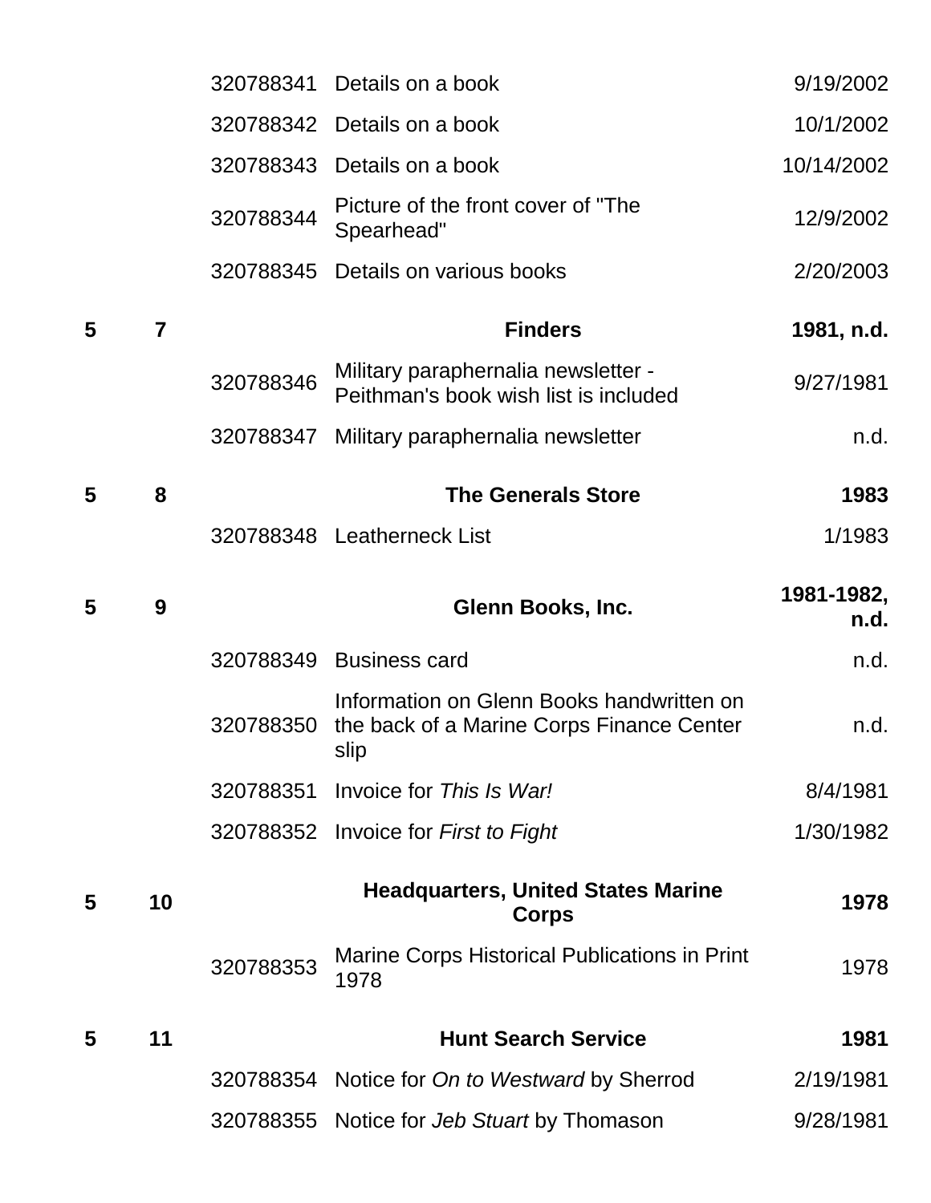| Box | Folder | ID | Description | Date |
|---|---|---|---|---|
| | | 320788341 | Details on a book | 9/19/2002 |
| | | 320788342 | Details on a book | 10/1/2002 |
| | | 320788343 | Details on a book | 10/14/2002 |
| | | 320788344 | Picture of the front cover of "The Spearhead" | 12/9/2002 |
| | | 320788345 | Details on various books | 2/20/2003 |
| **5** | **7** | | **Finders** | **1981, n.d.** |
| | | 320788346 | Military paraphernalia newsletter - Peithman's book wish list is included | 9/27/1981 |
| | | 320788347 | Military paraphernalia newsletter | n.d. |
| **5** | **8** | | **The Generals Store** | **1983** |
| | | 320788348 | Leatherneck List | 1/1983 |
| **5** | **9** | | **Glenn Books, Inc.** | **1981-1982, n.d.** |
| | | 320788349 | Business card | n.d. |
| | | 320788350 | Information on Glenn Books handwritten on the back of a Marine Corps Finance Center slip | n.d. |
| | | 320788351 | Invoice for *This Is War!* | 8/4/1981 |
| | | 320788352 | Invoice for *First to Fight* | 1/30/1982 |
| **5** | **10** | | **Headquarters, United States Marine Corps** | **1978** |
| | | 320788353 | Marine Corps Historical Publications in Print 1978 | 1978 |
| **5** | **11** | | **Hunt Search Service** | **1981** |
| | | 320788354 | Notice for *On to Westward* by Sherrod | 2/19/1981 |
| | | 320788355 | Notice for *Jeb Stuart* by Thomason | 9/28/1981 |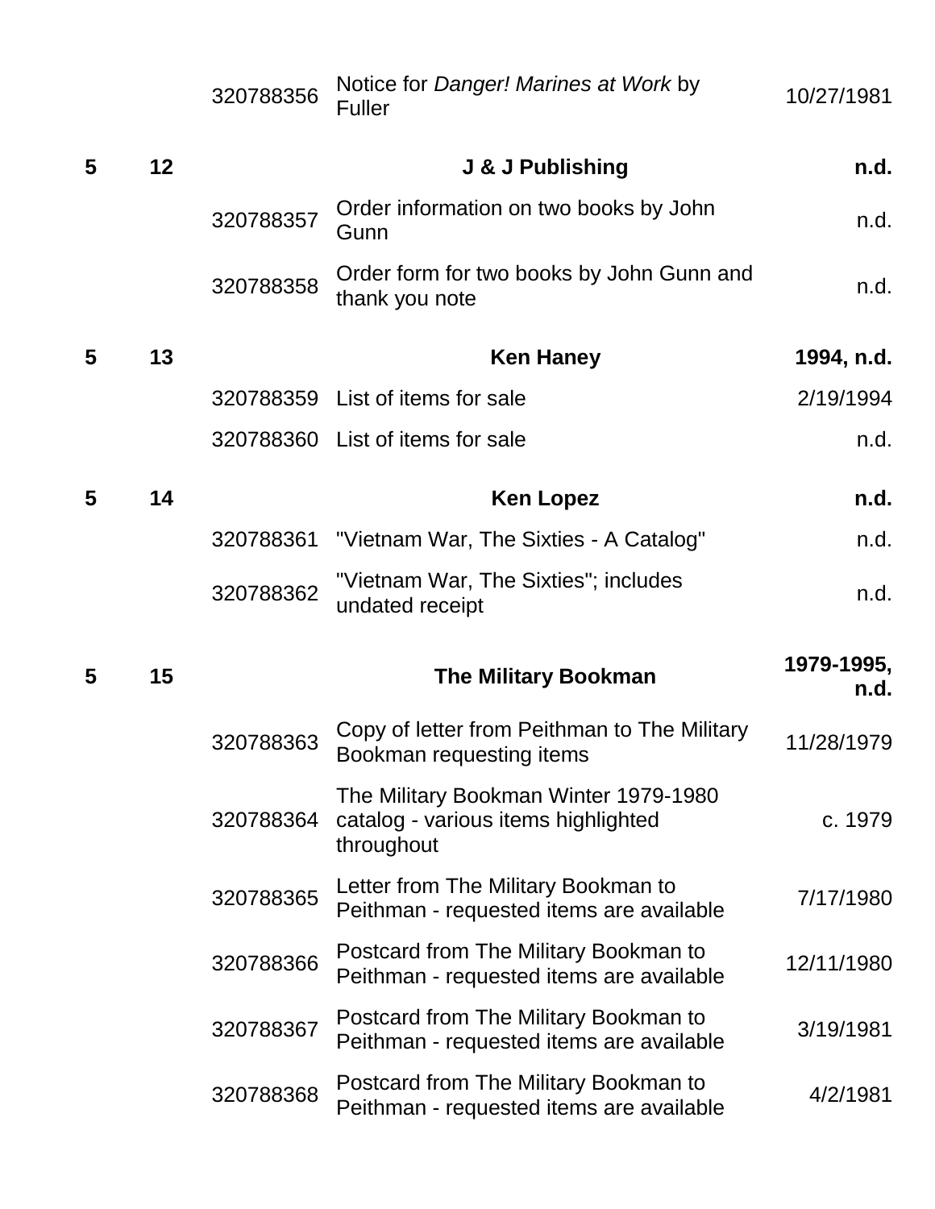| Box | Folder | Item ID | Description | Date |
|---|---|---|---|---|
| | | 320788356 | Notice for *Danger! Marines at Work* by Fuller | 10/27/1981 |
| **5** | **12** | | **J & J Publishing** | **n.d.** |
| | | 320788357 | Order information on two books by John Gunn | n.d. |
| | | 320788358 | Order form for two books by John Gunn and thank you note | n.d. |
| **5** | **13** | | **Ken Haney** | **1994, n.d.** |
| | | 320788359 | List of items for sale | 2/19/1994 |
| | | 320788360 | List of items for sale | n.d. |
| **5** | **14** | | **Ken Lopez** | **n.d.** |
| | | 320788361 | "Vietnam War, The Sixties - A Catalog" | n.d. |
| | | 320788362 | "Vietnam War, The Sixties"; includes undated receipt | n.d. |
| **5** | **15** | | **The Military Bookman** | **1979-1995, n.d.** |
| | | 320788363 | Copy of letter from Peithman to The Military Bookman requesting items | 11/28/1979 |
| | | 320788364 | The Military Bookman Winter 1979-1980 catalog - various items highlighted throughout | c. 1979 |
| | | 320788365 | Letter from The Military Bookman to Peithman - requested items are available | 7/17/1980 |
| | | 320788366 | Postcard from The Military Bookman to Peithman - requested items are available | 12/11/1980 |
| | | 320788367 | Postcard from The Military Bookman to Peithman - requested items are available | 3/19/1981 |
| | | 320788368 | Postcard from The Military Bookman to Peithman - requested items are available | 4/2/1981 |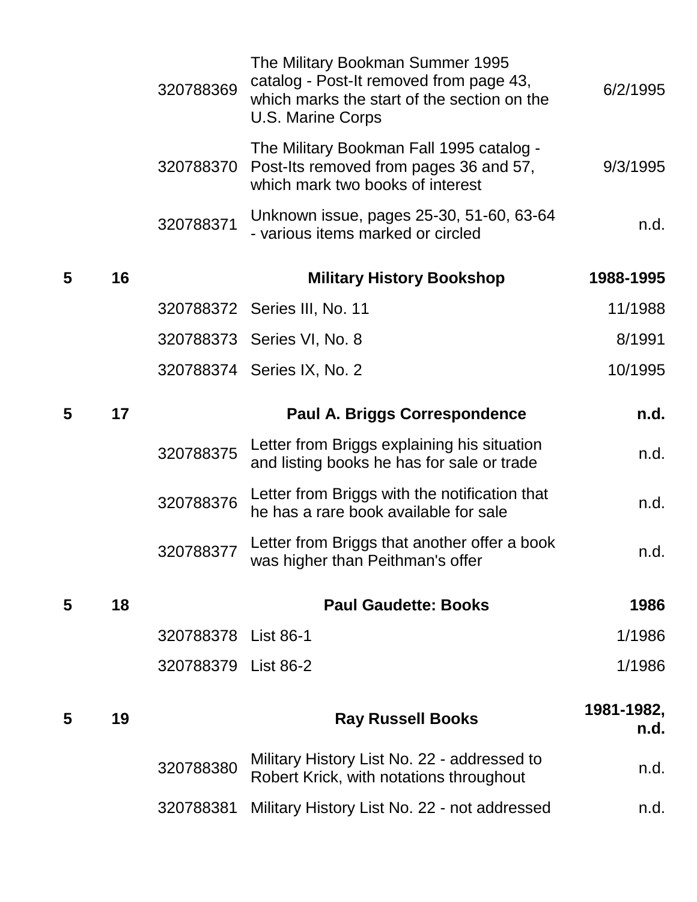| | | | | |
|---|---|---|---|---|
| | | 320788369 | The Military Bookman Summer 1995 catalog - Post-It removed from page 43, which marks the start of the section on the U.S. Marine Corps | 6/2/1995 |
| | | 320788370 | The Military Bookman Fall 1995 catalog - Post-Its removed from pages 36 and 57, which mark two books of interest | 9/3/1995 |
| | | 320788371 | Unknown issue, pages 25-30, 51-60, 63-64 - various items marked or circled | n.d. |
| **5** | **16** | | **Military History Bookshop** | **1988-1995** |
| | | 320788372 | Series III, No. 11 | 11/1988 |
| | | 320788373 | Series VI, No. 8 | 8/1991 |
| | | 320788374 | Series IX, No. 2 | 10/1995 |
| **5** | **17** | | **Paul A. Briggs Correspondence** | **n.d.** |
| | | 320788375 | Letter from Briggs explaining his situation and listing books he has for sale or trade | n.d. |
| | | 320788376 | Letter from Briggs with the notification that he has a rare book available for sale | n.d. |
| | | 320788377 | Letter from Briggs that another offer a book was higher than Peithman's offer | n.d. |
| **5** | **18** | | **Paul Gaudette: Books** | **1986** |
| | | 320788378 | List 86-1 | 1/1986 |
| | | 320788379 | List 86-2 | 1/1986 |
| **5** | **19** | | **Ray Russell Books** | **1981-1982, n.d.** |
| | | 320788380 | Military History List No. 22 - addressed to Robert Krick, with notations throughout | n.d. |
| | | 320788381 | Military History List No. 22 - not addressed | n.d. |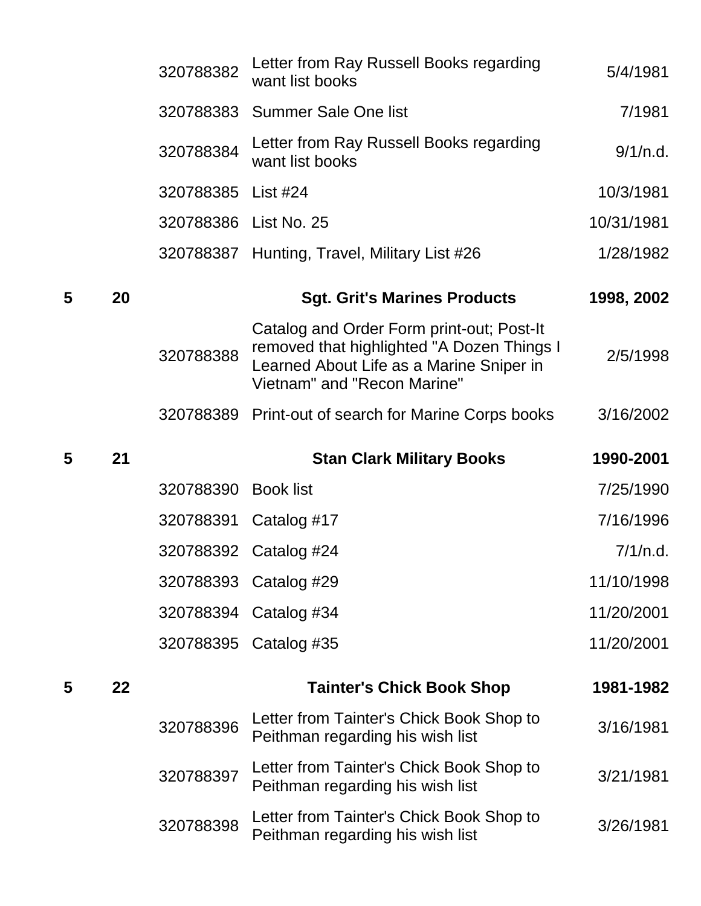| Box | Folder | ID | Description | Date |
|---|---|---|---|---|
| | | 320788382 | Letter from Ray Russell Books regarding want list books | 5/4/1981 |
| | | 320788383 | Summer Sale One list | 7/1981 |
| | | 320788384 | Letter from Ray Russell Books regarding want list books | 9/1/n.d. |
| | | 320788385 | List #24 | 10/3/1981 |
| | | 320788386 | List No. 25 | 10/31/1981 |
| | | 320788387 | Hunting, Travel, Military List #26 | 1/28/1982 |
| **5** | **20** | | **Sgt. Grit's Marines Products** | **1998, 2002** |
| | | 320788388 | Catalog and Order Form print-out; Post-It removed that highlighted "A Dozen Things I Learned About Life as a Marine Sniper in Vietnam" and "Recon Marine" | 2/5/1998 |
| | | 320788389 | Print-out of search for Marine Corps books | 3/16/2002 |
| **5** | **21** | | **Stan Clark Military Books** | **1990-2001** |
| | | 320788390 | Book list | 7/25/1990 |
| | | 320788391 | Catalog #17 | 7/16/1996 |
| | | 320788392 | Catalog #24 | 7/1/n.d. |
| | | 320788393 | Catalog #29 | 11/10/1998 |
| | | 320788394 | Catalog #34 | 11/20/2001 |
| | | 320788395 | Catalog #35 | 11/20/2001 |
| **5** | **22** | | **Tainter's Chick Book Shop** | **1981-1982** |
| | | 320788396 | Letter from Tainter's Chick Book Shop to Peithman regarding his wish list | 3/16/1981 |
| | | 320788397 | Letter from Tainter's Chick Book Shop to Peithman regarding his wish list | 3/21/1981 |
| | | 320788398 | Letter from Tainter's Chick Book Shop to Peithman regarding his wish list | 3/26/1981 |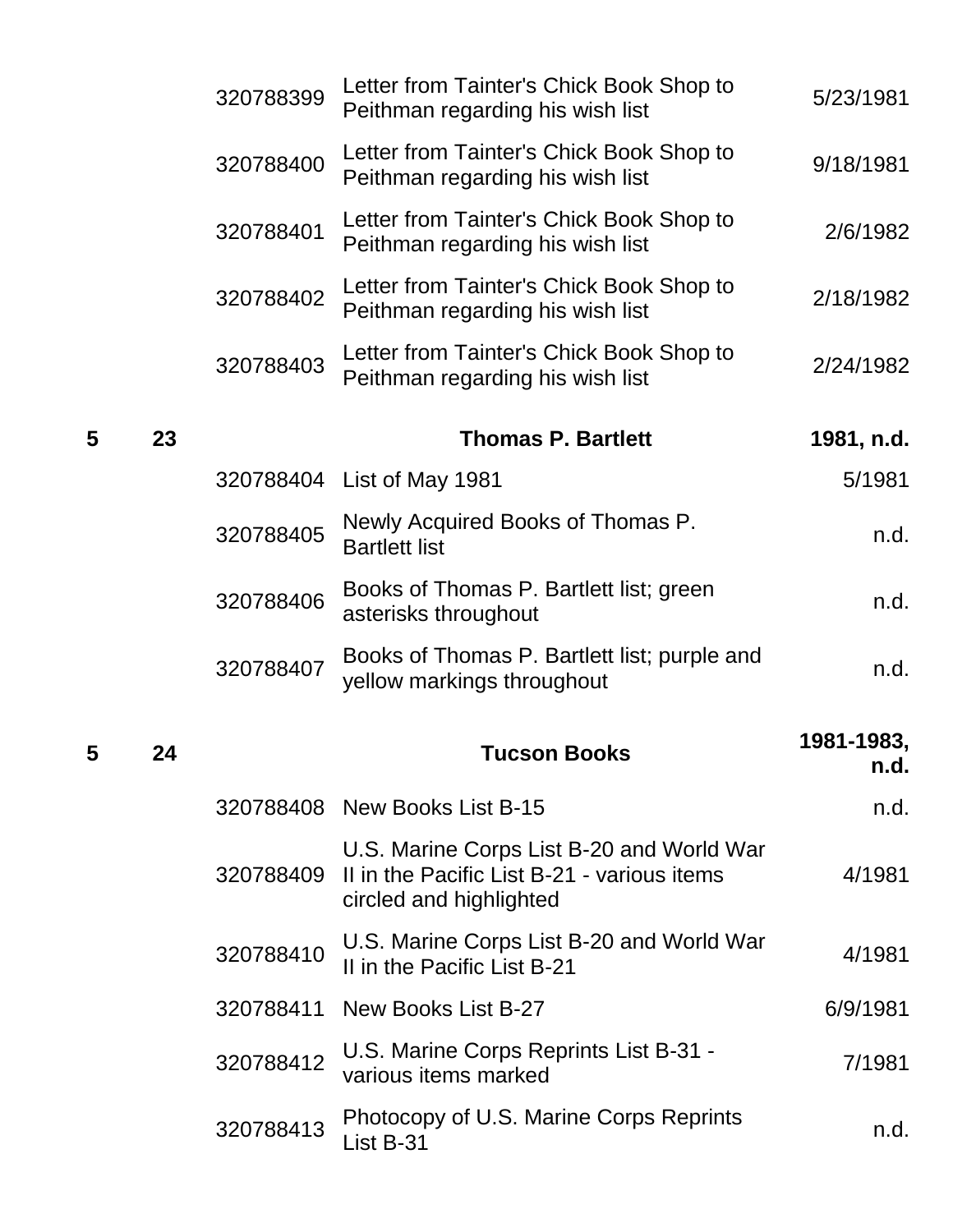| Box | Folder | ID | Description | Date |
|---|---|---|---|---|
| | | 320788399 | Letter from Tainter's Chick Book Shop to Peithman regarding his wish list | 5/23/1981 |
| | | 320788400 | Letter from Tainter's Chick Book Shop to Peithman regarding his wish list | 9/18/1981 |
| | | 320788401 | Letter from Tainter's Chick Book Shop to Peithman regarding his wish list | 2/6/1982 |
| | | 320788402 | Letter from Tainter's Chick Book Shop to Peithman regarding his wish list | 2/18/1982 |
| | | 320788403 | Letter from Tainter's Chick Book Shop to Peithman regarding his wish list | 2/24/1982 |
| **5** | **23** | | **Thomas P. Bartlett** | **1981, n.d.** |
| | | 320788404 | List of May 1981 | 5/1981 |
| | | 320788405 | Newly Acquired Books of Thomas P. Bartlett list | n.d. |
| | | 320788406 | Books of Thomas P. Bartlett list; green asterisks throughout | n.d. |
| | | 320788407 | Books of Thomas P. Bartlett list; purple and yellow markings throughout | n.d. |
| **5** | **24** | | **Tucson Books** | **1981-1983, n.d.** |
| | | 320788408 | New Books List B-15 | n.d. |
| | | 320788409 | U.S. Marine Corps List B-20 and World War II in the Pacific List B-21 - various items circled and highlighted | 4/1981 |
| | | 320788410 | U.S. Marine Corps List B-20 and World War II in the Pacific List B-21 | 4/1981 |
| | | 320788411 | New Books List B-27 | 6/9/1981 |
| | | 320788412 | U.S. Marine Corps Reprints List B-31 - various items marked | 7/1981 |
| | | 320788413 | Photocopy of U.S. Marine Corps Reprints List B-31 | n.d. |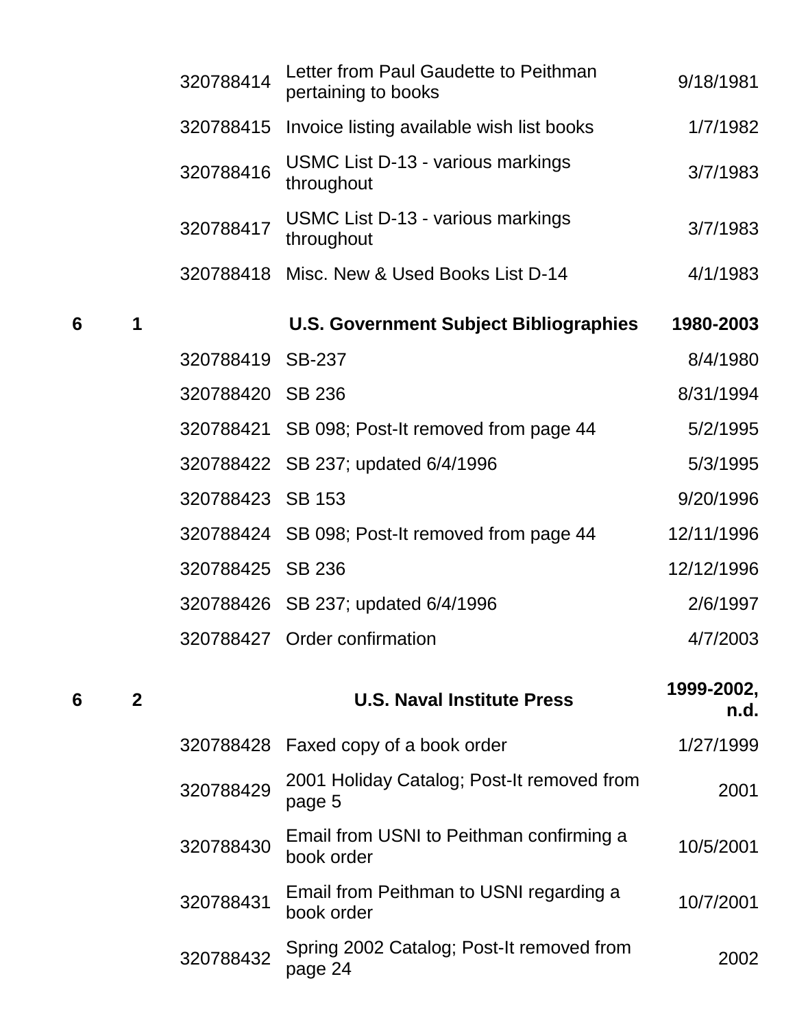| | | | | |
|---|---|---|---|---|
| | | 320788414 | Letter from Paul Gaudette to Peithman pertaining to books | 9/18/1981 |
| | | 320788415 | Invoice listing available wish list books | 1/7/1982 |
| | | 320788416 | USMC List D-13 - various markings throughout | 3/7/1983 |
| | | 320788417 | USMC List D-13 - various markings throughout | 3/7/1983 |
| | | 320788418 | Misc. New & Used Books List D-14 | 4/1/1983 |
| **6** | **1** | | **U.S. Government Subject Bibliographies** | **1980-2003** |
| | | 320788419 | SB-237 | 8/4/1980 |
| | | 320788420 | SB 236 | 8/31/1994 |
| | | 320788421 | SB 098; Post-It removed from page 44 | 5/2/1995 |
| | | 320788422 | SB 237; updated 6/4/1996 | 5/3/1995 |
| | | 320788423 | SB 153 | 9/20/1996 |
| | | 320788424 | SB 098; Post-It removed from page 44 | 12/11/1996 |
| | | 320788425 | SB 236 | 12/12/1996 |
| | | 320788426 | SB 237; updated 6/4/1996 | 2/6/1997 |
| | | 320788427 | Order confirmation | 4/7/2003 |
| **6** | **2** | | **U.S. Naval Institute Press** | **1999-2002, n.d.** |
| | | 320788428 | Faxed copy of a book order | 1/27/1999 |
| | | 320788429 | 2001 Holiday Catalog; Post-It removed from page 5 | 2001 |
| | | 320788430 | Email from USNI to Peithman confirming a book order | 10/5/2001 |
| | | 320788431 | Email from Peithman to USNI regarding a book order | 10/7/2001 |
| | | 320788432 | Spring 2002 Catalog; Post-It removed from page 24 | 2002 |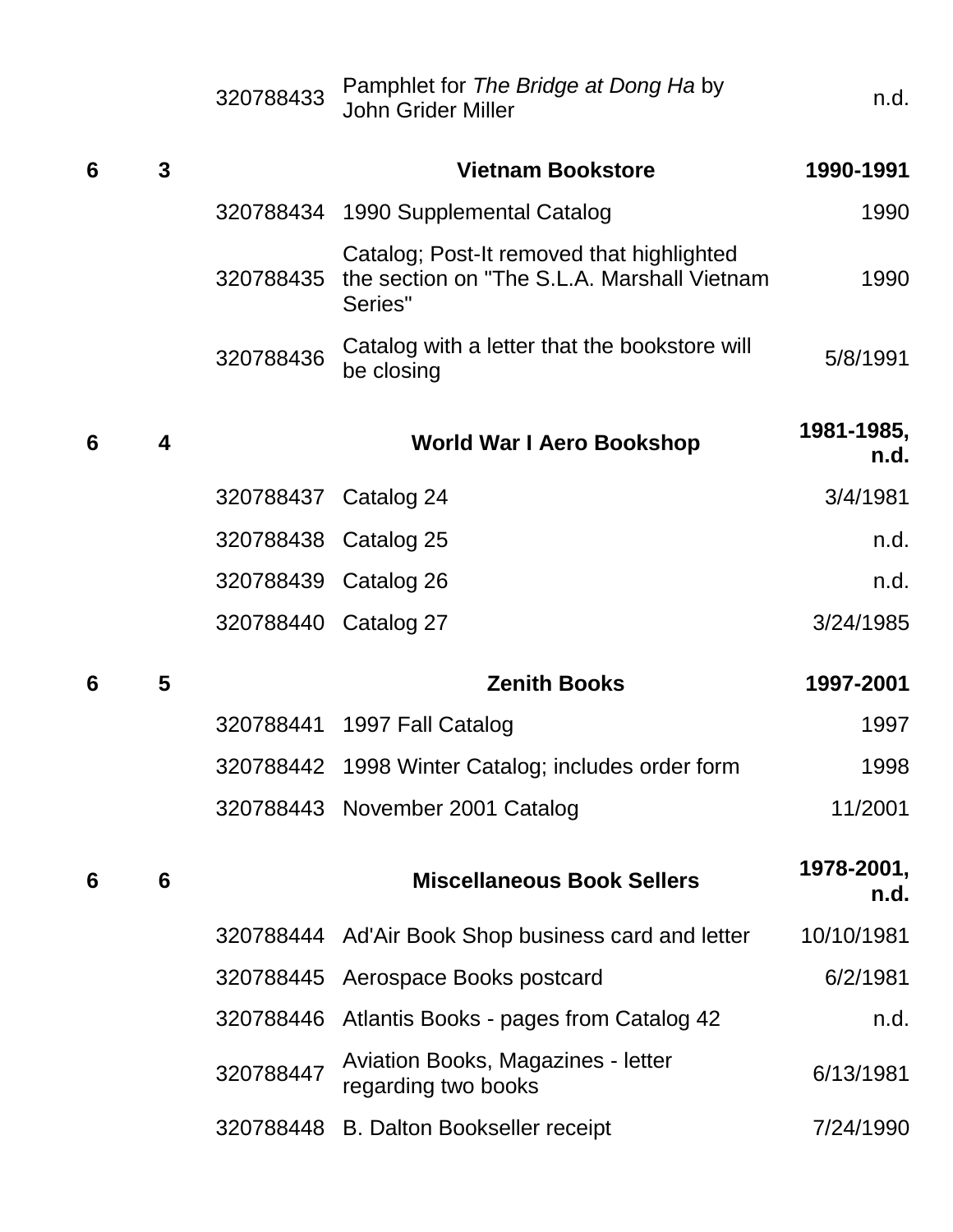| Box | Folder | ID | Description | Date |
|---|---|---|---|---|
| | | 320788433 | Pamphlet for *The Bridge at Dong Ha* by John Grider Miller | n.d. |
| **6** | **3** | | **Vietnam Bookstore** | **1990-1991** |
| | | 320788434 | 1990 Supplemental Catalog | 1990 |
| | | 320788435 | Catalog; Post-It removed that highlighted the section on "The S.L.A. Marshall Vietnam Series" | 1990 |
| | | 320788436 | Catalog with a letter that the bookstore will be closing | 5/8/1991 |
| **6** | **4** | | **World War I Aero Bookshop** | **1981-1985, n.d.** |
| | | 320788437 | Catalog 24 | 3/4/1981 |
| | | 320788438 | Catalog 25 | n.d. |
| | | 320788439 | Catalog 26 | n.d. |
| | | 320788440 | Catalog 27 | 3/24/1985 |
| **6** | **5** | | **Zenith Books** | **1997-2001** |
| | | 320788441 | 1997 Fall Catalog | 1997 |
| | | 320788442 | 1998 Winter Catalog; includes order form | 1998 |
| | | 320788443 | November 2001 Catalog | 11/2001 |
| **6** | **6** | | **Miscellaneous Book Sellers** | **1978-2001, n.d.** |
| | | 320788444 | Ad'Air Book Shop business card and letter | 10/10/1981 |
| | | 320788445 | Aerospace Books postcard | 6/2/1981 |
| | | 320788446 | Atlantis Books - pages from Catalog 42 | n.d. |
| | | 320788447 | Aviation Books, Magazines - letter regarding two books | 6/13/1981 |
| | | 320788448 | B. Dalton Bookseller receipt | 7/24/1990 |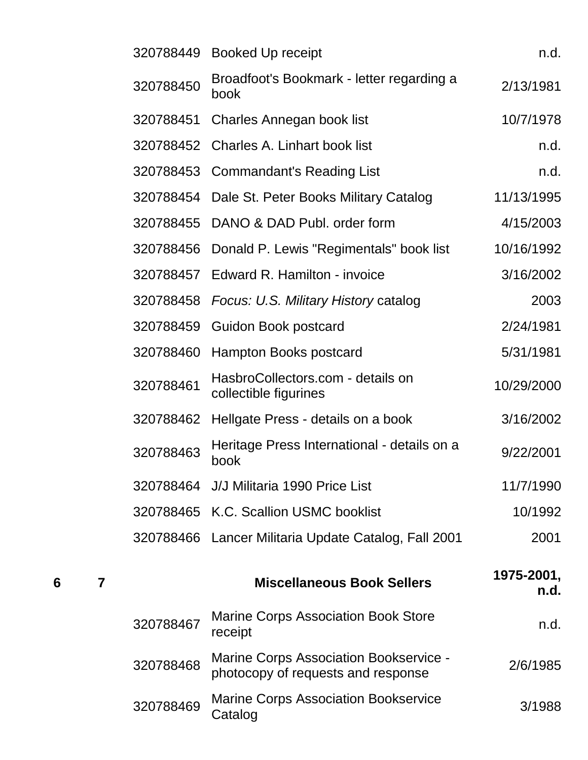| Box | Folder | ID | Title | Date |
|---|---|---|---|---|
| | | 320788449 | Booked Up receipt | n.d. |
| | | 320788450 | Broadfoot's Bookmark - letter regarding a book | 2/13/1981 |
| | | 320788451 | Charles Annegan book list | 10/7/1978 |
| | | 320788452 | Charles A. Linhart book list | n.d. |
| | | 320788453 | Commandant's Reading List | n.d. |
| | | 320788454 | Dale St. Peter Books Military Catalog | 11/13/1995 |
| | | 320788455 | DANO & DAD Publ. order form | 4/15/2003 |
| | | 320788456 | Donald P. Lewis "Regimentals" book list | 10/16/1992 |
| | | 320788457 | Edward R. Hamilton - invoice | 3/16/2002 |
| | | 320788458 | *Focus: U.S. Military History* catalog | 2003 |
| | | 320788459 | Guidon Book postcard | 2/24/1981 |
| | | 320788460 | Hampton Books postcard | 5/31/1981 |
| | | 320788461 | HasbroCollectors.com - details on collectible figurines | 10/29/2000 |
| | | 320788462 | Hellgate Press - details on a book | 3/16/2002 |
| | | 320788463 | Heritage Press International - details on a book | 9/22/2001 |
| | | 320788464 | J/J Militaria 1990 Price List | 11/7/1990 |
| | | 320788465 | K.C. Scallion USMC booklist | 10/1992 |
| | | 320788466 | Lancer Militaria Update Catalog, Fall 2001 | 2001 |
| **6** | **7** | | **Miscellaneous Book Sellers** | **1975-2001, n.d.** |
| | | 320788467 | Marine Corps Association Book Store receipt | n.d. |
| | | 320788468 | Marine Corps Association Bookservice - photocopy of requests and response | 2/6/1985 |
| | | 320788469 | Marine Corps Association Bookservice Catalog | 3/1988 |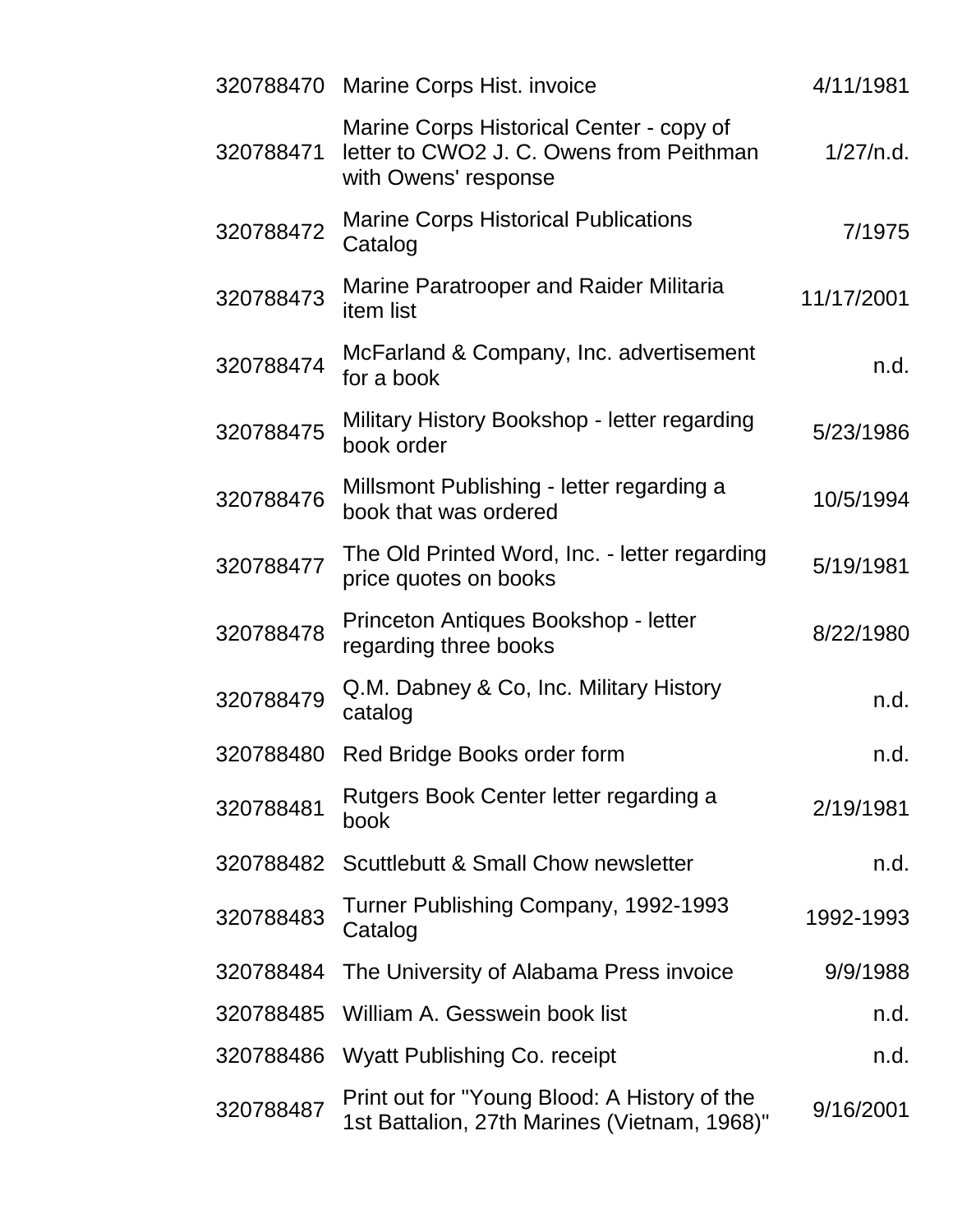| | | |
|---|---|---|
| 320788470 | Marine Corps Hist. invoice | 4/11/1981 |
| 320788471 | Marine Corps Historical Center - copy of letter to CWO2 J. C. Owens from Peithman with Owens' response | 1/27/n.d. |
| 320788472 | Marine Corps Historical Publications Catalog | 7/1975 |
| 320788473 | Marine Paratrooper and Raider Militaria item list | 11/17/2001 |
| 320788474 | McFarland & Company, Inc. advertisement for a book | n.d. |
| 320788475 | Military History Bookshop - letter regarding book order | 5/23/1986 |
| 320788476 | Millsmont Publishing - letter regarding a book that was ordered | 10/5/1994 |
| 320788477 | The Old Printed Word, Inc. - letter regarding price quotes on books | 5/19/1981 |
| 320788478 | Princeton Antiques Bookshop - letter regarding three books | 8/22/1980 |
| 320788479 | Q.M. Dabney & Co, Inc. Military History catalog | n.d. |
| 320788480 | Red Bridge Books order form | n.d. |
| 320788481 | Rutgers Book Center letter regarding a book | 2/19/1981 |
| 320788482 | Scuttlebutt & Small Chow newsletter | n.d. |
| 320788483 | Turner Publishing Company, 1992-1993 Catalog | 1992-1993 |
| 320788484 | The University of Alabama Press invoice | 9/9/1988 |
| 320788485 | William A. Gesswein book list | n.d. |
| 320788486 | Wyatt Publishing Co. receipt | n.d. |
| 320788487 | Print out for "Young Blood: A History of the 1st Battalion, 27th Marines (Vietnam, 1968)" | 9/16/2001 |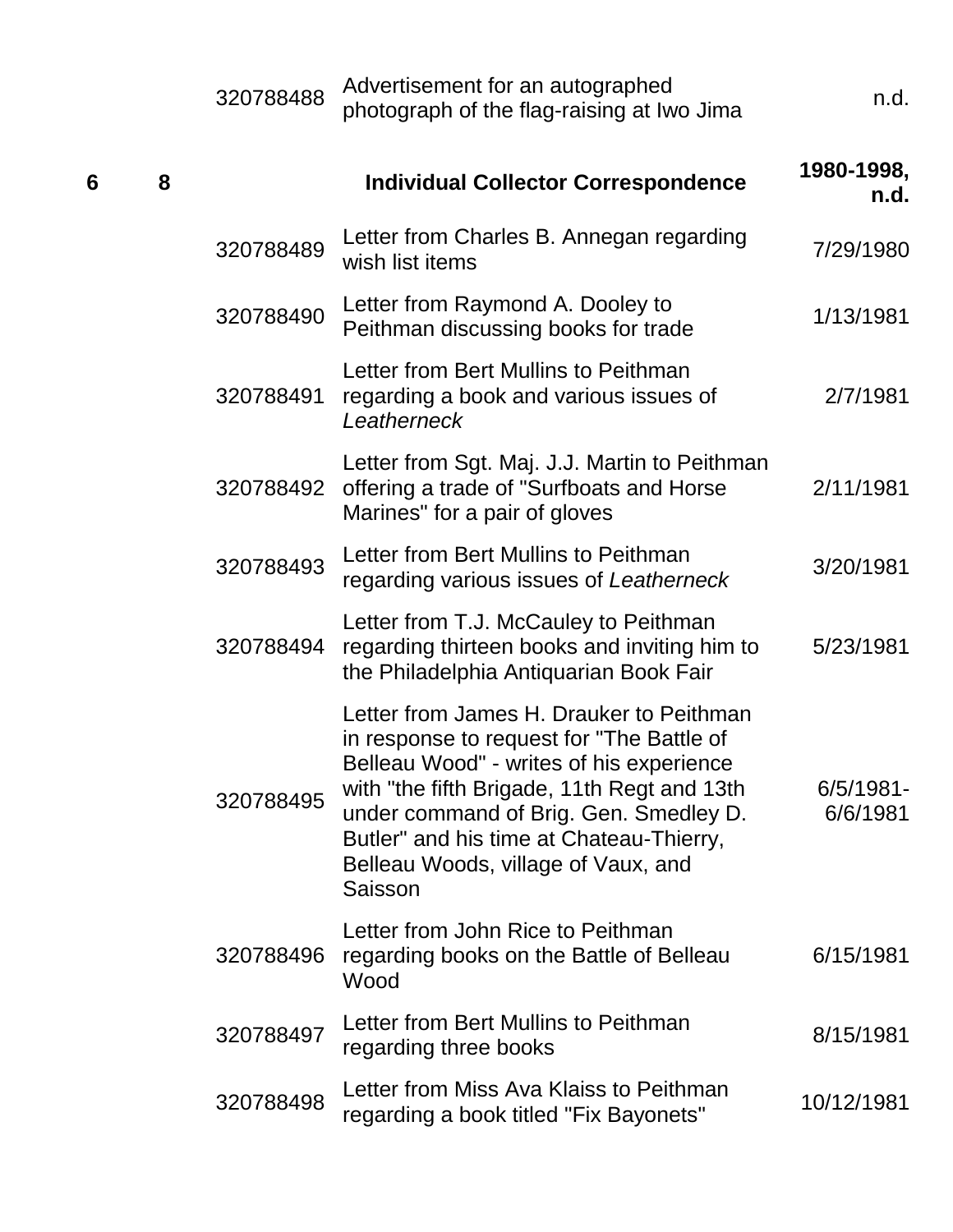| Box | Folder | ID | Description | Date |
|---|---|---|---|---|
| | | 320788488 | Advertisement for an autographed photograph of the flag-raising at Iwo Jima | n.d. |
| **6** | **8** | | **Individual Collector Correspondence** | **1980-1998, n.d.** |
| | | 320788489 | Letter from Charles B. Annegan regarding wish list items | 7/29/1980 |
| | | 320788490 | Letter from Raymond A. Dooley to Peithman discussing books for trade | 1/13/1981 |
| | | 320788491 | Letter from Bert Mullins to Peithman regarding a book and various issues of *Leatherneck* | 2/7/1981 |
| | | 320788492 | Letter from Sgt. Maj. J.J. Martin to Peithman offering a trade of "Surfboats and Horse Marines" for a pair of gloves | 2/11/1981 |
| | | 320788493 | Letter from Bert Mullins to Peithman regarding various issues of *Leatherneck* | 3/20/1981 |
| | | 320788494 | Letter from T.J. McCauley to Peithman regarding thirteen books and inviting him to the Philadelphia Antiquarian Book Fair | 5/23/1981 |
| | | 320788495 | Letter from James H. Drauker to Peithman in response to request for "The Battle of Belleau Wood" - writes of his experience with "the fifth Brigade, 11th Regt and 13th under command of Brig. Gen. Smedley D. Butler" and his time at Chateau-Thierry, Belleau Woods, village of Vaux, and Saisson | 6/5/1981-6/6/1981 |
| | | 320788496 | Letter from John Rice to Peithman regarding books on the Battle of Belleau Wood | 6/15/1981 |
| | | 320788497 | Letter from Bert Mullins to Peithman regarding three books | 8/15/1981 |
| | | 320788498 | Letter from Miss Ava Klaiss to Peithman regarding a book titled "Fix Bayonets" | 10/12/1981 |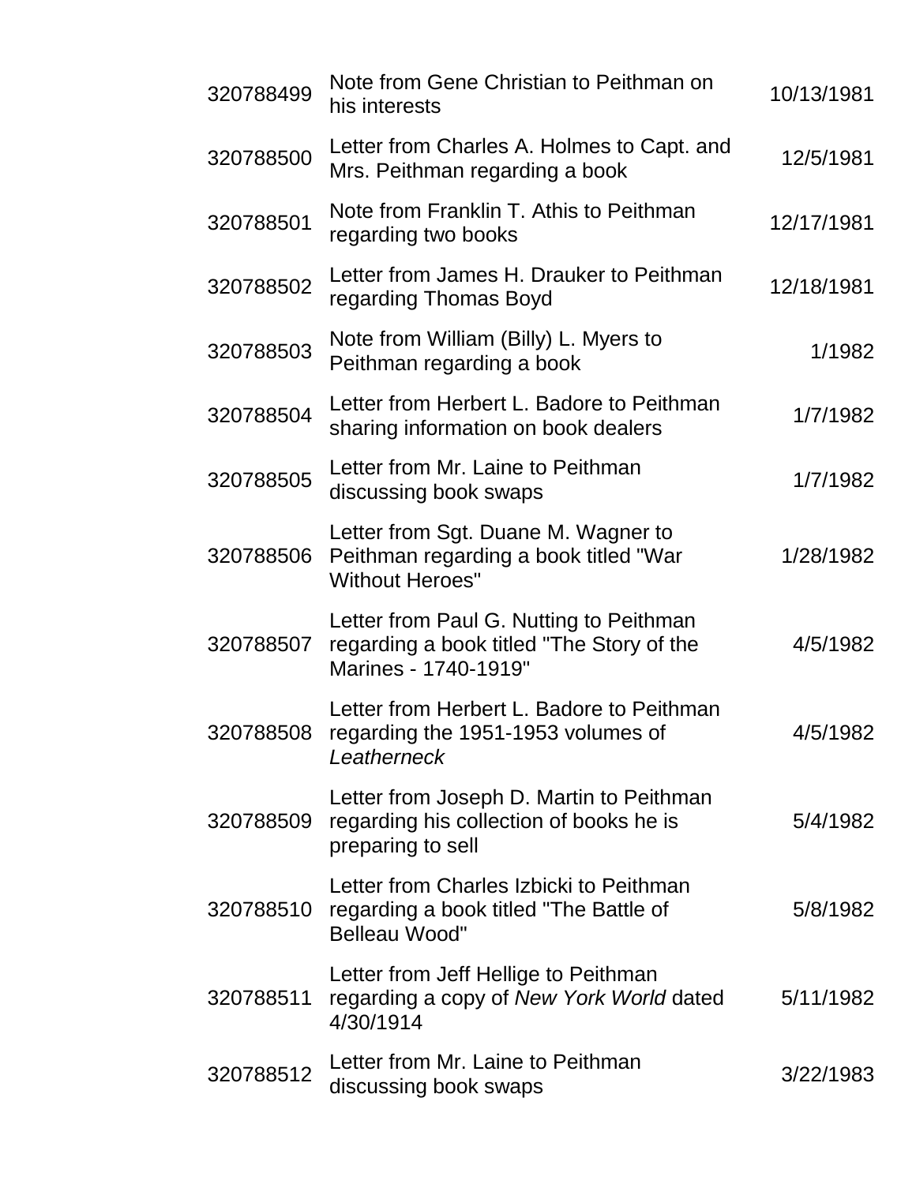| | | |
|---|---|---|
| 320788499 | Note from Gene Christian to Peithman on his interests | 10/13/1981 |
| 320788500 | Letter from Charles A. Holmes to Capt. and Mrs. Peithman regarding a book | 12/5/1981 |
| 320788501 | Note from Franklin T. Athis to Peithman regarding two books | 12/17/1981 |
| 320788502 | Letter from James H. Drauker to Peithman regarding Thomas Boyd | 12/18/1981 |
| 320788503 | Note from William (Billy) L. Myers to Peithman regarding a book | 1/1982 |
| 320788504 | Letter from Herbert L. Badore to Peithman sharing information on book dealers | 1/7/1982 |
| 320788505 | Letter from Mr. Laine to Peithman discussing book swaps | 1/7/1982 |
| 320788506 | Letter from Sgt. Duane M. Wagner to Peithman regarding a book titled "War Without Heroes" | 1/28/1982 |
| 320788507 | Letter from Paul G. Nutting to Peithman regarding a book titled "The Story of the Marines - 1740-1919" | 4/5/1982 |
| 320788508 | Letter from Herbert L. Badore to Peithman regarding the 1951-1953 volumes of *Leatherneck* | 4/5/1982 |
| 320788509 | Letter from Joseph D. Martin to Peithman regarding his collection of books he is preparing to sell | 5/4/1982 |
| 320788510 | Letter from Charles Izbicki to Peithman regarding a book titled "The Battle of Belleau Wood" | 5/8/1982 |
| 320788511 | Letter from Jeff Hellige to Peithman regarding a copy of *New York World* dated 4/30/1914 | 5/11/1982 |
| 320788512 | Letter from Mr. Laine to Peithman discussing book swaps | 3/22/1983 |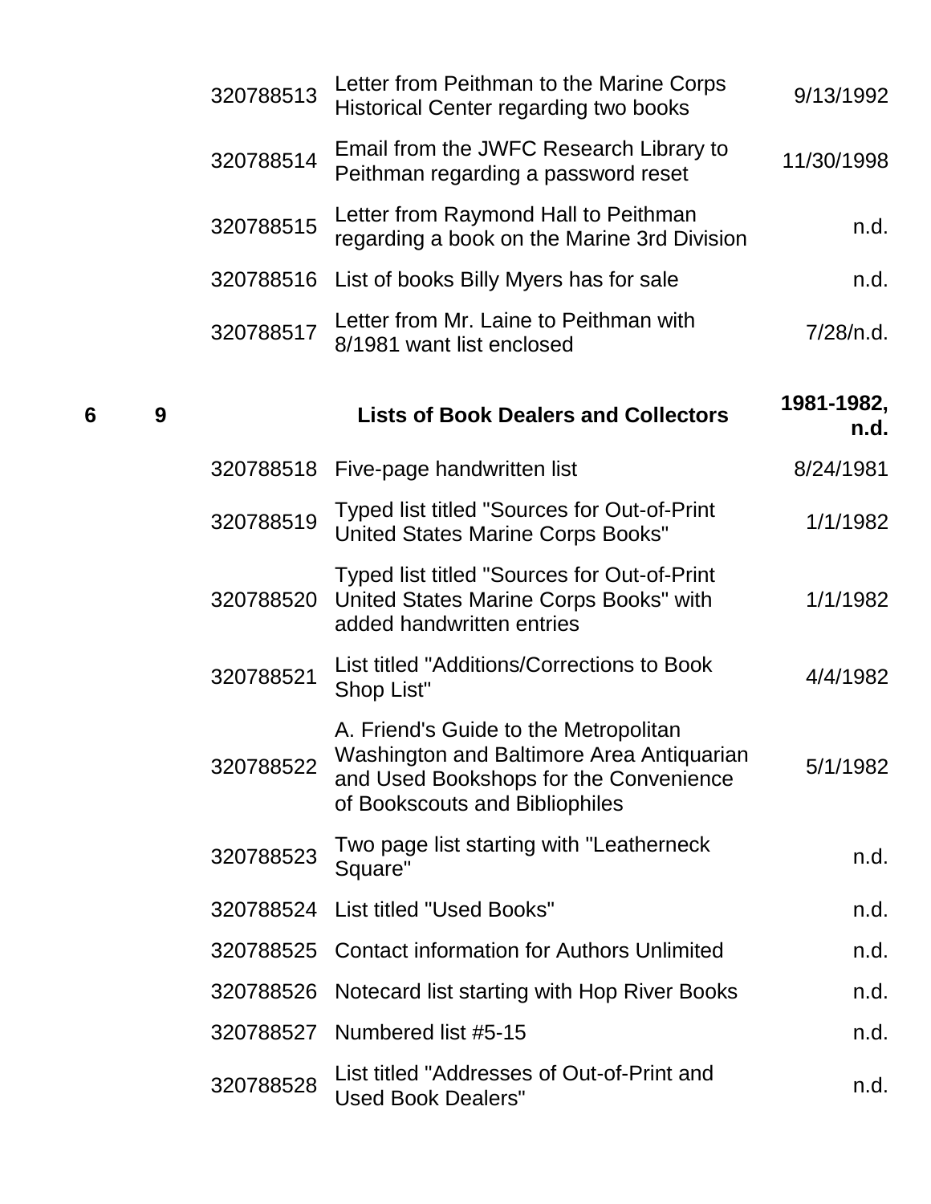| Box | Folder | ID | Description | Date |
| --- | --- | --- | --- | --- |
| | | 320788513 | Letter from Peithman to the Marine Corps Historical Center regarding two books | 9/13/1992 |
| | | 320788514 | Email from the JWFC Research Library to Peithman regarding a password reset | 11/30/1998 |
| | | 320788515 | Letter from Raymond Hall to Peithman regarding a book on the Marine 3rd Division | n.d. |
| | | 320788516 | List of books Billy Myers has for sale | n.d. |
| | | 320788517 | Letter from Mr. Laine to Peithman with 8/1981 want list enclosed | 7/28/n.d. |
| **6** | **9** | | **Lists of Book Dealers and Collectors** | **1981-1982, n.d.** |
| | | 320788518 | Five-page handwritten list | 8/24/1981 |
| | | 320788519 | Typed list titled "Sources for Out-of-Print United States Marine Corps Books" | 1/1/1982 |
| | | 320788520 | Typed list titled "Sources for Out-of-Print United States Marine Corps Books" with added handwritten entries | 1/1/1982 |
| | | 320788521 | List titled "Additions/Corrections to Book Shop List" | 4/4/1982 |
| | | 320788522 | A. Friend's Guide to the Metropolitan Washington and Baltimore Area Antiquarian and Used Bookshops for the Convenience of Bookscouts and Bibliophiles | 5/1/1982 |
| | | 320788523 | Two page list starting with "Leatherneck Square" | n.d. |
| | | 320788524 | List titled "Used Books" | n.d. |
| | | 320788525 | Contact information for Authors Unlimited | n.d. |
| | | 320788526 | Notecard list starting with Hop River Books | n.d. |
| | | 320788527 | Numbered list #5-15 | n.d. |
| | | 320788528 | List titled "Addresses of Out-of-Print and Used Book Dealers" | n.d. |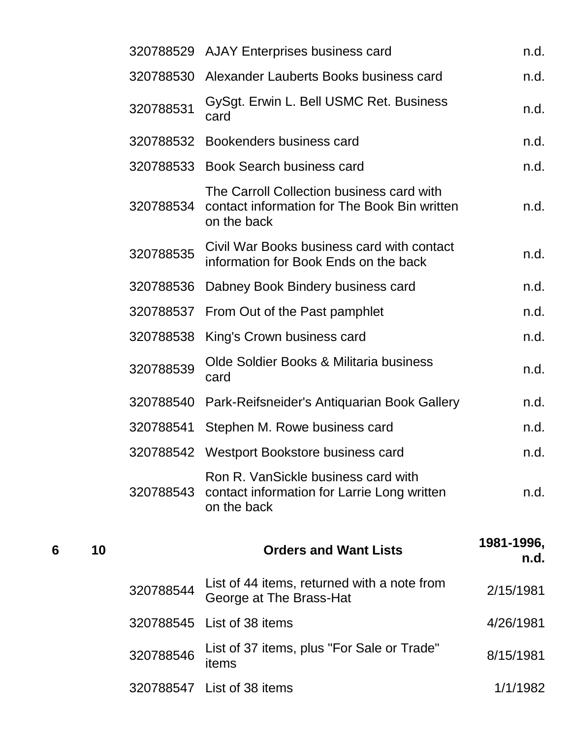| | | | | |
|---|---|---|---|---|
| | | 320788529 | AJAY Enterprises business card | n.d. |
| | | 320788530 | Alexander Lauberts Books business card | n.d. |
| | | 320788531 | GySgt. Erwin L. Bell USMC Ret. Business card | n.d. |
| | | 320788532 | Bookenders business card | n.d. |
| | | 320788533 | Book Search business card | n.d. |
| | | 320788534 | The Carroll Collection business card with contact information for The Book Bin written on the back | n.d. |
| | | 320788535 | Civil War Books business card with contact information for Book Ends on the back | n.d. |
| | | 320788536 | Dabney Book Bindery business card | n.d. |
| | | 320788537 | From Out of the Past pamphlet | n.d. |
| | | 320788538 | King's Crown business card | n.d. |
| | | 320788539 | Olde Soldier Books & Militaria business card | n.d. |
| | | 320788540 | Park-Reifsneider's Antiquarian Book Gallery | n.d. |
| | | 320788541 | Stephen M. Rowe business card | n.d. |
| | | 320788542 | Westport Bookstore business card | n.d. |
| | | 320788543 | Ron R. VanSickle business card with contact information for Larrie Long written on the back | n.d. |
| **6** | **10** | | **Orders and Want Lists** | **1981-1996, n.d.** |
| | | 320788544 | List of 44 items, returned with a note from George at The Brass-Hat | 2/15/1981 |
| | | 320788545 | List of 38 items | 4/26/1981 |
| | | 320788546 | List of 37 items, plus "For Sale or Trade" items | 8/15/1981 |
| | | 320788547 | List of 38 items | 1/1/1982 |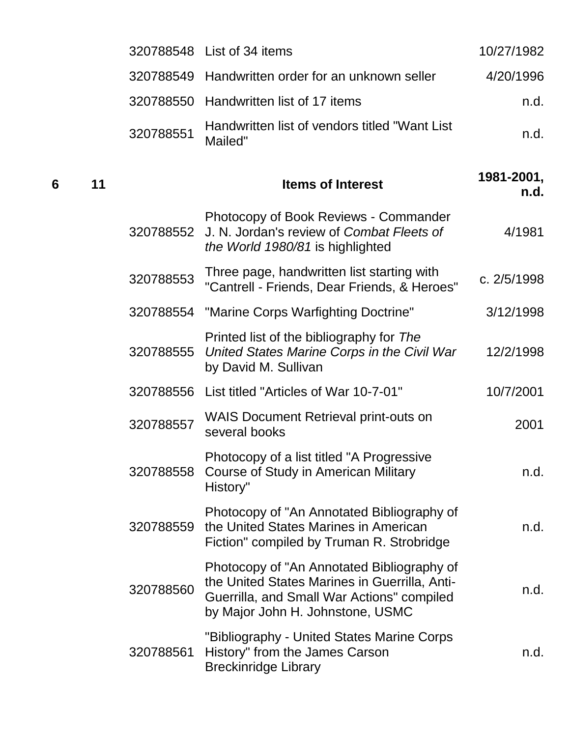| Box | Folder | ID | Title | Date |
|---|---|---|---|---|
| | | 320788548 | List of 34 items | 10/27/1982 |
| | | 320788549 | Handwritten order for an unknown seller | 4/20/1996 |
| | | 320788550 | Handwritten list of 17 items | n.d. |
| | | 320788551 | Handwritten list of vendors titled "Want List Mailed" | n.d. |
| **6** | **11** | | **Items of Interest** | **1981-2001, n.d.** |
| | | 320788552 | Photocopy of Book Reviews - Commander J. N. Jordan's review of *Combat Fleets of the World 1980/81* is highlighted | 4/1981 |
| | | 320788553 | Three page, handwritten list starting with "Cantrell - Friends, Dear Friends, & Heroes" | c. 2/5/1998 |
| | | 320788554 | "Marine Corps Warfighting Doctrine" | 3/12/1998 |
| | | 320788555 | Printed list of the bibliography for *The United States Marine Corps in the Civil War* by David M. Sullivan | 12/2/1998 |
| | | 320788556 | List titled "Articles of War 10-7-01" | 10/7/2001 |
| | | 320788557 | WAIS Document Retrieval print-outs on several books | 2001 |
| | | 320788558 | Photocopy of a list titled "A Progressive Course of Study in American Military History" | n.d. |
| | | 320788559 | Photocopy of "An Annotated Bibliography of the United States Marines in American Fiction" compiled by Truman R. Strobridge | n.d. |
| | | 320788560 | Photocopy of "An Annotated Bibliography of the United States Marines in Guerrilla, Anti-Guerrilla, and Small War Actions" compiled by Major John H. Johnstone, USMC | n.d. |
| | | 320788561 | "Bibliography - United States Marine Corps History" from the James Carson Breckinridge Library | n.d. |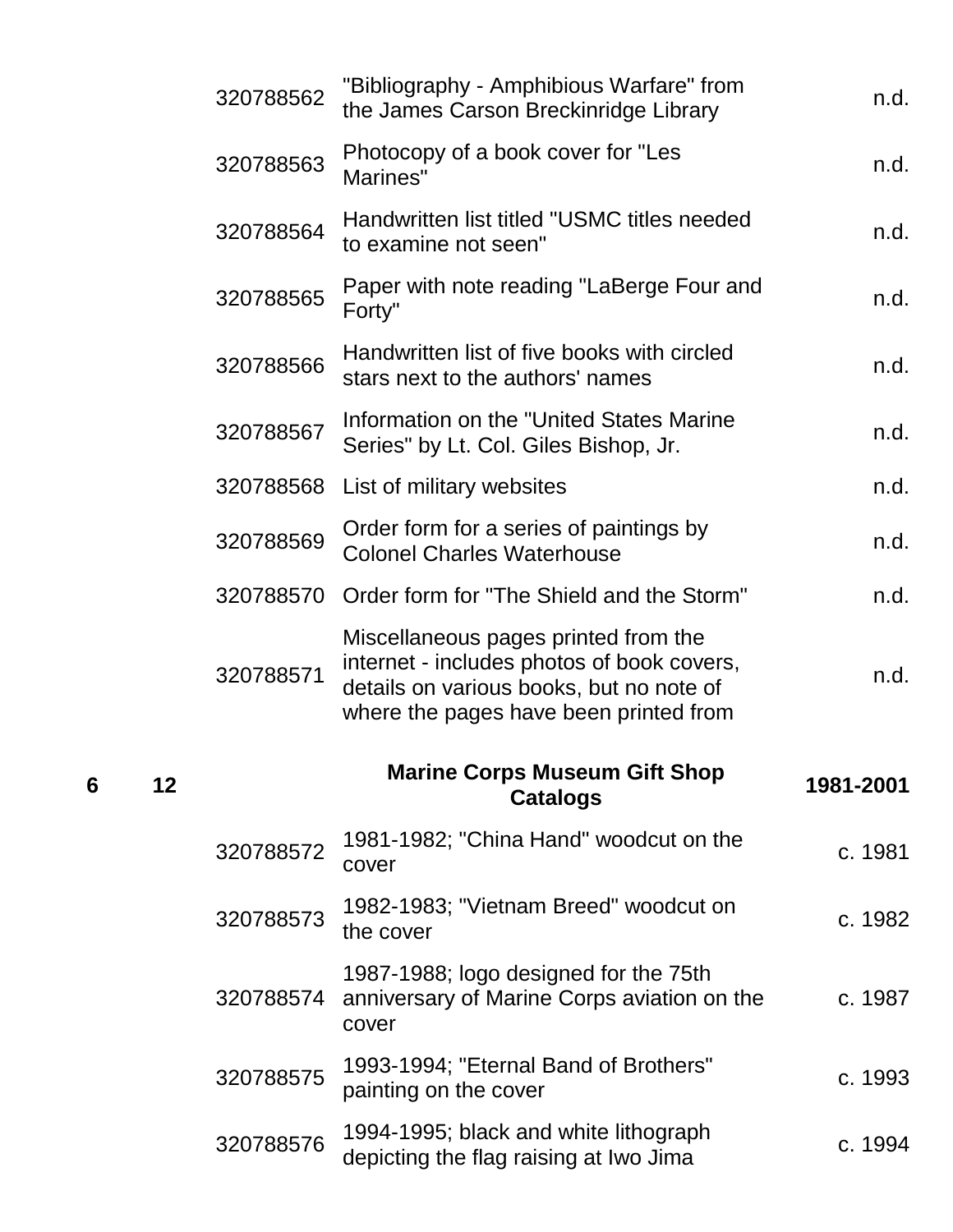| Box | Folder | ID | Title | Date |
|---|---|---|---|---|
| | | 320788562 | "Bibliography - Amphibious Warfare" from the James Carson Breckinridge Library | n.d. |
| | | 320788563 | Photocopy of a book cover for "Les Marines" | n.d. |
| | | 320788564 | Handwritten list titled "USMC titles needed to examine not seen" | n.d. |
| | | 320788565 | Paper with note reading "LaBerge Four and Forty" | n.d. |
| | | 320788566 | Handwritten list of five books with circled stars next to the authors' names | n.d. |
| | | 320788567 | Information on the "United States Marine Series" by Lt. Col. Giles Bishop, Jr. | n.d. |
| | | 320788568 | List of military websites | n.d. |
| | | 320788569 | Order form for a series of paintings by Colonel Charles Waterhouse | n.d. |
| | | 320788570 | Order form for "The Shield and the Storm" | n.d. |
| | | 320788571 | Miscellaneous pages printed from the internet - includes photos of book covers, details on various books, but no note of where the pages have been printed from | n.d. |
| **6** | **12** | | **Marine Corps Museum Gift Shop Catalogs** | **1981-2001** |
| | | 320788572 | 1981-1982; "China Hand" woodcut on the cover | c. 1981 |
| | | 320788573 | 1982-1983; "Vietnam Breed" woodcut on the cover | c. 1982 |
| | | 320788574 | 1987-1988; logo designed for the 75th anniversary of Marine Corps aviation on the cover | c. 1987 |
| | | 320788575 | 1993-1994; "Eternal Band of Brothers" painting on the cover | c. 1993 |
| | | 320788576 | 1994-1995; black and white lithograph depicting the flag raising at Iwo Jima | c. 1994 |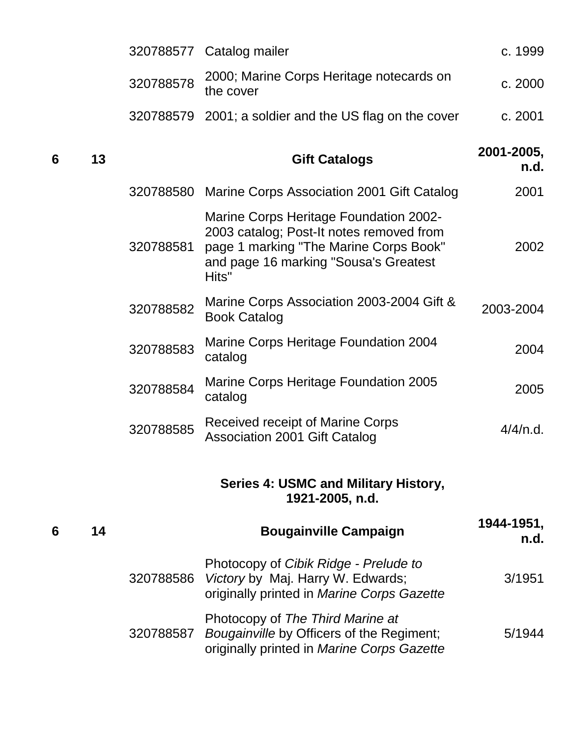| Box | Folder | ID | Title | Date |
|---|---|---|---|---|
| | | 320788577 | Catalog mailer | c. 1999 |
| | | 320788578 | 2000; Marine Corps Heritage notecards on the cover | c. 2000 |
| | | 320788579 | 2001; a soldier and the US flag on the cover | c. 2001 |
| **6** | **13** | | **Gift Catalogs** | **2001-2005, n.d.** |
| | | 320788580 | Marine Corps Association 2001 Gift Catalog | 2001 |
| | | 320788581 | Marine Corps Heritage Foundation 2002-2003 catalog; Post-It notes removed from page 1 marking "The Marine Corps Book" and page 16 marking "Sousa's Greatest Hits" | 2002 |
| | | 320788582 | Marine Corps Association 2003-2004 Gift & Book Catalog | 2003-2004 |
| | | 320788583 | Marine Corps Heritage Foundation 2004 catalog | 2004 |
| | | 320788584 | Marine Corps Heritage Foundation 2005 catalog | 2005 |
| | | 320788585 | Received receipt of Marine Corps Association 2001 Gift Catalog | 4/4/n.d. |

## Series 4: USMC and Military History, 1921-2005, n.d.

| Box | Folder | ID | Title | Date |
|---|---|---|---|---|
| **6** | **14** | | **Bougainville Campaign** | **1944-1951, n.d.** |
| | | 320788586 | Photocopy of *Cibik Ridge - Prelude to Victory* by Maj. Harry W. Edwards; originally printed in *Marine Corps Gazette* | 3/1951 |
| | | 320788587 | Photocopy of *The Third Marine at Bougainville* by Officers of the Regiment; originally printed in *Marine Corps Gazette* | 5/1944 |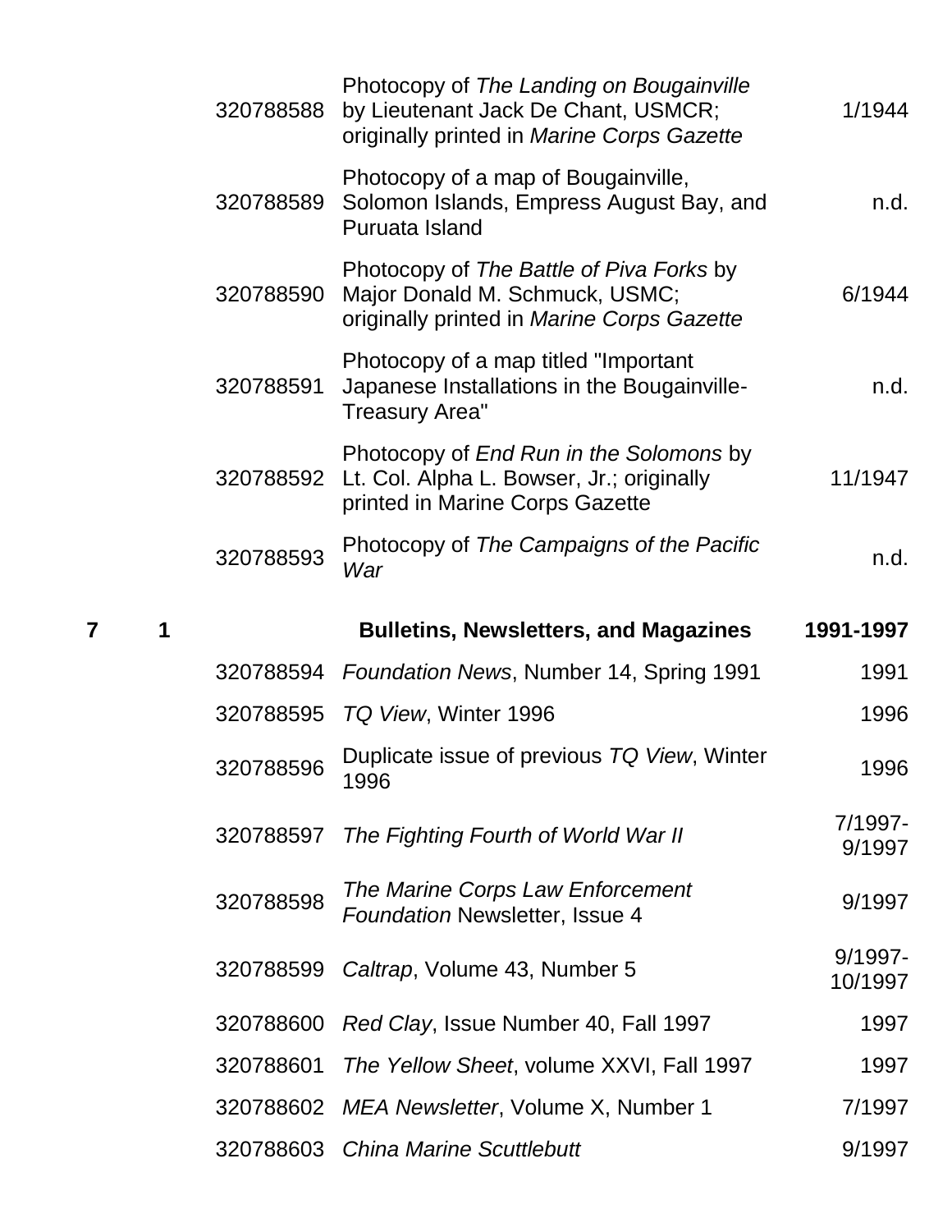| | | | | |
|---|---|---|---|---|
| | | 320788588 | Photocopy of *The Landing on Bougainville* by Lieutenant Jack De Chant, USMCR; originally printed in *Marine Corps Gazette* | 1/1944 |
| | | 320788589 | Photocopy of a map of Bougainville, Solomon Islands, Empress August Bay, and Puruata Island | n.d. |
| | | 320788590 | Photocopy of *The Battle of Piva Forks* by Major Donald M. Schmuck, USMC; originally printed in *Marine Corps Gazette* | 6/1944 |
| | | 320788591 | Photocopy of a map titled "Important Japanese Installations in the Bougainville-Treasury Area" | n.d. |
| | | 320788592 | Photocopy of *End Run in the Solomons* by Lt. Col. Alpha L. Bowser, Jr.; originally printed in Marine Corps Gazette | 11/1947 |
| | | 320788593 | Photocopy of *The Campaigns of the Pacific War* | n.d. |
| **7** | **1** | | **Bulletins, Newsletters, and Magazines** | **1991-1997** |
| | | 320788594 | *Foundation News*, Number 14, Spring 1991 | 1991 |
| | | 320788595 | *TQ View*, Winter 1996 | 1996 |
| | | 320788596 | Duplicate issue of previous *TQ View*, Winter 1996 | 1996 |
| | | 320788597 | *The Fighting Fourth of World War II* | 7/1997-9/1997 |
| | | 320788598 | *The Marine Corps Law Enforcement Foundation* Newsletter, Issue 4 | 9/1997 |
| | | 320788599 | *Caltrap*, Volume 43, Number 5 | 9/1997-10/1997 |
| | | 320788600 | *Red Clay*, Issue Number 40, Fall 1997 | 1997 |
| | | 320788601 | *The Yellow Sheet*, volume XXVI, Fall 1997 | 1997 |
| | | 320788602 | *MEA Newsletter*, Volume X, Number 1 | 7/1997 |
| | | 320788603 | *China Marine Scuttlebutt* | 9/1997 |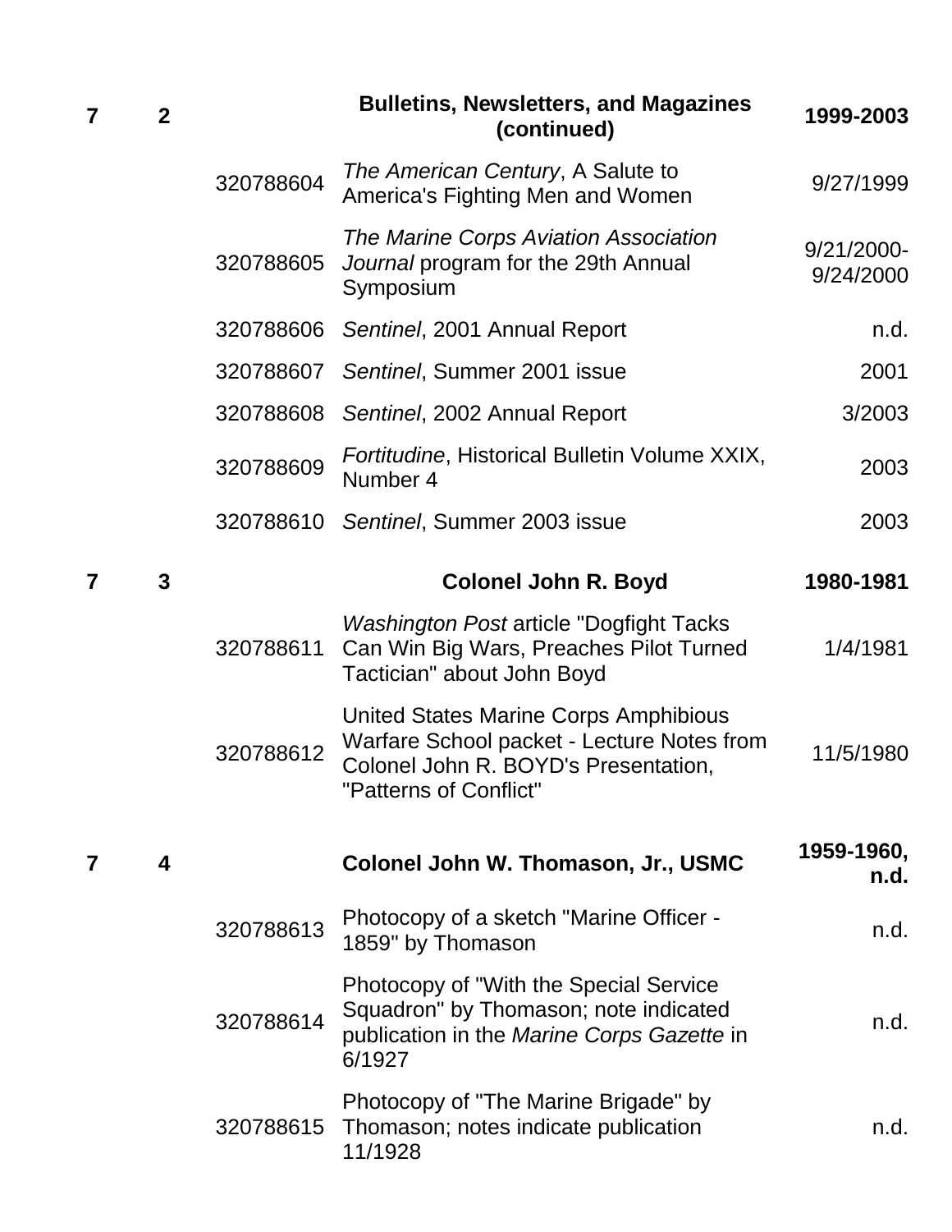| Box | Folder | Item ID | Description | Date |
|---|---|---|---|---|
| **7** | **2** | | **Bulletins, Newsletters, and Magazines (continued)** | **1999-2003** |
| | | 320788604 | *The American Century*, A Salute to America's Fighting Men and Women | 9/27/1999 |
| | | 320788605 | *The Marine Corps Aviation Association Journal* program for the 29th Annual Symposium | 9/21/2000-9/24/2000 |
| | | 320788606 | *Sentinel*, 2001 Annual Report | n.d. |
| | | 320788607 | *Sentinel*, Summer 2001 issue | 2001 |
| | | 320788608 | *Sentinel*, 2002 Annual Report | 3/2003 |
| | | 320788609 | *Fortitudine*, Historical Bulletin Volume XXIX, Number 4 | 2003 |
| | | 320788610 | *Sentinel*, Summer 2003 issue | 2003 |
| **7** | **3** | | **Colonel John R. Boyd** | **1980-1981** |
| | | 320788611 | *Washington Post* article "Dogfight Tacks Can Win Big Wars, Preaches Pilot Turned Tactician" about John Boyd | 1/4/1981 |
| | | 320788612 | United States Marine Corps Amphibious Warfare School packet - Lecture Notes from Colonel John R. BOYD's Presentation, "Patterns of Conflict" | 11/5/1980 |
| **7** | **4** | | **Colonel John W. Thomason, Jr., USMC** | **1959-1960, n.d.** |
| | | 320788613 | Photocopy of a sketch "Marine Officer - 1859" by Thomason | n.d. |
| | | 320788614 | Photocopy of "With the Special Service Squadron" by Thomason; note indicated publication in the *Marine Corps Gazette* in 6/1927 | n.d. |
| | | 320788615 | Photocopy of "The Marine Brigade" by Thomason; notes indicate publication 11/1928 | n.d. |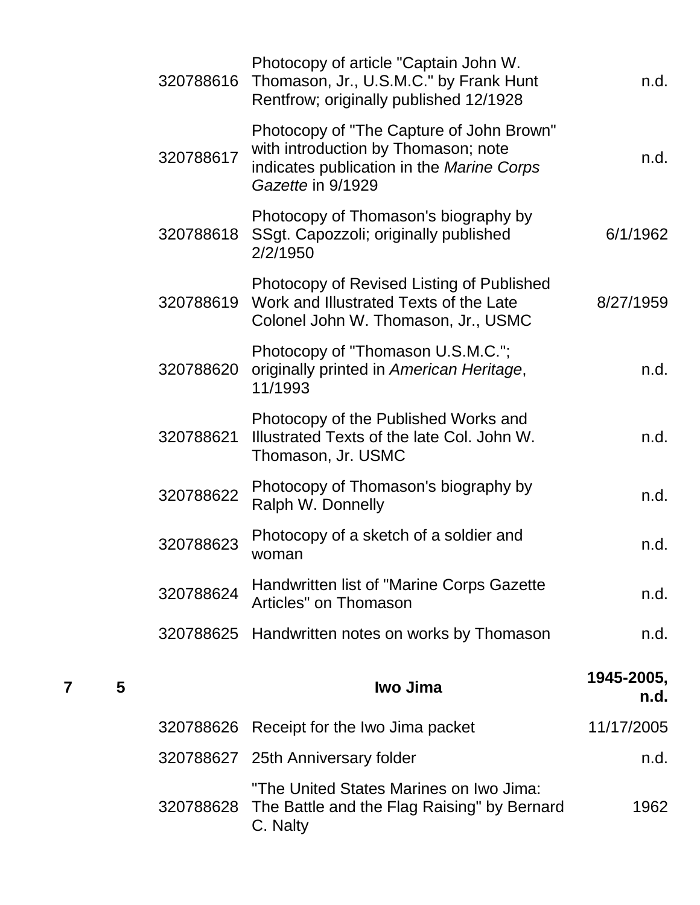| Box | Folder | ID | Description | Date |
|---|---|---|---|---|
| | | 320788616 | Photocopy of article "Captain John W. Thomason, Jr., U.S.M.C." by Frank Hunt Rentfrow; originally published 12/1928 | n.d. |
| | | 320788617 | Photocopy of "The Capture of John Brown" with introduction by Thomason; note indicates publication in the *Marine Corps Gazette* in 9/1929 | n.d. |
| | | 320788618 | Photocopy of Thomason's biography by SSgt. Capozzoli; originally published 2/2/1950 | 6/1/1962 |
| | | 320788619 | Photocopy of Revised Listing of Published Work and Illustrated Texts of the Late Colonel John W. Thomason, Jr., USMC | 8/27/1959 |
| | | 320788620 | Photocopy of "Thomason U.S.M.C."; originally printed in *American Heritage*, 11/1993 | n.d. |
| | | 320788621 | Photocopy of the Published Works and Illustrated Texts of the late Col. John W. Thomason, Jr. USMC | n.d. |
| | | 320788622 | Photocopy of Thomason's biography by Ralph W. Donnelly | n.d. |
| | | 320788623 | Photocopy of a sketch of a soldier and woman | n.d. |
| | | 320788624 | Handwritten list of "Marine Corps Gazette Articles" on Thomason | n.d. |
| | | 320788625 | Handwritten notes on works by Thomason | n.d. |
| **7** | **5** | | **Iwo Jima** | **1945-2005, n.d.** |
| | | 320788626 | Receipt for the Iwo Jima packet | 11/17/2005 |
| | | 320788627 | 25th Anniversary folder | n.d. |
| | | 320788628 | "The United States Marines on Iwo Jima: The Battle and the Flag Raising" by Bernard C. Nalty | 1962 |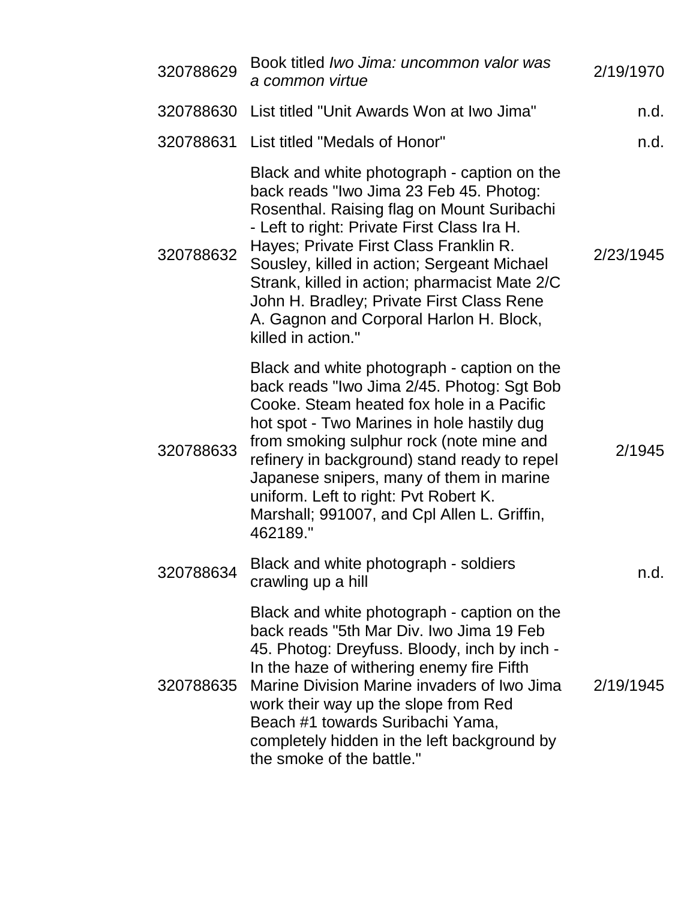| | | |
|---|---|---|
| 320788629 | Book titled *Iwo Jima: uncommon valor was a common virtue* | 2/19/1970 |
| 320788630 | List titled "Unit Awards Won at Iwo Jima" | n.d. |
| 320788631 | List titled "Medals of Honor" | n.d. |
| 320788632 | Black and white photograph - caption on the back reads "Iwo Jima 23 Feb 45. Photog: Rosenthal. Raising flag on Mount Suribachi - Left to right: Private First Class Ira H. Hayes; Private First Class Franklin R. Sousley, killed in action; Sergeant Michael Strank, killed in action; pharmacist Mate 2/C John H. Bradley; Private First Class Rene A. Gagnon and Corporal Harlon H. Block, killed in action." | 2/23/1945 |
| 320788633 | Black and white photograph - caption on the back reads "Iwo Jima 2/45. Photog: Sgt Bob Cooke. Steam heated fox hole in a Pacific hot spot - Two Marines in hole hastily dug from smoking sulphur rock (note mine and refinery in background) stand ready to repel Japanese snipers, many of them in marine uniform. Left to right: Pvt Robert K. Marshall; 991007, and Cpl Allen L. Griffin, 462189." | 2/1945 |
| 320788634 | Black and white photograph - soldiers crawling up a hill | n.d. |
| 320788635 | Black and white photograph - caption on the back reads "5th Mar Div. Iwo Jima 19 Feb 45. Photog: Dreyfuss. Bloody, inch by inch - In the haze of withering enemy fire Fifth Marine Division Marine invaders of Iwo Jima work their way up the slope from Red Beach #1 towards Suribachi Yama, completely hidden in the left background by the smoke of the battle." | 2/19/1945 |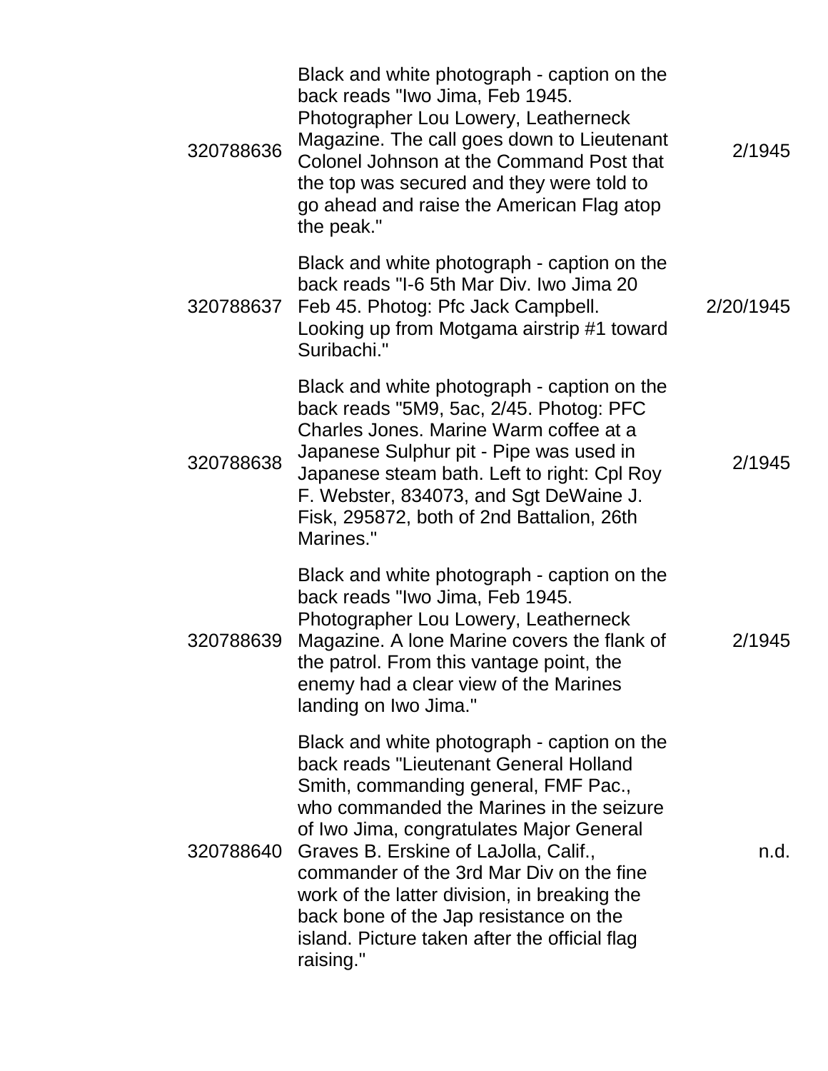| | | |
|---|---|---|
| 320788636 | Black and white photograph - caption on the back reads "Iwo Jima, Feb 1945. Photographer Lou Lowery, Leatherneck Magazine. The call goes down to Lieutenant Colonel Johnson at the Command Post that the top was secured and they were told to go ahead and raise the American Flag atop the peak." | 2/1945 |
| 320788637 | Black and white photograph - caption on the back reads "I-6 5th Mar Div. Iwo Jima 20 Feb 45. Photog: Pfc Jack Campbell. Looking up from Motgama airstrip #1 toward Suribachi." | 2/20/1945 |
| 320788638 | Black and white photograph - caption on the back reads "5M9, 5ac, 2/45. Photog: PFC Charles Jones. Marine Warm coffee at a Japanese Sulphur pit - Pipe was used in Japanese steam bath. Left to right: Cpl Roy F. Webster, 834073, and Sgt DeWaine J. Fisk, 295872, both of 2nd Battalion, 26th Marines." | 2/1945 |
| 320788639 | Black and white photograph - caption on the back reads "Iwo Jima, Feb 1945. Photographer Lou Lowery, Leatherneck Magazine. A lone Marine covers the flank of the patrol. From this vantage point, the enemy had a clear view of the Marines landing on Iwo Jima." | 2/1945 |
| 320788640 | Black and white photograph - caption on the back reads "Lieutenant General Holland Smith, commanding general, FMF Pac., who commanded the Marines in the seizure of Iwo Jima, congratulates Major General Graves B. Erskine of LaJolla, Calif., commander of the 3rd Mar Div on the fine work of the latter division, in breaking the back bone of the Jap resistance on the island. Picture taken after the official flag raising." | n.d. |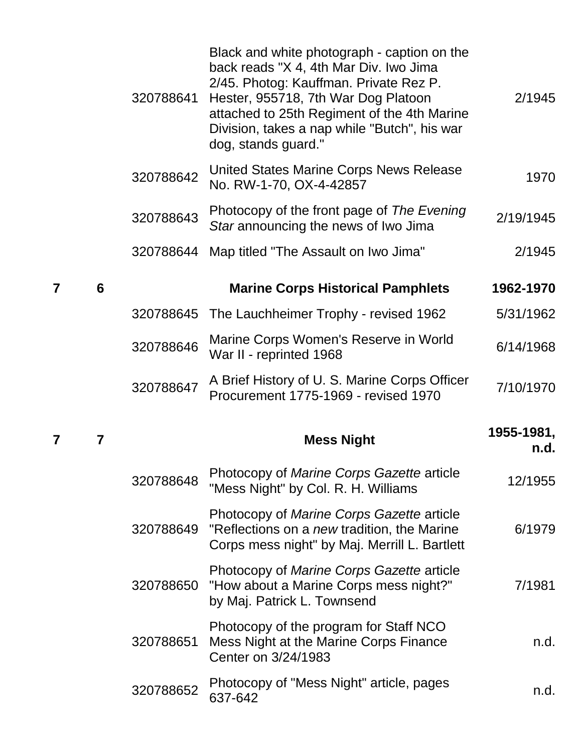| Box | Folder | ID | Description | Date |
|---|---|---|---|---|
| | | 320788641 | Black and white photograph - caption on the back reads "X 4, 4th Mar Div. Iwo Jima 2/45. Photog: Kauffman. Private Rez P. Hester, 955718, 7th War Dog Platoon attached to 25th Regiment of the 4th Marine Division, takes a nap while "Butch", his war dog, stands guard." | 2/1945 |
| | | 320788642 | United States Marine Corps News Release No. RW-1-70, OX-4-42857 | 1970 |
| | | 320788643 | Photocopy of the front page of *The Evening Star* announcing the news of Iwo Jima | 2/19/1945 |
| | | 320788644 | Map titled "The Assault on Iwo Jima" | 2/1945 |
| **7** | **6** | | **Marine Corps Historical Pamphlets** | **1962-1970** |
| | | 320788645 | The Lauchheimer Trophy - revised 1962 | 5/31/1962 |
| | | 320788646 | Marine Corps Women's Reserve in World War II - reprinted 1968 | 6/14/1968 |
| | | 320788647 | A Brief History of U. S. Marine Corps Officer Procurement 1775-1969 - revised 1970 | 7/10/1970 |
| **7** | **7** | | **Mess Night** | **1955-1981, n.d.** |
| | | 320788648 | Photocopy of *Marine Corps Gazette* article "Mess Night" by Col. R. H. Williams | 12/1955 |
| | | 320788649 | Photocopy of *Marine Corps Gazette* article "Reflections on a *new* tradition, the Marine Corps mess night" by Maj. Merrill L. Bartlett | 6/1979 |
| | | 320788650 | Photocopy of *Marine Corps Gazette* article "How about a Marine Corps mess night?" by Maj. Patrick L. Townsend | 7/1981 |
| | | 320788651 | Photocopy of the program for Staff NCO Mess Night at the Marine Corps Finance Center on 3/24/1983 | n.d. |
| | | 320788652 | Photocopy of "Mess Night" article, pages 637-642 | n.d. |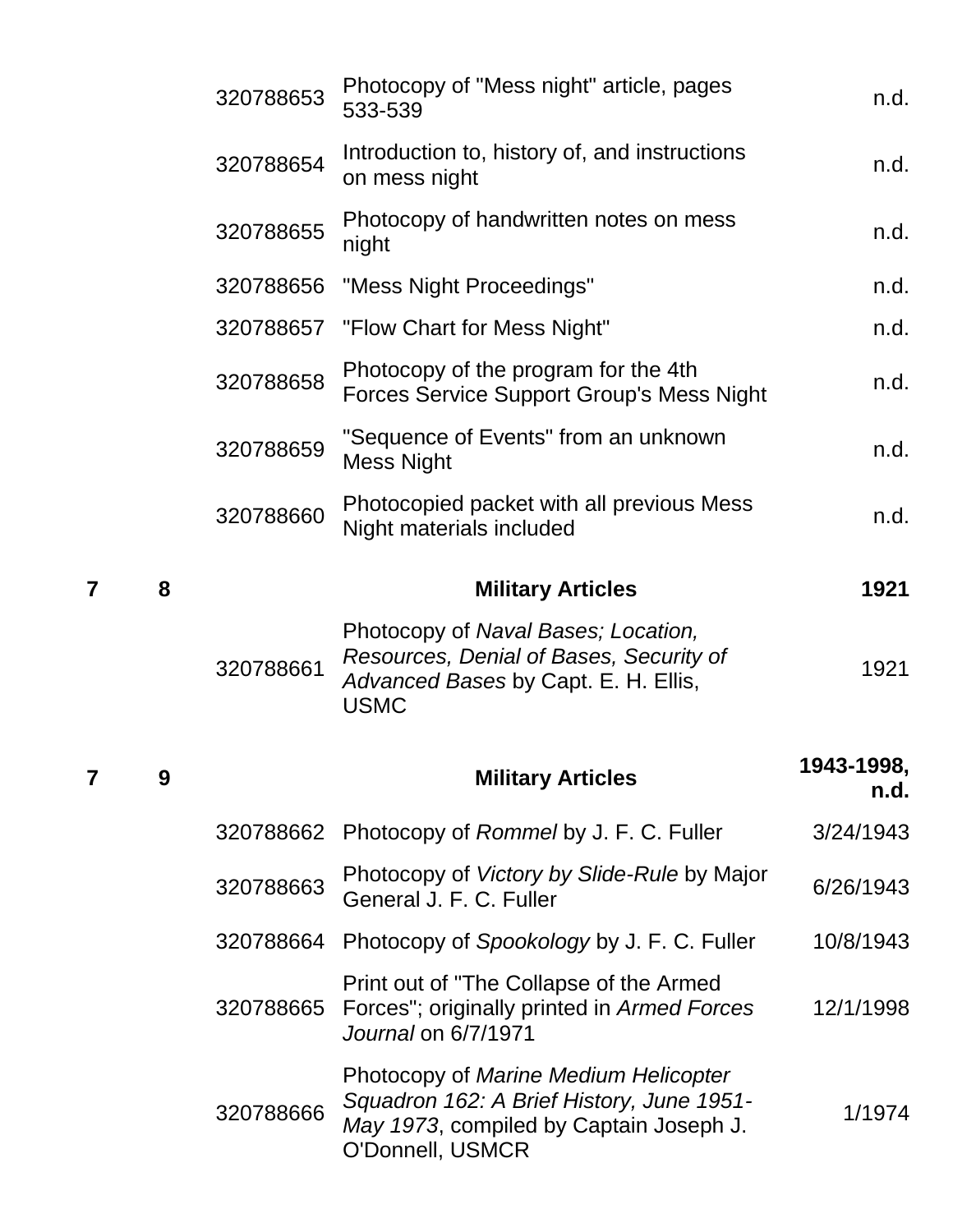| Box | Folder | ID | Description | Date |
|---|---|---|---|---|
| | | 320788653 | Photocopy of "Mess night" article, pages 533-539 | n.d. |
| | | 320788654 | Introduction to, history of, and instructions on mess night | n.d. |
| | | 320788655 | Photocopy of handwritten notes on mess night | n.d. |
| | | 320788656 | "Mess Night Proceedings" | n.d. |
| | | 320788657 | "Flow Chart for Mess Night" | n.d. |
| | | 320788658 | Photocopy of the program for the 4th Forces Service Support Group's Mess Night | n.d. |
| | | 320788659 | "Sequence of Events" from an unknown Mess Night | n.d. |
| | | 320788660 | Photocopied packet with all previous Mess Night materials included | n.d. |
| **7** | **8** | | **Military Articles** | **1921** |
| | | 320788661 | Photocopy of *Naval Bases; Location, Resources, Denial of Bases, Security of Advanced Bases* by Capt. E. H. Ellis, USMC | 1921 |
| **7** | **9** | | **Military Articles** | **1943-1998, n.d.** |
| | | 320788662 | Photocopy of *Rommel* by J. F. C. Fuller | 3/24/1943 |
| | | 320788663 | Photocopy of *Victory by Slide-Rule* by Major General J. F. C. Fuller | 6/26/1943 |
| | | 320788664 | Photocopy of *Spookology* by J. F. C. Fuller | 10/8/1943 |
| | | 320788665 | Print out of "The Collapse of the Armed Forces"; originally printed in *Armed Forces Journal* on 6/7/1971 | 12/1/1998 |
| | | 320788666 | Photocopy of *Marine Medium Helicopter Squadron 162: A Brief History, June 1951-May 1973*, compiled by Captain Joseph J. O'Donnell, USMCR | 1/1974 |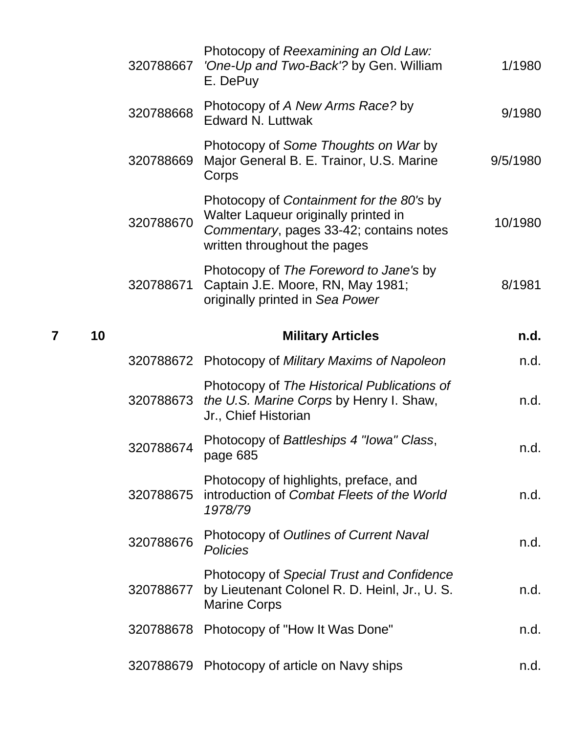| Box | Folder | ID | Description | Date |
|---|---|---|---|---|
| | | 320788667 | Photocopy of *Reexamining an Old Law: 'One-Up and Two-Back'?* by Gen. William E. DePuy | 1/1980 |
| | | 320788668 | Photocopy of *A New Arms Race?* by Edward N. Luttwak | 9/1980 |
| | | 320788669 | Photocopy of *Some Thoughts on War* by Major General B. E. Trainor, U.S. Marine Corps | 9/5/1980 |
| | | 320788670 | Photocopy of *Containment for the 80's* by Walter Laqueur originally printed in *Commentary*, pages 33-42; contains notes written throughout the pages | 10/1980 |
| | | 320788671 | Photocopy of *The Foreword to Jane's* by Captain J.E. Moore, RN, May 1981; originally printed in *Sea Power* | 8/1981 |
| **7** | **10** | | **Military Articles** | **n.d.** |
| | | 320788672 | Photocopy of *Military Maxims of Napoleon* | n.d. |
| | | 320788673 | Photocopy of *The Historical Publications of the U.S. Marine Corps* by Henry I. Shaw, Jr., Chief Historian | n.d. |
| | | 320788674 | Photocopy of *Battleships 4 "Iowa" Class*, page 685 | n.d. |
| | | 320788675 | Photocopy of highlights, preface, and introduction of *Combat Fleets of the World 1978/79* | n.d. |
| | | 320788676 | Photocopy of *Outlines of Current Naval Policies* | n.d. |
| | | 320788677 | Photocopy of *Special Trust and Confidence* by Lieutenant Colonel R. D. Heinl, Jr., U. S. Marine Corps | n.d. |
| | | 320788678 | Photocopy of "How It Was Done" | n.d. |
| | | 320788679 | Photocopy of article on Navy ships | n.d. |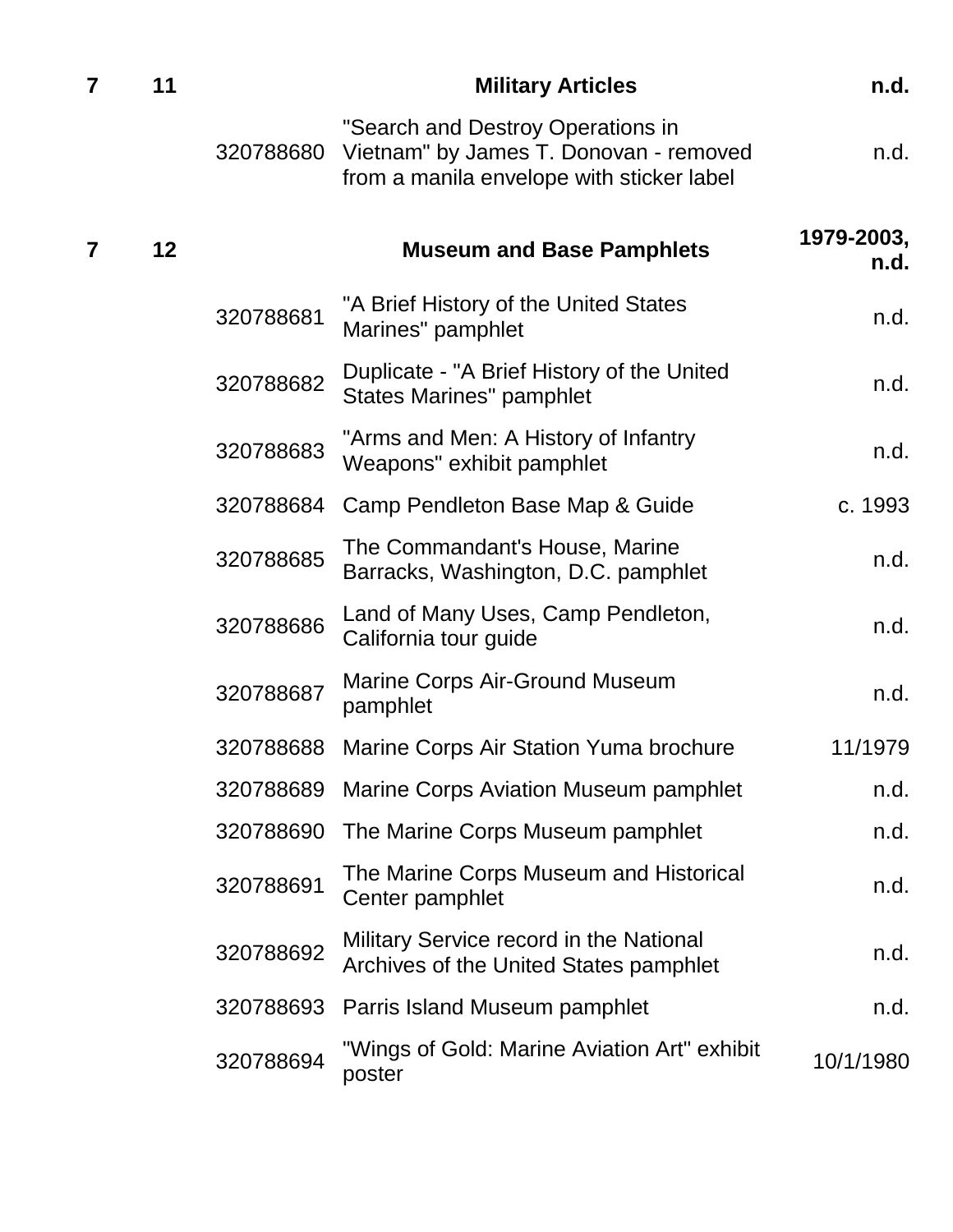| Box | Folder | ID | Title | Date |
|---|---|---|---|---|
| **7** | **11** | | **Military Articles** | **n.d.** |
| | | 320788680 | "Search and Destroy Operations in Vietnam" by James T. Donovan - removed from a manila envelope with sticker label | n.d. |
| **7** | **12** | | **Museum and Base Pamphlets** | **1979-2003, n.d.** |
| | | 320788681 | "A Brief History of the United States Marines" pamphlet | n.d. |
| | | 320788682 | Duplicate - "A Brief History of the United States Marines" pamphlet | n.d. |
| | | 320788683 | "Arms and Men: A History of Infantry Weapons" exhibit pamphlet | n.d. |
| | | 320788684 | Camp Pendleton Base Map & Guide | c. 1993 |
| | | 320788685 | The Commandant's House, Marine Barracks, Washington, D.C. pamphlet | n.d. |
| | | 320788686 | Land of Many Uses, Camp Pendleton, California tour guide | n.d. |
| | | 320788687 | Marine Corps Air-Ground Museum pamphlet | n.d. |
| | | 320788688 | Marine Corps Air Station Yuma brochure | 11/1979 |
| | | 320788689 | Marine Corps Aviation Museum pamphlet | n.d. |
| | | 320788690 | The Marine Corps Museum pamphlet | n.d. |
| | | 320788691 | The Marine Corps Museum and Historical Center pamphlet | n.d. |
| | | 320788692 | Military Service record in the National Archives of the United States pamphlet | n.d. |
| | | 320788693 | Parris Island Museum pamphlet | n.d. |
| | | 320788694 | "Wings of Gold: Marine Aviation Art" exhibit poster | 10/1/1980 |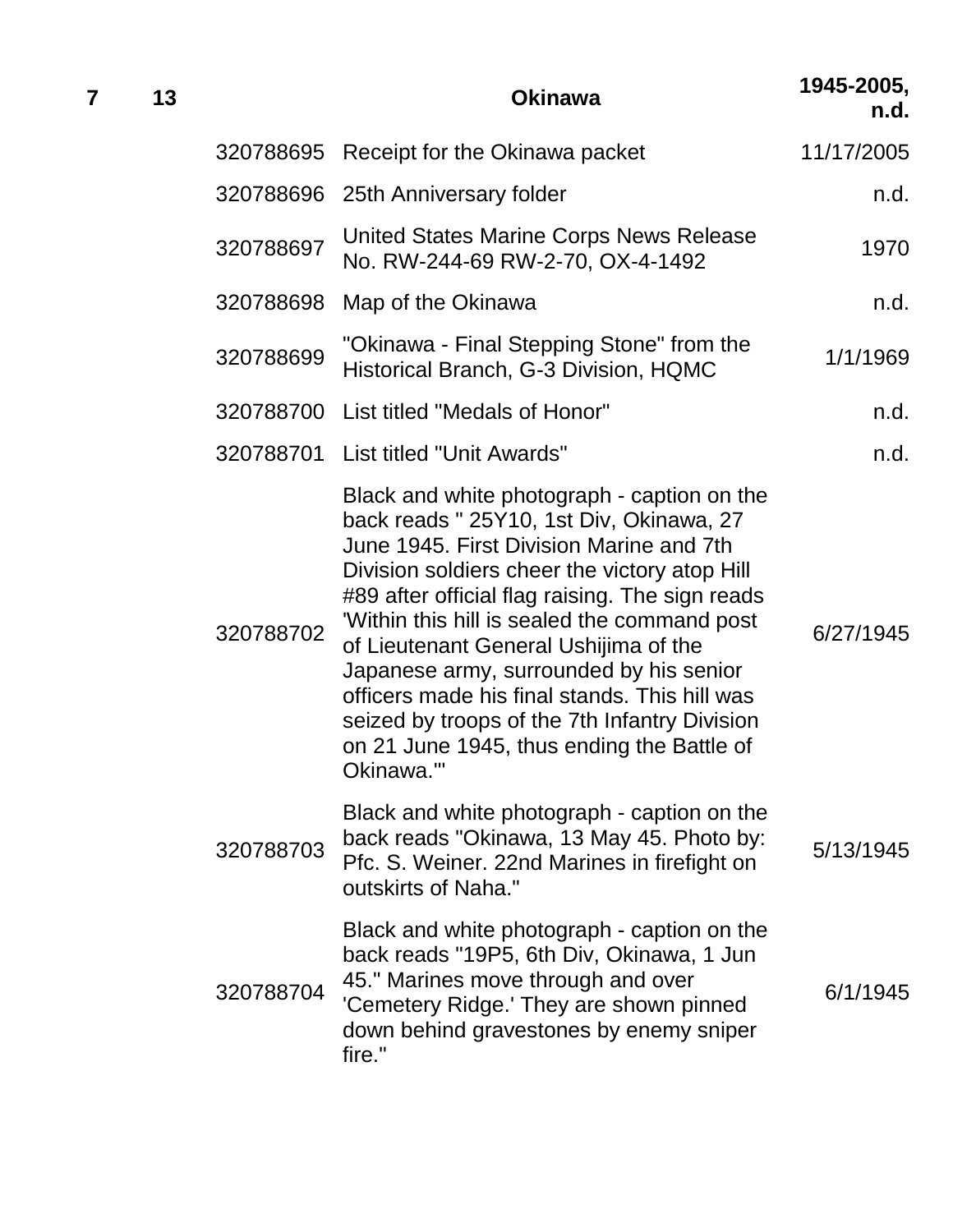| 7 | 13 | | **Okinawa** | **1945-2005, n.d.** |
|---|---|---|---|---|
| | | 320788695 | Receipt for the Okinawa packet | 11/17/2005 |
| | | 320788696 | 25th Anniversary folder | n.d. |
| | | 320788697 | United States Marine Corps News Release No. RW-244-69 RW-2-70, OX-4-1492 | 1970 |
| | | 320788698 | Map of the Okinawa | n.d. |
| | | 320788699 | "Okinawa - Final Stepping Stone" from the Historical Branch, G-3 Division, HQMC | 1/1/1969 |
| | | 320788700 | List titled "Medals of Honor" | n.d. |
| | | 320788701 | List titled "Unit Awards" | n.d. |
| | | 320788702 | Black and white photograph - caption on the back reads " 25Y10, 1st Div, Okinawa, 27 June 1945. First Division Marine and 7th Division soldiers cheer the victory atop Hill #89 after official flag raising. The sign reads 'Within this hill is sealed the command post of Lieutenant General Ushijima of the Japanese army, surrounded by his senior officers made his final stands. This hill was seized by troops of the 7th Infantry Division on 21 June 1945, thus ending the Battle of Okinawa.'" | 6/27/1945 |
| | | 320788703 | Black and white photograph - caption on the back reads "Okinawa, 13 May 45. Photo by: Pfc. S. Weiner. 22nd Marines in firefight on outskirts of Naha." | 5/13/1945 |
| | | 320788704 | Black and white photograph - caption on the back reads "19P5, 6th Div, Okinawa, 1 Jun 45." Marines move through and over 'Cemetery Ridge.' They are shown pinned down behind gravestones by enemy sniper fire." | 6/1/1945 |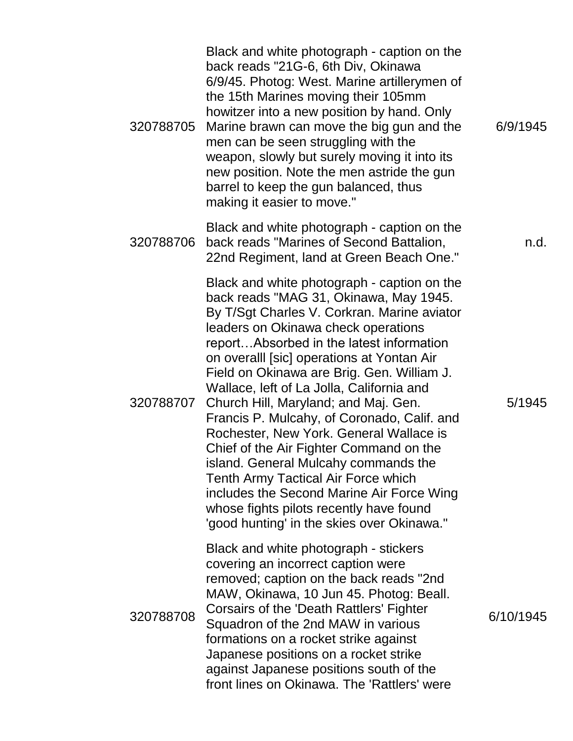| | | |
|---|---|---|
| 320788705 | Black and white photograph - caption on the back reads "21G-6, 6th Div, Okinawa 6/9/45. Photog: West. Marine artillerymen of the 15th Marines moving their 105mm howitzer into a new position by hand. Only Marine brawn can move the big gun and the men can be seen struggling with the weapon, slowly but surely moving it into its new position. Note the men astride the gun barrel to keep the gun balanced, thus making it easier to move." | 6/9/1945 |
| 320788706 | Black and white photograph - caption on the back reads "Marines of Second Battalion, 22nd Regiment, land at Green Beach One." | n.d. |
| 320788707 | Black and white photograph - caption on the back reads "MAG 31, Okinawa, May 1945. By T/Sgt Charles V. Corkran. Marine aviator leaders on Okinawa check operations report…Absorbed in the latest information on overalll [sic] operations at Yontan Air Field on Okinawa are Brig. Gen. William J. Wallace, left of La Jolla, California and Church Hill, Maryland; and Maj. Gen. Francis P. Mulcahy, of Coronado, Calif. and Rochester, New York. General Wallace is Chief of the Air Fighter Command on the island. General Mulcahy commands the Tenth Army Tactical Air Force which includes the Second Marine Air Force Wing whose fights pilots recently have found 'good hunting' in the skies over Okinawa." | 5/1945 |
| 320788708 | Black and white photograph - stickers covering an incorrect caption were removed; caption on the back reads "2nd MAW, Okinawa, 10 Jun 45. Photog: Beall. Corsairs of the 'Death Rattlers' Fighter Squadron of the 2nd MAW in various formations on a rocket strike against Japanese positions on a rocket strike against Japanese positions south of the front lines on Okinawa. The 'Rattlers' were | 6/10/1945 |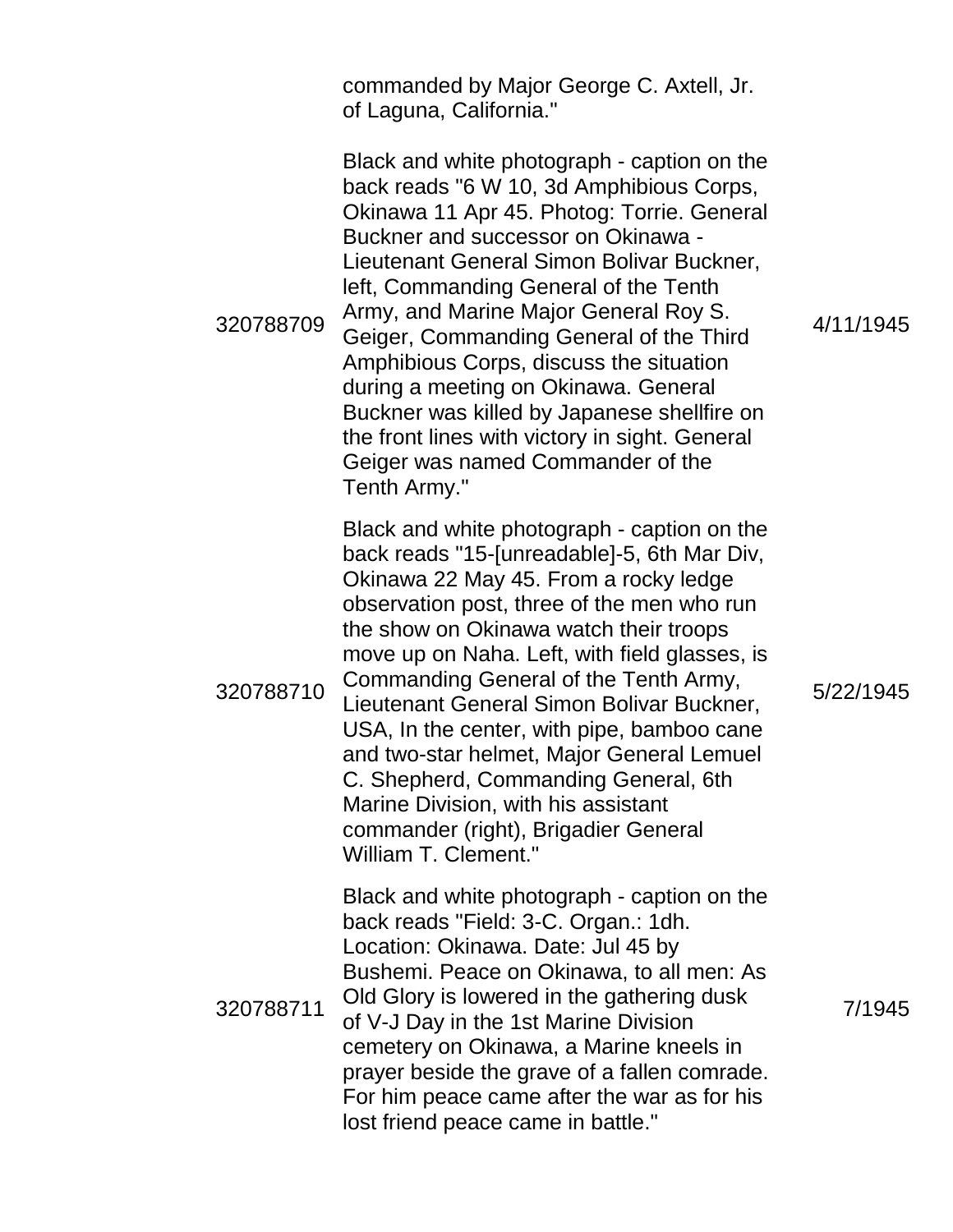| | | |
|---|---|---|
| | commanded by Major George C. Axtell, Jr. of Laguna, California." | |
| 320788709 | Black and white photograph - caption on the back reads "6 W 10, 3d Amphibious Corps, Okinawa 11 Apr 45. Photog: Torrie. General Buckner and successor on Okinawa - Lieutenant General Simon Bolivar Buckner, left, Commanding General of the Tenth Army, and Marine Major General Roy S. Geiger, Commanding General of the Third Amphibious Corps, discuss the situation during a meeting on Okinawa. General Buckner was killed by Japanese shellfire on the front lines with victory in sight. General Geiger was named Commander of the Tenth Army." | 4/11/1945 |
| 320788710 | Black and white photograph - caption on the back reads "15-[unreadable]-5, 6th Mar Div, Okinawa 22 May 45. From a rocky ledge observation post, three of the men who run the show on Okinawa watch their troops move up on Naha. Left, with field glasses, is Commanding General of the Tenth Army, Lieutenant General Simon Bolivar Buckner, USA, In the center, with pipe, bamboo cane and two-star helmet, Major General Lemuel C. Shepherd, Commanding General, 6th Marine Division, with his assistant commander (right), Brigadier General William T. Clement." | 5/22/1945 |
| 320788711 | Black and white photograph - caption on the back reads "Field: 3-C. Organ.: 1dh. Location: Okinawa. Date: Jul 45 by Bushemi. Peace on Okinawa, to all men: As Old Glory is lowered in the gathering dusk of V-J Day in the 1st Marine Division cemetery on Okinawa, a Marine kneels in prayer beside the grave of a fallen comrade. For him peace came after the war as for his lost friend peace came in battle." | 7/1945 |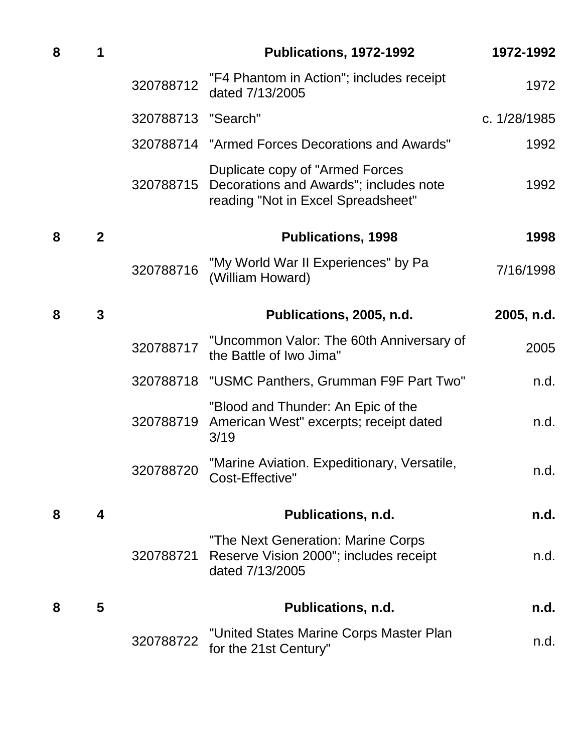| Box | Folder | ID | Title | Date |
|---|---|---|---|---|
| **8** | **1** | | **Publications, 1972-1992** | **1972-1992** |
| | | 320788712 | "F4 Phantom in Action"; includes receipt dated 7/13/2005 | 1972 |
| | | 320788713 | "Search" | c. 1/28/1985 |
| | | 320788714 | "Armed Forces Decorations and Awards" | 1992 |
| | | 320788715 | Duplicate copy of "Armed Forces Decorations and Awards"; includes note reading "Not in Excel Spreadsheet" | 1992 |
| **8** | **2** | | **Publications, 1998** | **1998** |
| | | 320788716 | "My World War II Experiences" by Pa (William Howard) | 7/16/1998 |
| **8** | **3** | | **Publications, 2005, n.d.** | **2005, n.d.** |
| | | 320788717 | "Uncommon Valor: The 60th Anniversary of the Battle of Iwo Jima" | 2005 |
| | | 320788718 | "USMC Panthers, Grumman F9F Part Two" | n.d. |
| | | 320788719 | "Blood and Thunder: An Epic of the American West" excerpts; receipt dated 3/19 | n.d. |
| | | 320788720 | "Marine Aviation. Expeditionary, Versatile, Cost-Effective" | n.d. |
| **8** | **4** | | **Publications, n.d.** | **n.d.** |
| | | 320788721 | "The Next Generation: Marine Corps Reserve Vision 2000"; includes receipt dated 7/13/2005 | n.d. |
| **8** | **5** | | **Publications, n.d.** | **n.d.** |
| | | 320788722 | "United States Marine Corps Master Plan for the 21st Century" | n.d. |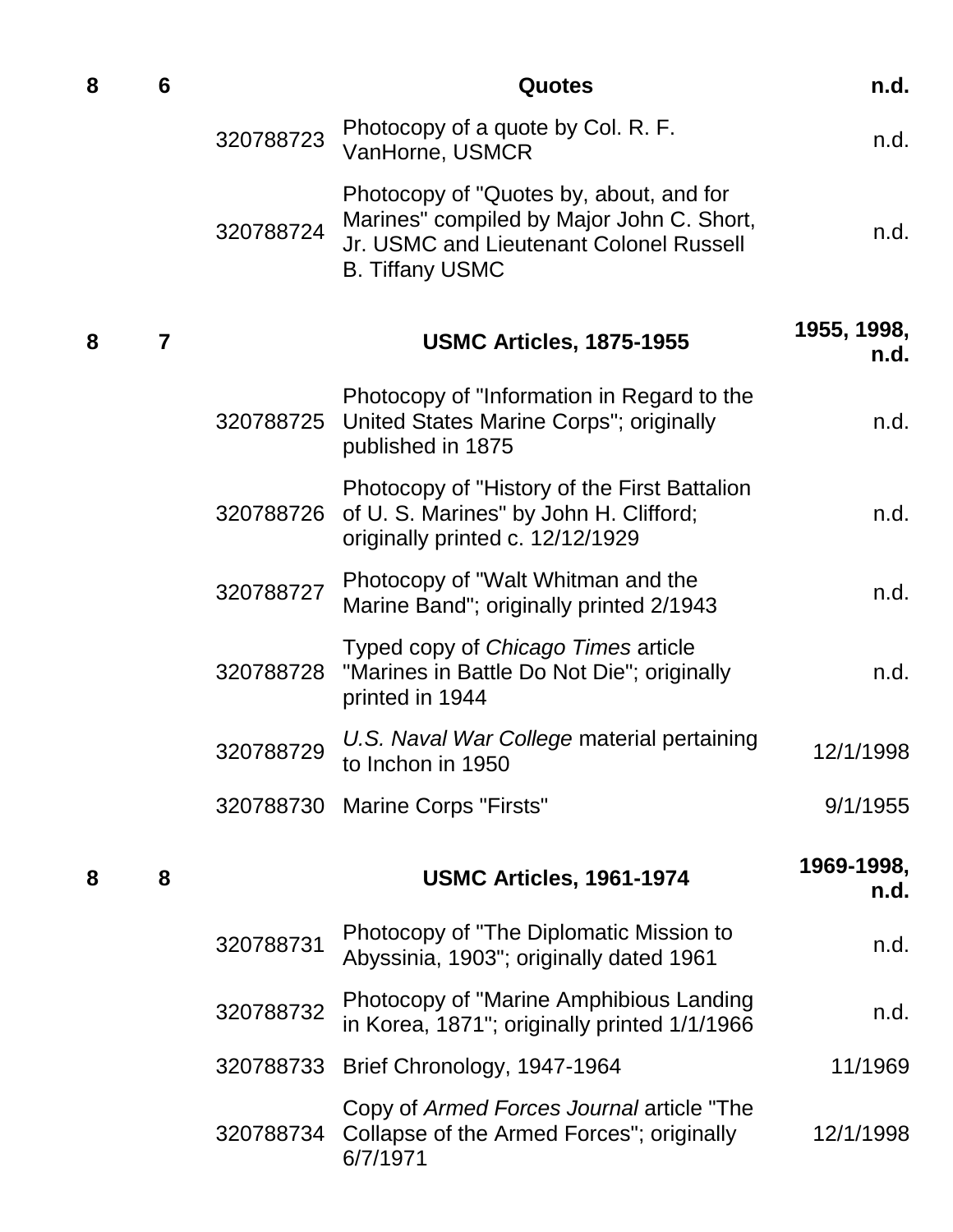| Box | Folder | Item ID | Title | Date |
|---|---|---|---|---|
| **8** | **6** | | **Quotes** | **n.d.** |
| | | 320788723 | Photocopy of a quote by Col. R. F. VanHorne, USMCR | n.d. |
| | | 320788724 | Photocopy of "Quotes by, about, and for Marines" compiled by Major John C. Short, Jr. USMC and Lieutenant Colonel Russell B. Tiffany USMC | n.d. |
| **8** | **7** | | **USMC Articles, 1875-1955** | **1955, 1998, n.d.** |
| | | 320788725 | Photocopy of "Information in Regard to the United States Marine Corps"; originally published in 1875 | n.d. |
| | | 320788726 | Photocopy of "History of the First Battalion of U. S. Marines" by John H. Clifford; originally printed c. 12/12/1929 | n.d. |
| | | 320788727 | Photocopy of "Walt Whitman and the Marine Band"; originally printed 2/1943 | n.d. |
| | | 320788728 | Typed copy of *Chicago Times* article "Marines in Battle Do Not Die"; originally printed in 1944 | n.d. |
| | | 320788729 | *U.S. Naval War College* material pertaining to Inchon in 1950 | 12/1/1998 |
| | | 320788730 | Marine Corps "Firsts" | 9/1/1955 |
| **8** | **8** | | **USMC Articles, 1961-1974** | **1969-1998, n.d.** |
| | | 320788731 | Photocopy of "The Diplomatic Mission to Abyssinia, 1903"; originally dated 1961 | n.d. |
| | | 320788732 | Photocopy of "Marine Amphibious Landing in Korea, 1871"; originally printed 1/1/1966 | n.d. |
| | | 320788733 | Brief Chronology, 1947-1964 | 11/1969 |
| | | 320788734 | Copy of *Armed Forces Journal* article "The Collapse of the Armed Forces"; originally 6/7/1971 | 12/1/1998 |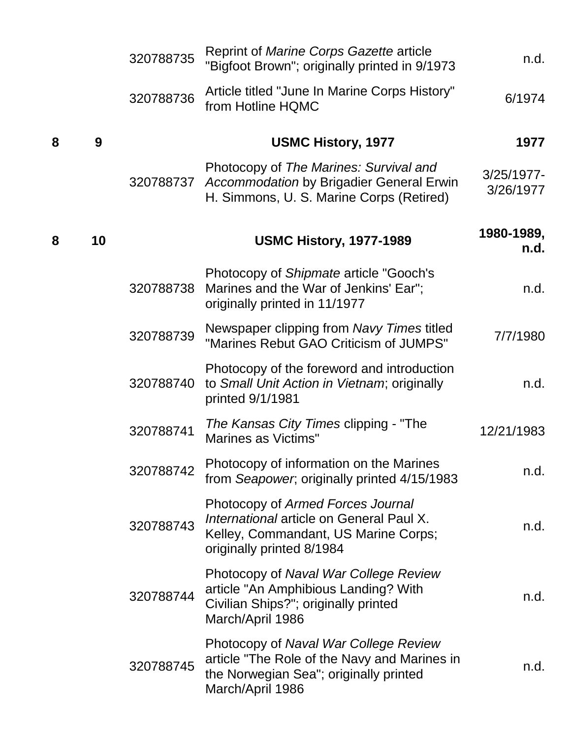| | | | | |
|---|---|---|---|---|
| | | 320788735 | Reprint of *Marine Corps Gazette* article "Bigfoot Brown"; originally printed in 9/1973 | n.d. |
| | | 320788736 | Article titled "June In Marine Corps History" from Hotline HQMC | 6/1974 |
| **8** | **9** | | **USMC History, 1977** | **1977** |
| | | 320788737 | Photocopy of *The Marines: Survival and Accommodation* by Brigadier General Erwin H. Simmons, U. S. Marine Corps (Retired) | 3/25/1977-3/26/1977 |
| **8** | **10** | | **USMC History, 1977-1989** | **1980-1989, n.d.** |
| | | 320788738 | Photocopy of *Shipmate* article "Gooch's Marines and the War of Jenkins' Ear"; originally printed in 11/1977 | n.d. |
| | | 320788739 | Newspaper clipping from *Navy Times* titled "Marines Rebut GAO Criticism of JUMPS" | 7/7/1980 |
| | | 320788740 | Photocopy of the foreword and introduction to *Small Unit Action in Vietnam*; originally printed 9/1/1981 | n.d. |
| | | 320788741 | *The Kansas City Times* clipping - "The Marines as Victims" | 12/21/1983 |
| | | 320788742 | Photocopy of information on the Marines from *Seapower*; originally printed 4/15/1983 | n.d. |
| | | 320788743 | Photocopy of *Armed Forces Journal International* article on General Paul X. Kelley, Commandant, US Marine Corps; originally printed 8/1984 | n.d. |
| | | 320788744 | Photocopy of *Naval War College Review* article "An Amphibious Landing? With Civilian Ships?"; originally printed March/April 1986 | n.d. |
| | | 320788745 | Photocopy of *Naval War College Review* article "The Role of the Navy and Marines in the Norwegian Sea"; originally printed March/April 1986 | n.d. |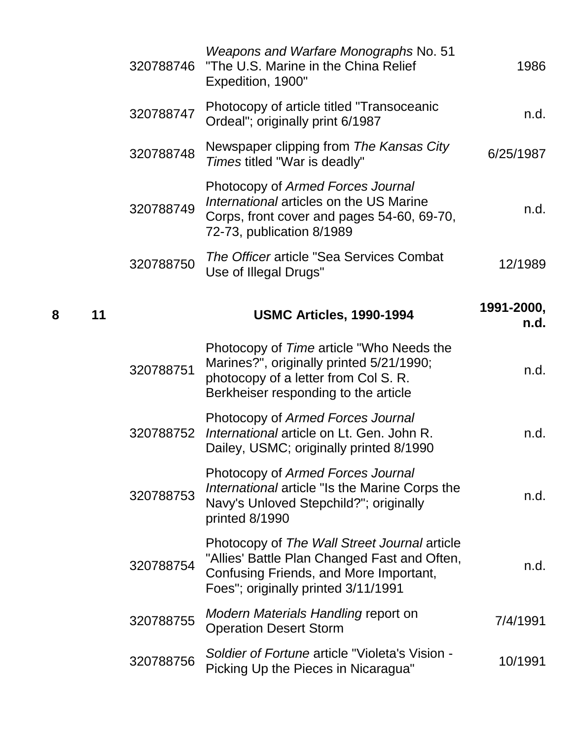| Box | Folder | ID | Description | Date |
|---|---|---|---|---|
| | | 320788746 | *Weapons and Warfare Monographs* No. 51 "The U.S. Marine in the China Relief Expedition, 1900" | 1986 |
| | | 320788747 | Photocopy of article titled "Transoceanic Ordeal"; originally print 6/1987 | n.d. |
| | | 320788748 | Newspaper clipping from *The Kansas City Times* titled "War is deadly" | 6/25/1987 |
| | | 320788749 | Photocopy of *Armed Forces Journal International* articles on the US Marine Corps, front cover and pages 54-60, 69-70, 72-73, publication 8/1989 | n.d. |
| | | 320788750 | *The Officer* article "Sea Services Combat Use of Illegal Drugs" | 12/1989 |
| **8** | **11** | | **USMC Articles, 1990-1994** | **1991-2000, n.d.** |
| | | 320788751 | Photocopy of *Time* article "Who Needs the Marines?", originally printed 5/21/1990; photocopy of a letter from Col S. R. Berkheiser responding to the article | n.d. |
| | | 320788752 | Photocopy of *Armed Forces Journal International* article on Lt. Gen. John R. Dailey, USMC; originally printed 8/1990 | n.d. |
| | | 320788753 | Photocopy of *Armed Forces Journal International* article "Is the Marine Corps the Navy's Unloved Stepchild?"; originally printed 8/1990 | n.d. |
| | | 320788754 | Photocopy of *The Wall Street Journal* article "Allies' Battle Plan Changed Fast and Often, Confusing Friends, and More Important, Foes"; originally printed 3/11/1991 | n.d. |
| | | 320788755 | *Modern Materials Handling* report on Operation Desert Storm | 7/4/1991 |
| | | 320788756 | *Soldier of Fortune* article "Violeta's Vision - Picking Up the Pieces in Nicaragua" | 10/1991 |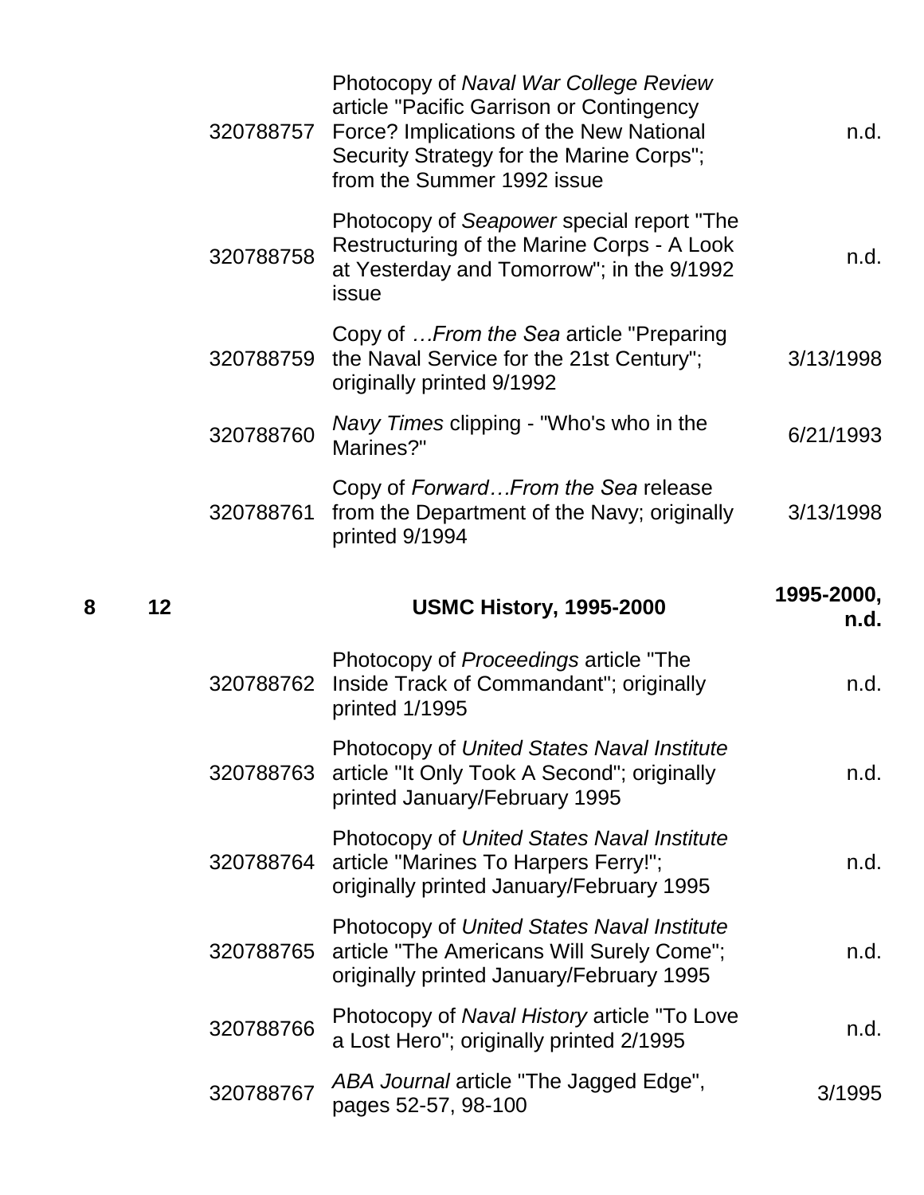| Box | Folder | ID | Description | Date |
|---|---|---|---|---|
| | | 320788757 | Photocopy of *Naval War College Review* article "Pacific Garrison or Contingency Force? Implications of the New National Security Strategy for the Marine Corps"; from the Summer 1992 issue | n.d. |
| | | 320788758 | Photocopy of *Seapower* special report "The Restructuring of the Marine Corps - A Look at Yesterday and Tomorrow"; in the 9/1992 issue | n.d. |
| | | 320788759 | Copy of *…From the Sea* article "Preparing the Naval Service for the 21st Century"; originally printed 9/1992 | 3/13/1998 |
| | | 320788760 | *Navy Times* clipping - "Who's who in the Marines?" | 6/21/1993 |
| | | 320788761 | Copy of *Forward…From the Sea* release from the Department of the Navy; originally printed 9/1994 | 3/13/1998 |
| **8** | **12** | | **USMC History, 1995-2000** | **1995-2000, n.d.** |
| | | 320788762 | Photocopy of *Proceedings* article "The Inside Track of Commandant"; originally printed 1/1995 | n.d. |
| | | 320788763 | Photocopy of *United States Naval Institute* article "It Only Took A Second"; originally printed January/February 1995 | n.d. |
| | | 320788764 | Photocopy of *United States Naval Institute* article "Marines To Harpers Ferry!"; originally printed January/February 1995 | n.d. |
| | | 320788765 | Photocopy of *United States Naval Institute* article "The Americans Will Surely Come"; originally printed January/February 1995 | n.d. |
| | | 320788766 | Photocopy of *Naval History* article "To Love a Lost Hero"; originally printed 2/1995 | n.d. |
| | | 320788767 | *ABA Journal* article "The Jagged Edge", pages 52-57, 98-100 | 3/1995 |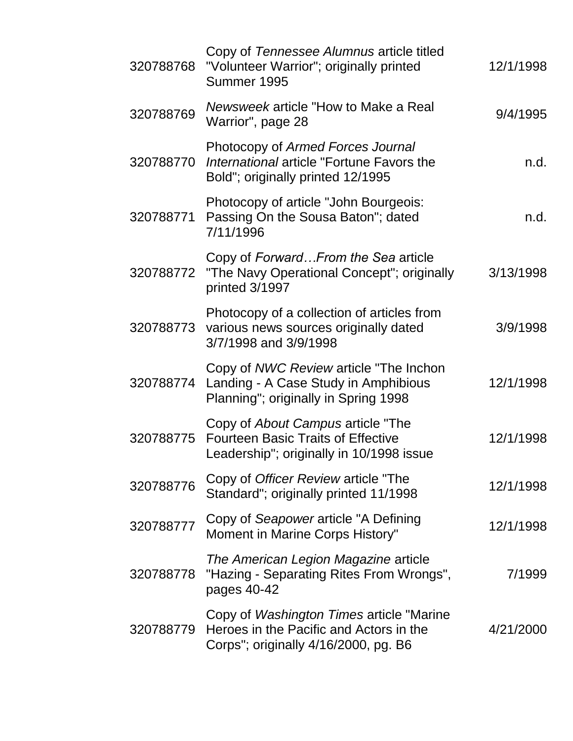| | | |
|---|---|---|
| 320788768 | Copy of *Tennessee Alumnus* article titled "Volunteer Warrior"; originally printed Summer 1995 | 12/1/1998 |
| 320788769 | *Newsweek* article "How to Make a Real Warrior", page 28 | 9/4/1995 |
| 320788770 | Photocopy of *Armed Forces Journal International* article "Fortune Favors the Bold"; originally printed 12/1995 | n.d. |
| 320788771 | Photocopy of article "John Bourgeois: Passing On the Sousa Baton"; dated 7/11/1996 | n.d. |
| 320788772 | Copy of *Forward…From the Sea* article "The Navy Operational Concept"; originally printed 3/1997 | 3/13/1998 |
| 320788773 | Photocopy of a collection of articles from various news sources originally dated 3/7/1998 and 3/9/1998 | 3/9/1998 |
| 320788774 | Copy of *NWC Review* article "The Inchon Landing - A Case Study in Amphibious Planning"; originally in Spring 1998 | 12/1/1998 |
| 320788775 | Copy of *About Campus* article "The Fourteen Basic Traits of Effective Leadership"; originally in 10/1998 issue | 12/1/1998 |
| 320788776 | Copy of *Officer Review* article "The Standard"; originally printed 11/1998 | 12/1/1998 |
| 320788777 | Copy of *Seapower* article "A Defining Moment in Marine Corps History" | 12/1/1998 |
| 320788778 | *The American Legion Magazine* article "Hazing - Separating Rites From Wrongs", pages 40-42 | 7/1999 |
| 320788779 | Copy of *Washington Times* article "Marine Heroes in the Pacific and Actors in the Corps"; originally 4/16/2000, pg. B6 | 4/21/2000 |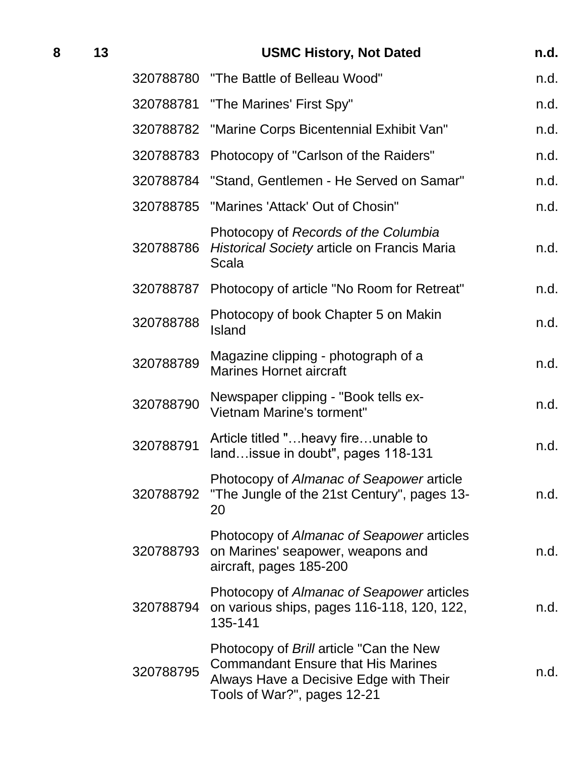| | | | | |
|---|---|---|---|---|
| **8** | **13** | | **USMC History, Not Dated** | **n.d.** |
| | | 320788780 | "The Battle of Belleau Wood" | n.d. |
| | | 320788781 | "The Marines' First Spy" | n.d. |
| | | 320788782 | "Marine Corps Bicentennial Exhibit Van" | n.d. |
| | | 320788783 | Photocopy of "Carlson of the Raiders" | n.d. |
| | | 320788784 | "Stand, Gentlemen - He Served on Samar" | n.d. |
| | | 320788785 | "Marines 'Attack' Out of Chosin" | n.d. |
| | | 320788786 | Photocopy of *Records of the Columbia Historical Society* article on Francis Maria Scala | n.d. |
| | | 320788787 | Photocopy of article "No Room for Retreat" | n.d. |
| | | 320788788 | Photocopy of book Chapter 5 on Makin Island | n.d. |
| | | 320788789 | Magazine clipping - photograph of a Marines Hornet aircraft | n.d. |
| | | 320788790 | Newspaper clipping - "Book tells ex-Vietnam Marine's torment" | n.d. |
| | | 320788791 | Article titled "…heavy fire…unable to land…issue in doubt", pages 118-131 | n.d. |
| | | 320788792 | Photocopy of *Almanac of Seapower* article "The Jungle of the 21st Century", pages 13-20 | n.d. |
| | | 320788793 | Photocopy of *Almanac of Seapower* articles on Marines' seapower, weapons and aircraft, pages 185-200 | n.d. |
| | | 320788794 | Photocopy of *Almanac of Seapower* articles on various ships, pages 116-118, 120, 122, 135-141 | n.d. |
| | | 320788795 | Photocopy of *Brill* article "Can the New Commandant Ensure that His Marines Always Have a Decisive Edge with Their Tools of War?", pages 12-21 | n.d. |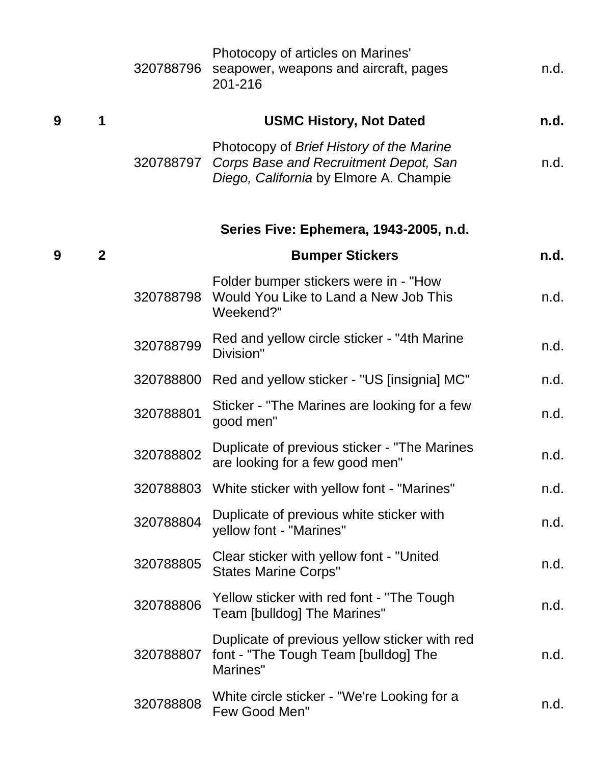| Box | Folder | Item ID | Description | Date |
|---|---|---|---|---|
| | | 320788796 | Photocopy of articles on Marines' seapower, weapons and aircraft, pages 201-216 | n.d. |
| **9** | **1** | | **USMC History, Not Dated** | **n.d.** |
| | | 320788797 | Photocopy of *Brief History of the Marine Corps Base and Recruitment Depot, San Diego, California* by Elmore A. Champie | n.d. |

**Series Five: Ephemera, 1943-2005, n.d.**

| Box | Folder | Item ID | Description | Date |
|---|---|---|---|---|
| **9** | **2** | | **Bumper Stickers** | **n.d.** |
| | | 320788798 | Folder bumper stickers were in - "How Would You Like to Land a New Job This Weekend?" | n.d. |
| | | 320788799 | Red and yellow circle sticker - "4th Marine Division" | n.d. |
| | | 320788800 | Red and yellow sticker - "US [insignia] MC" | n.d. |
| | | 320788801 | Sticker - "The Marines are looking for a few good men" | n.d. |
| | | 320788802 | Duplicate of previous sticker - "The Marines are looking for a few good men" | n.d. |
| | | 320788803 | White sticker with yellow font - "Marines" | n.d. |
| | | 320788804 | Duplicate of previous white sticker with yellow font - "Marines" | n.d. |
| | | 320788805 | Clear sticker with yellow font - "United States Marine Corps" | n.d. |
| | | 320788806 | Yellow sticker with red font - "The Tough Team [bulldog] The Marines" | n.d. |
| | | 320788807 | Duplicate of previous yellow sticker with red font - "The Tough Team [bulldog] The Marines" | n.d. |
| | | 320788808 | White circle sticker - "We're Looking for a Few Good Men" | n.d. |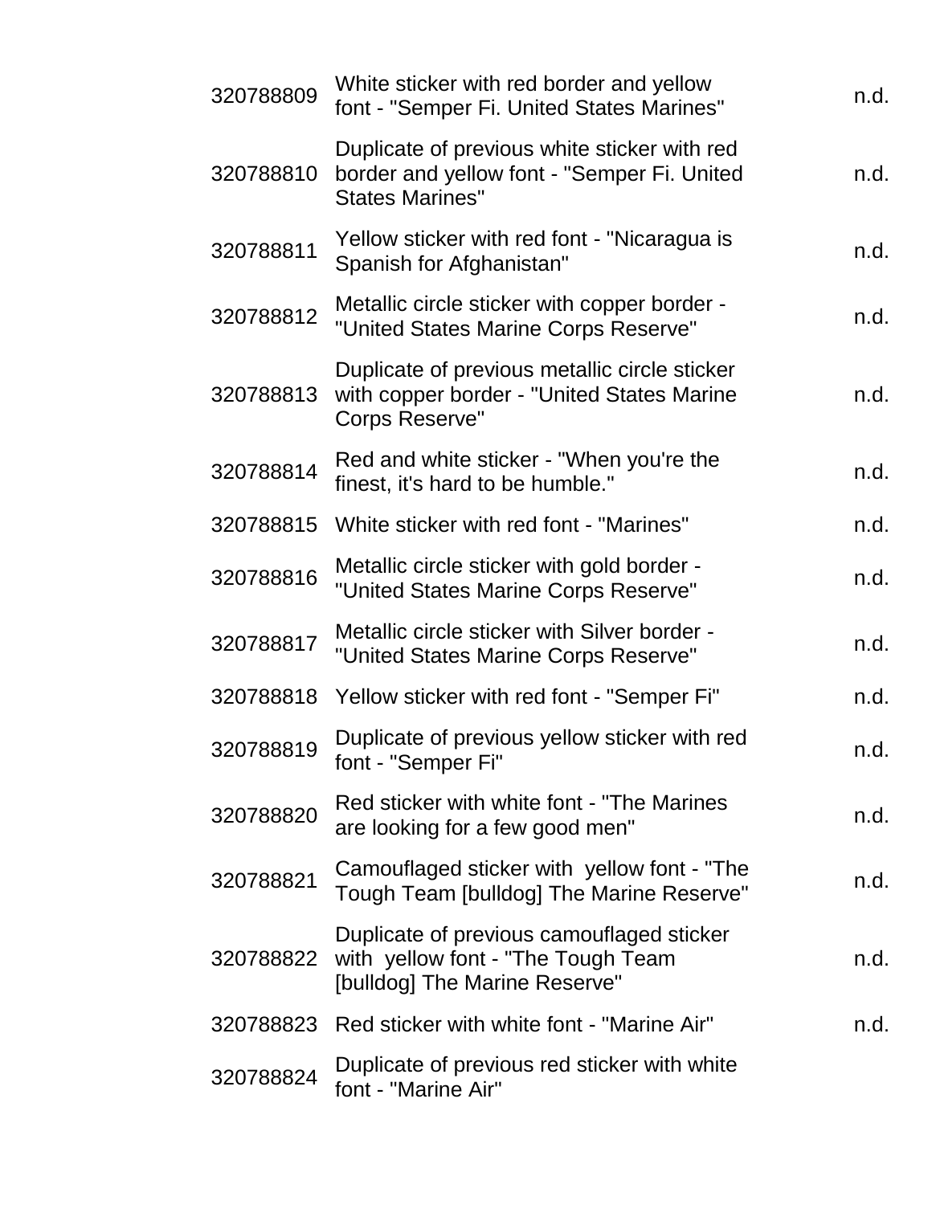| | | |
|---|---|---|
| 320788809 | White sticker with red border and yellow font - "Semper Fi. United States Marines" | n.d. |
| 320788810 | Duplicate of previous white sticker with red border and yellow font - "Semper Fi. United States Marines" | n.d. |
| 320788811 | Yellow sticker with red font - "Nicaragua is Spanish for Afghanistan" | n.d. |
| 320788812 | Metallic circle sticker with copper border - "United States Marine Corps Reserve" | n.d. |
| 320788813 | Duplicate of previous metallic circle sticker with copper border - "United States Marine Corps Reserve" | n.d. |
| 320788814 | Red and white sticker - "When you're the finest, it's hard to be humble." | n.d. |
| 320788815 | White sticker with red font - "Marines" | n.d. |
| 320788816 | Metallic circle sticker with gold border - "United States Marine Corps Reserve" | n.d. |
| 320788817 | Metallic circle sticker with Silver border - "United States Marine Corps Reserve" | n.d. |
| 320788818 | Yellow sticker with red font - "Semper Fi" | n.d. |
| 320788819 | Duplicate of previous yellow sticker with red font - "Semper Fi" | n.d. |
| 320788820 | Red sticker with white font - "The Marines are looking for a few good men" | n.d. |
| 320788821 | Camouflaged sticker with yellow font - "The Tough Team [bulldog] The Marine Reserve" | n.d. |
| 320788822 | Duplicate of previous camouflaged sticker with yellow font - "The Tough Team [bulldog] The Marine Reserve" | n.d. |
| 320788823 | Red sticker with white font - "Marine Air" | n.d. |
| 320788824 | Duplicate of previous red sticker with white font - "Marine Air" | |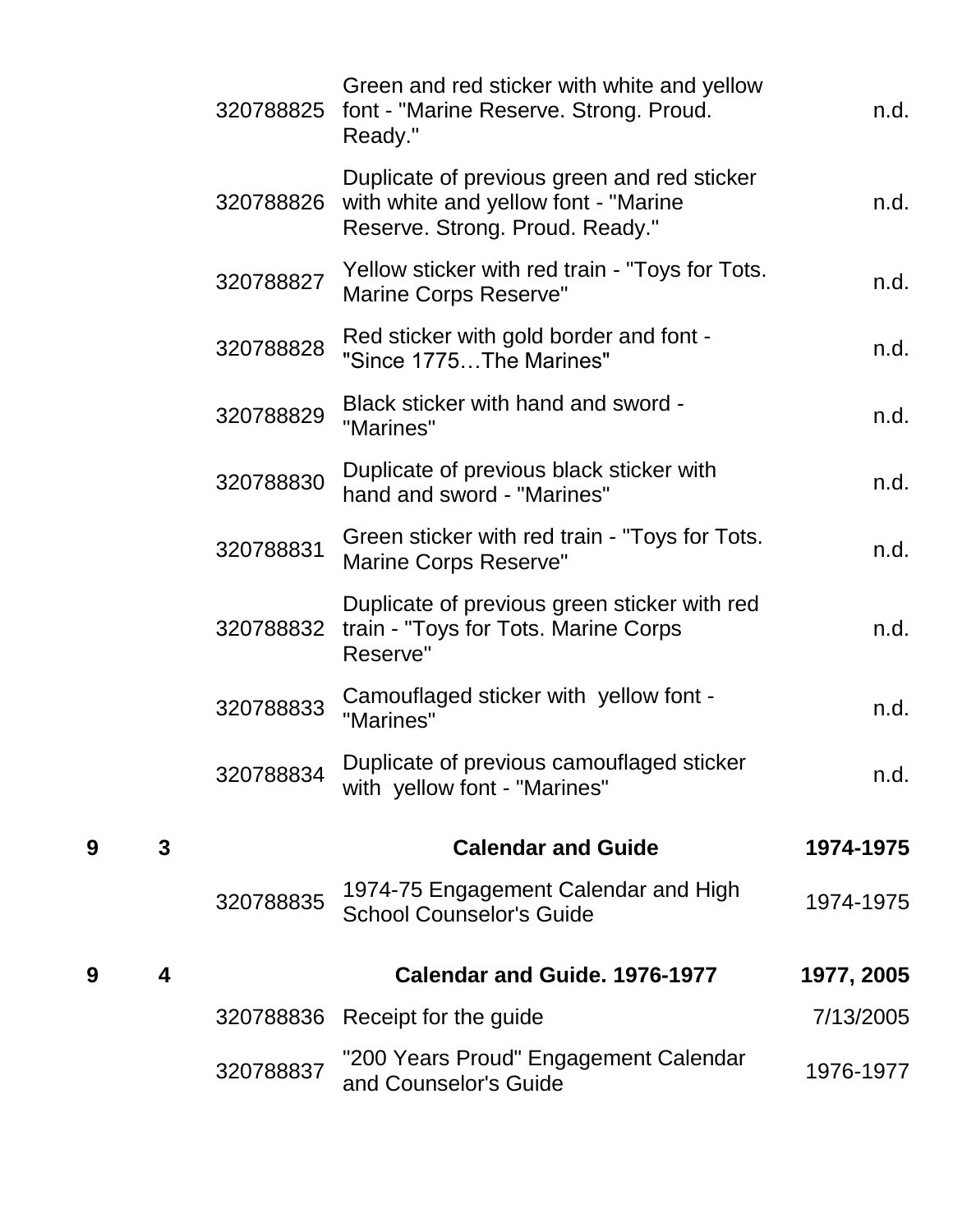| Box | Folder | Item ID | Description | Date |
|---|---|---|---|---|
| | | 320788825 | Green and red sticker with white and yellow font - "Marine Reserve. Strong. Proud. Ready." | n.d. |
| | | 320788826 | Duplicate of previous green and red sticker with white and yellow font - "Marine Reserve. Strong. Proud. Ready." | n.d. |
| | | 320788827 | Yellow sticker with red train - "Toys for Tots. Marine Corps Reserve" | n.d. |
| | | 320788828 | Red sticker with gold border and font - "Since 1775…The Marines" | n.d. |
| | | 320788829 | Black sticker with hand and sword - "Marines" | n.d. |
| | | 320788830 | Duplicate of previous black sticker with hand and sword - "Marines" | n.d. |
| | | 320788831 | Green sticker with red train - "Toys for Tots. Marine Corps Reserve" | n.d. |
| | | 320788832 | Duplicate of previous green sticker with red train - "Toys for Tots. Marine Corps Reserve" | n.d. |
| | | 320788833 | Camouflaged sticker with yellow font - "Marines" | n.d. |
| | | 320788834 | Duplicate of previous camouflaged sticker with yellow font - "Marines" | n.d. |
| **9** | **3** | | **Calendar and Guide** | **1974-1975** |
| | | 320788835 | 1974-75 Engagement Calendar and High School Counselor's Guide | 1974-1975 |
| **9** | **4** | | **Calendar and Guide. 1976-1977** | **1977, 2005** |
| | | 320788836 | Receipt for the guide | 7/13/2005 |
| | | 320788837 | "200 Years Proud" Engagement Calendar and Counselor's Guide | 1976-1977 |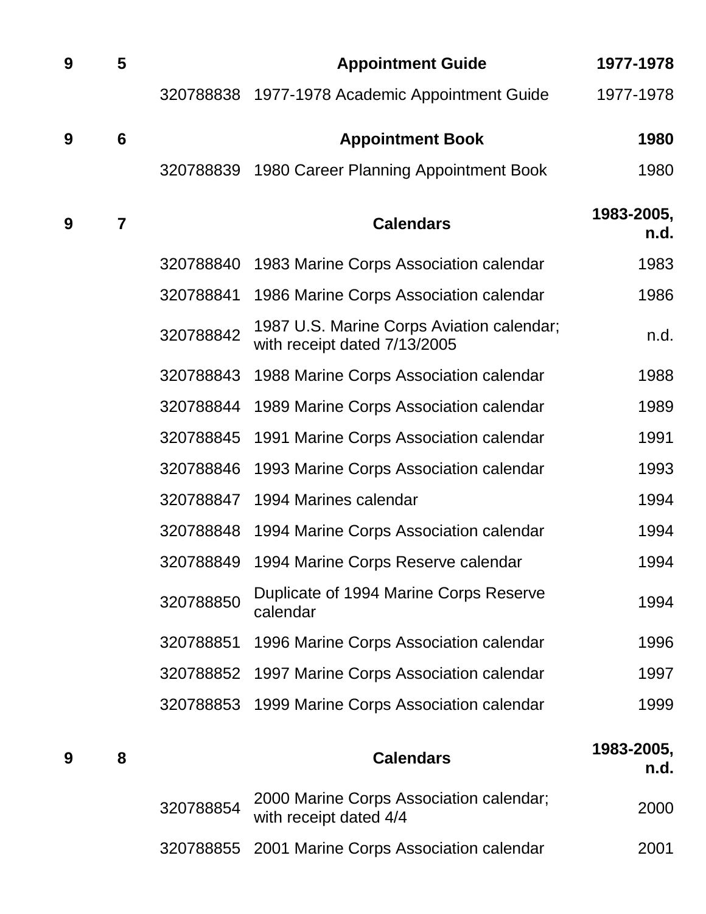| Box | Folder | ID | Title | Date |
|---|---|---|---|---|
| **9** | **5** | | **Appointment Guide** | **1977-1978** |
| | | 320788838 | 1977-1978 Academic Appointment Guide | 1977-1978 |
| **9** | **6** | | **Appointment Book** | **1980** |
| | | 320788839 | 1980 Career Planning Appointment Book | 1980 |
| **9** | **7** | | **Calendars** | **1983-2005, n.d.** |
| | | 320788840 | 1983 Marine Corps Association calendar | 1983 |
| | | 320788841 | 1986 Marine Corps Association calendar | 1986 |
| | | 320788842 | 1987 U.S. Marine Corps Aviation calendar; with receipt dated 7/13/2005 | n.d. |
| | | 320788843 | 1988 Marine Corps Association calendar | 1988 |
| | | 320788844 | 1989 Marine Corps Association calendar | 1989 |
| | | 320788845 | 1991 Marine Corps Association calendar | 1991 |
| | | 320788846 | 1993 Marine Corps Association calendar | 1993 |
| | | 320788847 | 1994 Marines calendar | 1994 |
| | | 320788848 | 1994 Marine Corps Association calendar | 1994 |
| | | 320788849 | 1994 Marine Corps Reserve calendar | 1994 |
| | | 320788850 | Duplicate of 1994 Marine Corps Reserve calendar | 1994 |
| | | 320788851 | 1996 Marine Corps Association calendar | 1996 |
| | | 320788852 | 1997 Marine Corps Association calendar | 1997 |
| | | 320788853 | 1999 Marine Corps Association calendar | 1999 |
| **9** | **8** | | **Calendars** | **1983-2005, n.d.** |
| | | 320788854 | 2000 Marine Corps Association calendar; with receipt dated 4/4 | 2000 |
| | | 320788855 | 2001 Marine Corps Association calendar | 2001 |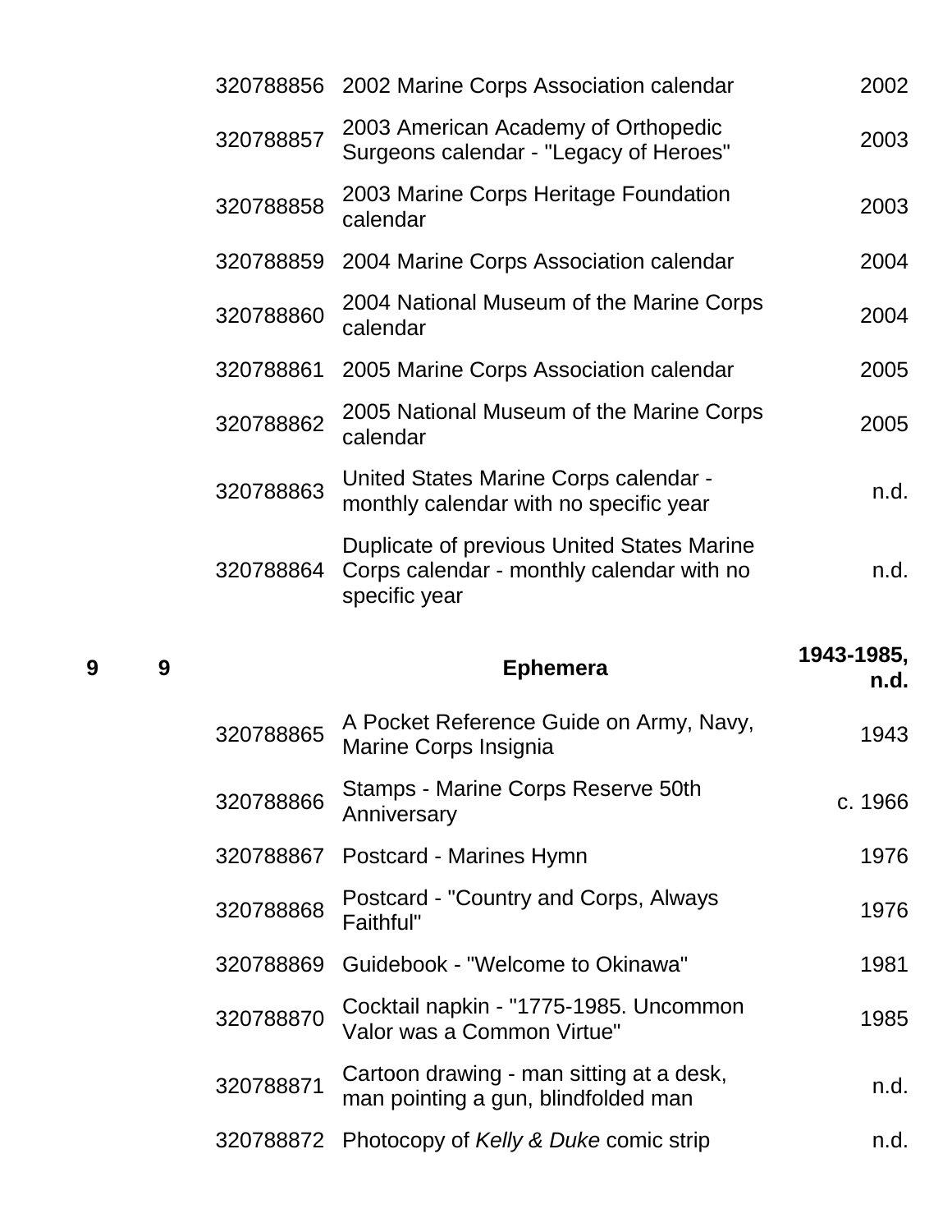| | | | | |
|---|---|---|---|---|
| | | 320788856 | 2002 Marine Corps Association calendar | 2002 |
| | | 320788857 | 2003 American Academy of Orthopedic Surgeons calendar - "Legacy of Heroes" | 2003 |
| | | 320788858 | 2003 Marine Corps Heritage Foundation calendar | 2003 |
| | | 320788859 | 2004 Marine Corps Association calendar | 2004 |
| | | 320788860 | 2004 National Museum of the Marine Corps calendar | 2004 |
| | | 320788861 | 2005 Marine Corps Association calendar | 2005 |
| | | 320788862 | 2005 National Museum of the Marine Corps calendar | 2005 |
| | | 320788863 | United States Marine Corps calendar - monthly calendar with no specific year | n.d. |
| | | 320788864 | Duplicate of previous United States Marine Corps calendar - monthly calendar with no specific year | n.d. |
| **9** | **9** | | **Ephemera** | **1943-1985, n.d.** |
| | | 320788865 | A Pocket Reference Guide on Army, Navy, Marine Corps Insignia | 1943 |
| | | 320788866 | Stamps - Marine Corps Reserve 50th Anniversary | c. 1966 |
| | | 320788867 | Postcard - Marines Hymn | 1976 |
| | | 320788868 | Postcard - "Country and Corps, Always Faithful" | 1976 |
| | | 320788869 | Guidebook - "Welcome to Okinawa" | 1981 |
| | | 320788870 | Cocktail napkin - "1775-1985. Uncommon Valor was a Common Virtue" | 1985 |
| | | 320788871 | Cartoon drawing - man sitting at a desk, man pointing a gun, blindfolded man | n.d. |
| | | 320788872 | Photocopy of *Kelly & Duke* comic strip | n.d. |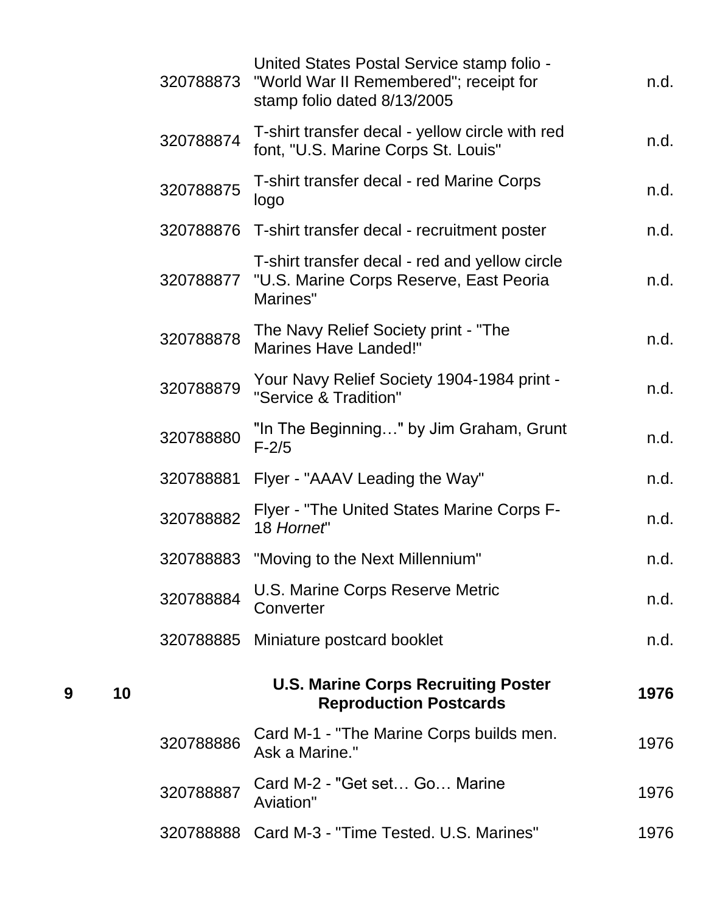| | | | | |
|---|---|---|---|---|
| | | 320788873 | United States Postal Service stamp folio - "World War II Remembered"; receipt for stamp folio dated 8/13/2005 | n.d. |
| | | 320788874 | T-shirt transfer decal - yellow circle with red font, "U.S. Marine Corps St. Louis" | n.d. |
| | | 320788875 | T-shirt transfer decal - red Marine Corps logo | n.d. |
| | | 320788876 | T-shirt transfer decal - recruitment poster | n.d. |
| | | 320788877 | T-shirt transfer decal - red and yellow circle "U.S. Marine Corps Reserve, East Peoria Marines" | n.d. |
| | | 320788878 | The Navy Relief Society print - "The Marines Have Landed!" | n.d. |
| | | 320788879 | Your Navy Relief Society 1904-1984 print - "Service & Tradition" | n.d. |
| | | 320788880 | "In The Beginning…" by Jim Graham, Grunt F-2/5 | n.d. |
| | | 320788881 | Flyer - "AAAV Leading the Way" | n.d. |
| | | 320788882 | Flyer - "The United States Marine Corps F-18 *Hornet*" | n.d. |
| | | 320788883 | "Moving to the Next Millennium" | n.d. |
| | | 320788884 | U.S. Marine Corps Reserve Metric Converter | n.d. |
| | | 320788885 | Miniature postcard booklet | n.d. |
| **9** | **10** | | **U.S. Marine Corps Recruiting Poster Reproduction Postcards** | **1976** |
| | | 320788886 | Card M-1 - "The Marine Corps builds men. Ask a Marine." | 1976 |
| | | 320788887 | Card M-2 - "Get set… Go… Marine Aviation" | 1976 |
| | | 320788888 | Card M-3 - "Time Tested. U.S. Marines" | 1976 |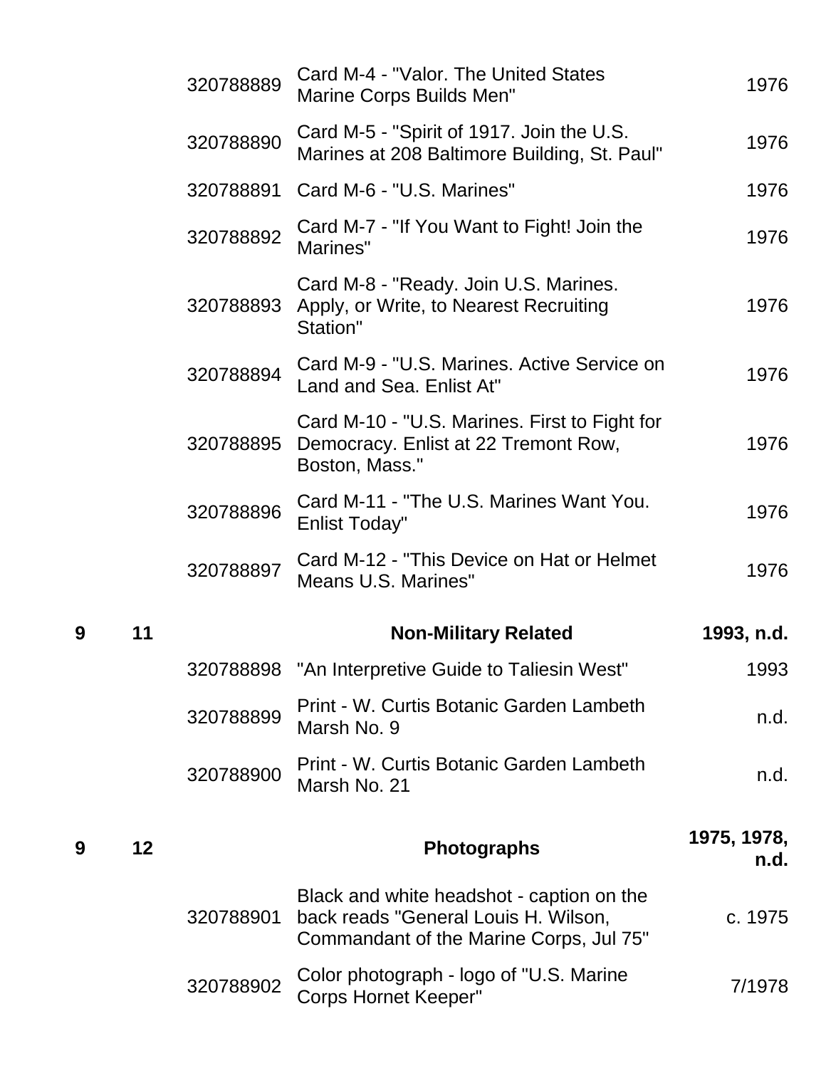| | | | | |
|---|---|---|---|---|
| | | 320788889 | Card M-4 - "Valor. The United States Marine Corps Builds Men" | 1976 |
| | | 320788890 | Card M-5 - "Spirit of 1917. Join the U.S. Marines at 208 Baltimore Building, St. Paul" | 1976 |
| | | 320788891 | Card M-6 - "U.S. Marines" | 1976 |
| | | 320788892 | Card M-7 - "If You Want to Fight! Join the Marines" | 1976 |
| | | 320788893 | Card M-8 - "Ready. Join U.S. Marines. Apply, or Write, to Nearest Recruiting Station" | 1976 |
| | | 320788894 | Card M-9 - "U.S. Marines. Active Service on Land and Sea. Enlist At" | 1976 |
| | | 320788895 | Card M-10 - "U.S. Marines. First to Fight for Democracy. Enlist at 22 Tremont Row, Boston, Mass." | 1976 |
| | | 320788896 | Card M-11 - "The U.S. Marines Want You. Enlist Today" | 1976 |
| | | 320788897 | Card M-12 - "This Device on Hat or Helmet Means U.S. Marines" | 1976 |
| **9** | **11** | | **Non-Military Related** | **1993, n.d.** |
| | | 320788898 | "An Interpretive Guide to Taliesin West" | 1993 |
| | | 320788899 | Print - W. Curtis Botanic Garden Lambeth Marsh No. 9 | n.d. |
| | | 320788900 | Print - W. Curtis Botanic Garden Lambeth Marsh No. 21 | n.d. |
| **9** | **12** | | **Photographs** | **1975, 1978, n.d.** |
| | | 320788901 | Black and white headshot - caption on the back reads "General Louis H. Wilson, Commandant of the Marine Corps, Jul 75" | c. 1975 |
| | | 320788902 | Color photograph - logo of "U.S. Marine Corps Hornet Keeper" | 7/1978 |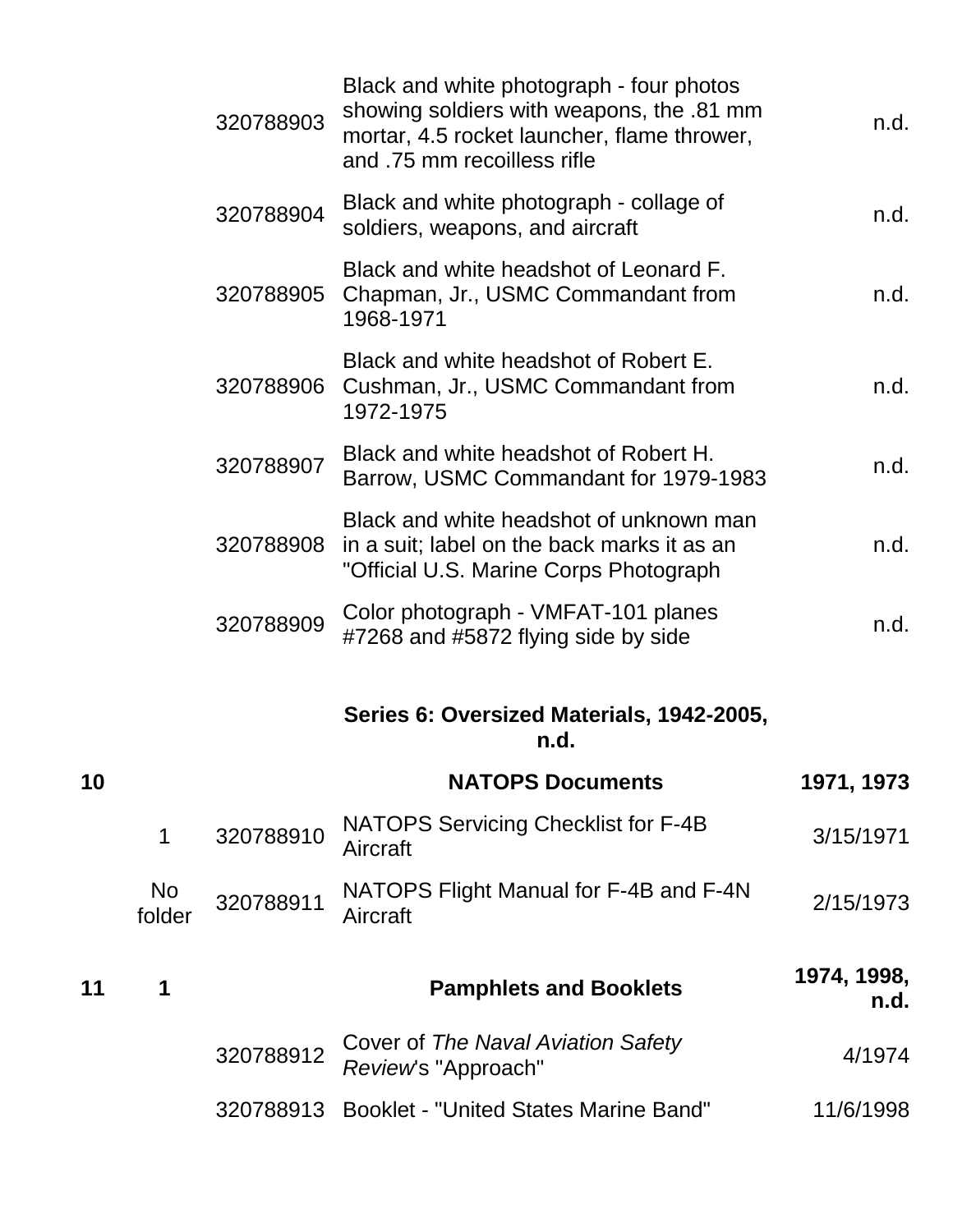| Box | Folder | Item ID | Description | Date |
|---|---|---|---|---|
| | | 320788903 | Black and white photograph - four photos showing soldiers with weapons, the .81 mm mortar, 4.5 rocket launcher, flame thrower, and .75 mm recoilless rifle | n.d. |
| | | 320788904 | Black and white photograph - collage of soldiers, weapons, and aircraft | n.d. |
| | | 320788905 | Black and white headshot of Leonard F. Chapman, Jr., USMC Commandant from 1968-1971 | n.d. |
| | | 320788906 | Black and white headshot of Robert E. Cushman, Jr., USMC Commandant from 1972-1975 | n.d. |
| | | 320788907 | Black and white headshot of Robert H. Barrow, USMC Commandant for 1979-1983 | n.d. |
| | | 320788908 | Black and white headshot of unknown man in a suit; label on the back marks it as an "Official U.S. Marine Corps Photograph | n.d. |
| | | 320788909 | Color photograph - VMFAT-101 planes #7268 and #5872 flying side by side | n.d. |

**Series 6: Oversized Materials, 1942-2005, n.d.**

| Box | Folder | Item ID | Description | Date |
|---|---|---|---|---|
| **10** | | | **NATOPS Documents** | **1971, 1973** |
| | 1 | 320788910 | NATOPS Servicing Checklist for F-4B Aircraft | 3/15/1971 |
| | No folder | 320788911 | NATOPS Flight Manual for F-4B and F-4N Aircraft | 2/15/1973 |
| **11** | **1** | | **Pamphlets and Booklets** | **1974, 1998, n.d.** |
| | | 320788912 | Cover of *The Naval Aviation Safety Review*'s "Approach" | 4/1974 |
| | | 320788913 | Booklet - "United States Marine Band" | 11/6/1998 |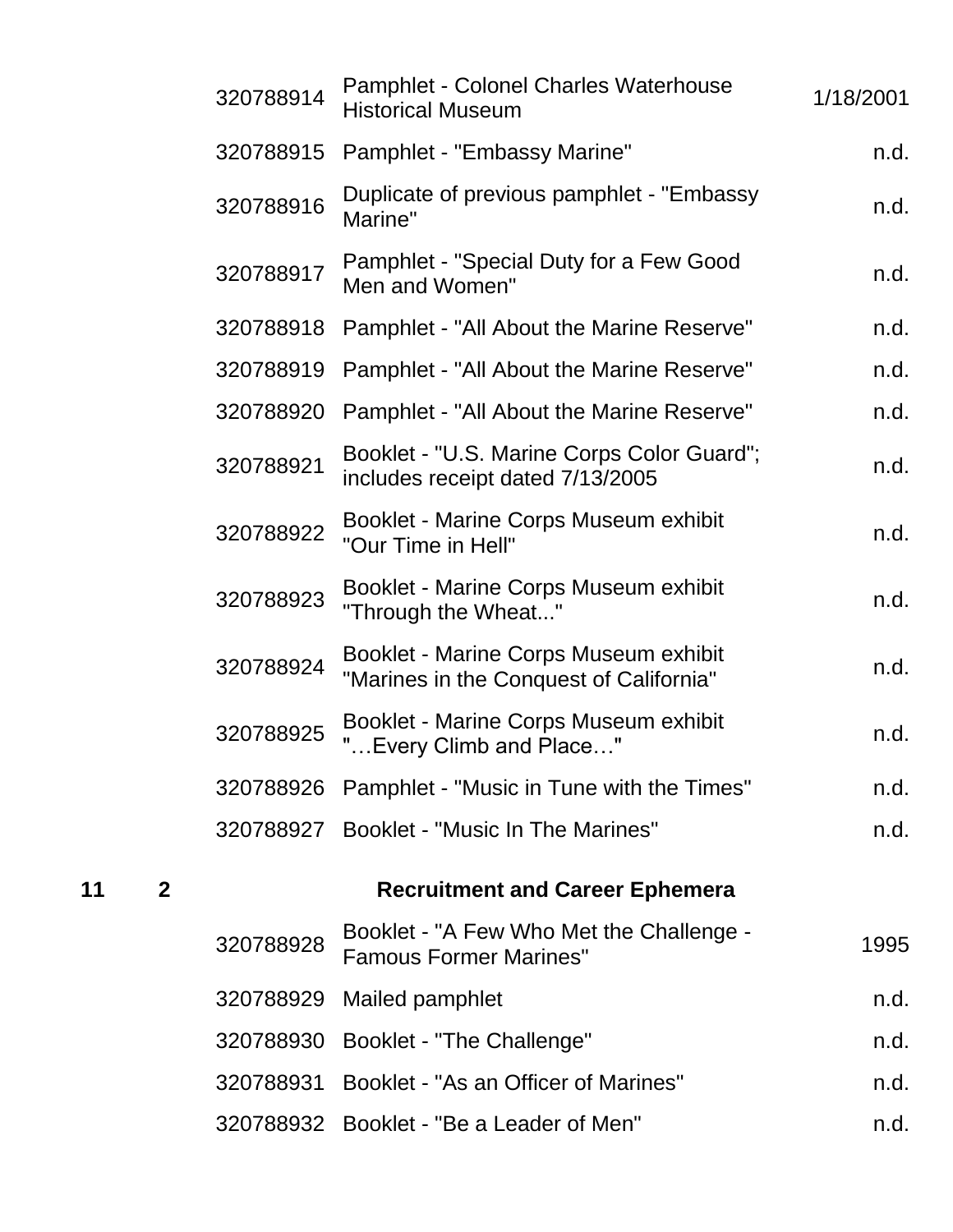| Box | Folder | ID | Description | Date |
|---|---|---|---|---|
| | | 320788914 | Pamphlet - Colonel Charles Waterhouse Historical Museum | 1/18/2001 |
| | | 320788915 | Pamphlet - "Embassy Marine" | n.d. |
| | | 320788916 | Duplicate of previous pamphlet - "Embassy Marine" | n.d. |
| | | 320788917 | Pamphlet - "Special Duty for a Few Good Men and Women" | n.d. |
| | | 320788918 | Pamphlet - "All About the Marine Reserve" | n.d. |
| | | 320788919 | Pamphlet - "All About the Marine Reserve" | n.d. |
| | | 320788920 | Pamphlet - "All About the Marine Reserve" | n.d. |
| | | 320788921 | Booklet - "U.S. Marine Corps Color Guard"; includes receipt dated 7/13/2005 | n.d. |
| | | 320788922 | Booklet - Marine Corps Museum exhibit "Our Time in Hell" | n.d. |
| | | 320788923 | Booklet - Marine Corps Museum exhibit "Through the Wheat..." | n.d. |
| | | 320788924 | Booklet - Marine Corps Museum exhibit "Marines in the Conquest of California" | n.d. |
| | | 320788925 | Booklet - Marine Corps Museum exhibit "…Every Climb and Place…" | n.d. |
| | | 320788926 | Pamphlet - "Music in Tune with the Times" | n.d. |
| | | 320788927 | Booklet - "Music In The Marines" | n.d. |
| **11** | **2** | | **Recruitment and Career Ephemera** | |
| | | 320788928 | Booklet - "A Few Who Met the Challenge - Famous Former Marines" | 1995 |
| | | 320788929 | Mailed pamphlet | n.d. |
| | | 320788930 | Booklet - "The Challenge" | n.d. |
| | | 320788931 | Booklet - "As an Officer of Marines" | n.d. |
| | | 320788932 | Booklet - "Be a Leader of Men" | n.d. |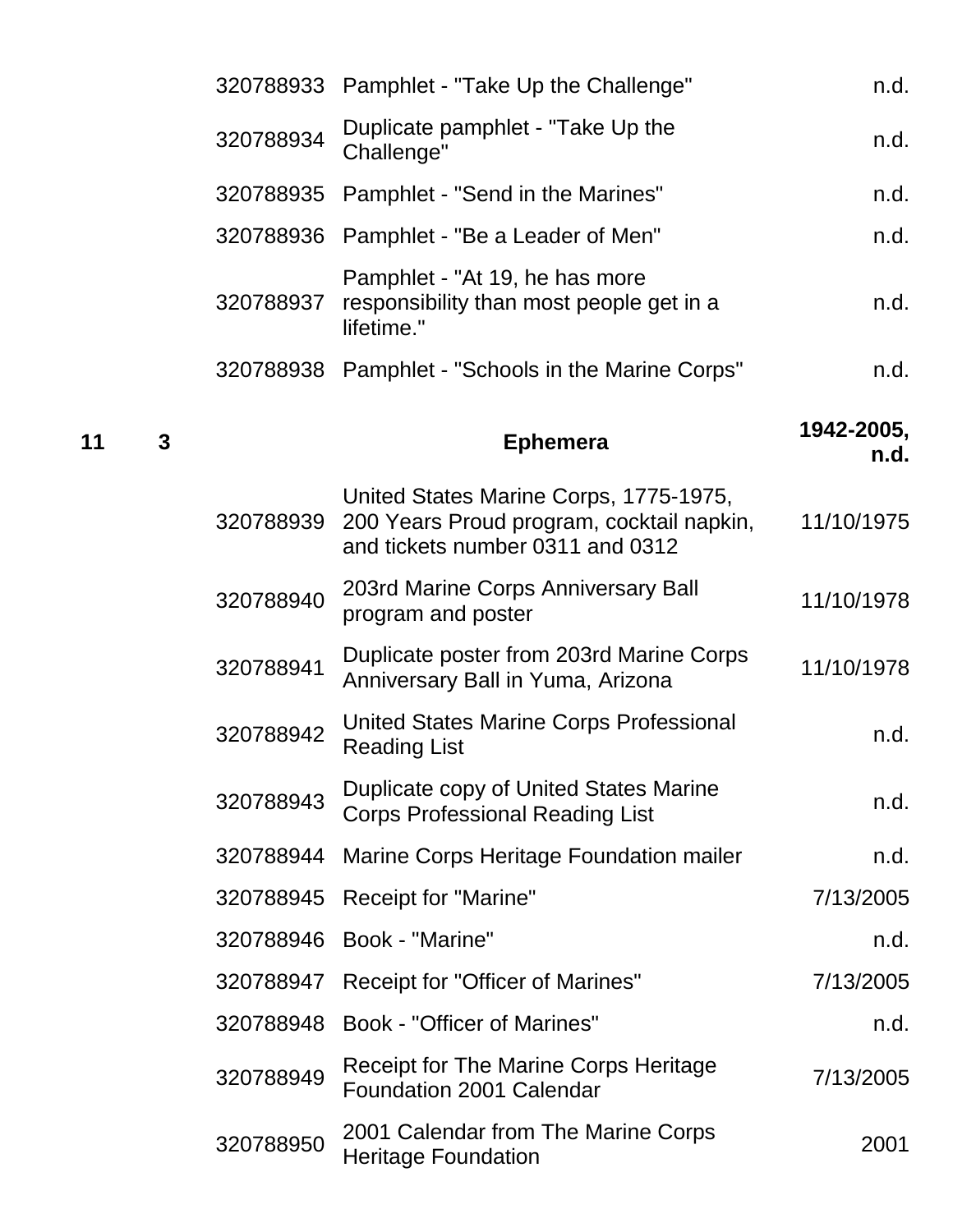| | | | | |
|---|---|---|---|---|
| | | 320788933 | Pamphlet - "Take Up the Challenge" | n.d. |
| | | 320788934 | Duplicate pamphlet - "Take Up the Challenge" | n.d. |
| | | 320788935 | Pamphlet - "Send in the Marines" | n.d. |
| | | 320788936 | Pamphlet - "Be a Leader of Men" | n.d. |
| | | 320788937 | Pamphlet - "At 19, he has more responsibility than most people get in a lifetime." | n.d. |
| | | 320788938 | Pamphlet - "Schools in the Marine Corps" | n.d. |
| **11** | **3** | | **Ephemera** | **1942-2005, n.d.** |
| | | 320788939 | United States Marine Corps, 1775-1975, 200 Years Proud program, cocktail napkin, and tickets number 0311 and 0312 | 11/10/1975 |
| | | 320788940 | 203rd Marine Corps Anniversary Ball program and poster | 11/10/1978 |
| | | 320788941 | Duplicate poster from 203rd Marine Corps Anniversary Ball in Yuma, Arizona | 11/10/1978 |
| | | 320788942 | United States Marine Corps Professional Reading List | n.d. |
| | | 320788943 | Duplicate copy of United States Marine Corps Professional Reading List | n.d. |
| | | 320788944 | Marine Corps Heritage Foundation mailer | n.d. |
| | | 320788945 | Receipt for "Marine" | 7/13/2005 |
| | | 320788946 | Book - "Marine" | n.d. |
| | | 320788947 | Receipt for "Officer of Marines" | 7/13/2005 |
| | | 320788948 | Book - "Officer of Marines" | n.d. |
| | | 320788949 | Receipt for The Marine Corps Heritage Foundation 2001 Calendar | 7/13/2005 |
| | | 320788950 | 2001 Calendar from The Marine Corps Heritage Foundation | 2001 |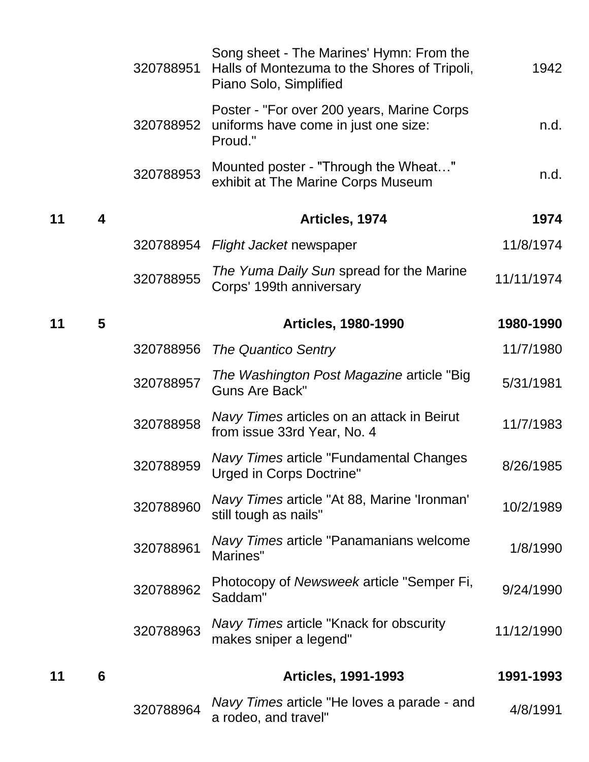|  |  |  |  |  |
|---|---|---|---|---|
|  |  | 320788951 | Song sheet - The Marines' Hymn: From the Halls of Montezuma to the Shores of Tripoli, Piano Solo, Simplified | 1942 |
|  |  | 320788952 | Poster - "For over 200 years, Marine Corps uniforms have come in just one size: Proud." | n.d. |
|  |  | 320788953 | Mounted poster - "Through the Wheat…" exhibit at The Marine Corps Museum | n.d. |
| **11** | **4** |  | **Articles, 1974** | **1974** |
|  |  | 320788954 | *Flight Jacket* newspaper | 11/8/1974 |
|  |  | 320788955 | *The Yuma Daily Sun* spread for the Marine Corps' 199th anniversary | 11/11/1974 |
| **11** | **5** |  | **Articles, 1980-1990** | **1980-1990** |
|  |  | 320788956 | *The Quantico Sentry* | 11/7/1980 |
|  |  | 320788957 | *The Washington Post Magazine* article "Big Guns Are Back" | 5/31/1981 |
|  |  | 320788958 | *Navy Times* articles on an attack in Beirut from issue 33rd Year, No. 4 | 11/7/1983 |
|  |  | 320788959 | *Navy Times* article "Fundamental Changes Urged in Corps Doctrine" | 8/26/1985 |
|  |  | 320788960 | *Navy Times* article "At 88, Marine 'Ironman' still tough as nails" | 10/2/1989 |
|  |  | 320788961 | *Navy Times* article "Panamanians welcome Marines" | 1/8/1990 |
|  |  | 320788962 | Photocopy of *Newsweek* article "Semper Fi, Saddam" | 9/24/1990 |
|  |  | 320788963 | *Navy Times* article "Knack for obscurity makes sniper a legend" | 11/12/1990 |
| **11** | **6** |  | **Articles, 1991-1993** | **1991-1993** |
|  |  | 320788964 | *Navy Times* article "He loves a parade - and a rodeo, and travel" | 4/8/1991 |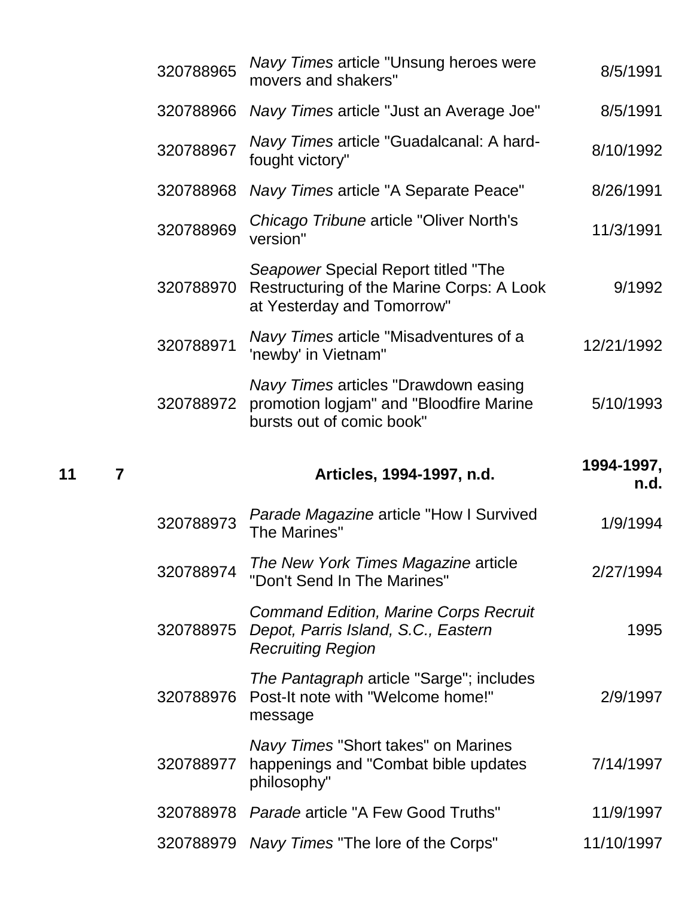| Box | Folder | ID | Description | Date |
|---|---|---|---|---|
| | | 320788965 | *Navy Times* article "Unsung heroes were movers and shakers" | 8/5/1991 |
| | | 320788966 | *Navy Times* article "Just an Average Joe" | 8/5/1991 |
| | | 320788967 | *Navy Times* article "Guadalcanal: A hard-fought victory" | 8/10/1992 |
| | | 320788968 | *Navy Times* article "A Separate Peace" | 8/26/1991 |
| | | 320788969 | *Chicago Tribune* article "Oliver North's version" | 11/3/1991 |
| | | 320788970 | *Seapower* Special Report titled "The Restructuring of the Marine Corps: A Look at Yesterday and Tomorrow" | 9/1992 |
| | | 320788971 | *Navy Times* article "Misadventures of a 'newby' in Vietnam" | 12/21/1992 |
| | | 320788972 | *Navy Times* articles "Drawdown easing promotion logjam" and "Bloodfire Marine bursts out of comic book" | 5/10/1993 |
| **11** | **7** | | **Articles, 1994-1997, n.d.** | **1994-1997, n.d.** |
| | | 320788973 | *Parade Magazine* article "How I Survived The Marines" | 1/9/1994 |
| | | 320788974 | *The New York Times Magazine* article "Don't Send In The Marines" | 2/27/1994 |
| | | 320788975 | *Command Edition, Marine Corps Recruit Depot, Parris Island, S.C., Eastern Recruiting Region* | 1995 |
| | | 320788976 | *The Pantagraph* article "Sarge"; includes Post-It note with "Welcome home!" message | 2/9/1997 |
| | | 320788977 | *Navy Times* "Short takes" on Marines happenings and "Combat bible updates philosophy" | 7/14/1997 |
| | | 320788978 | *Parade* article "A Few Good Truths" | 11/9/1997 |
| | | 320788979 | *Navy Times* "The lore of the Corps" | 11/10/1997 |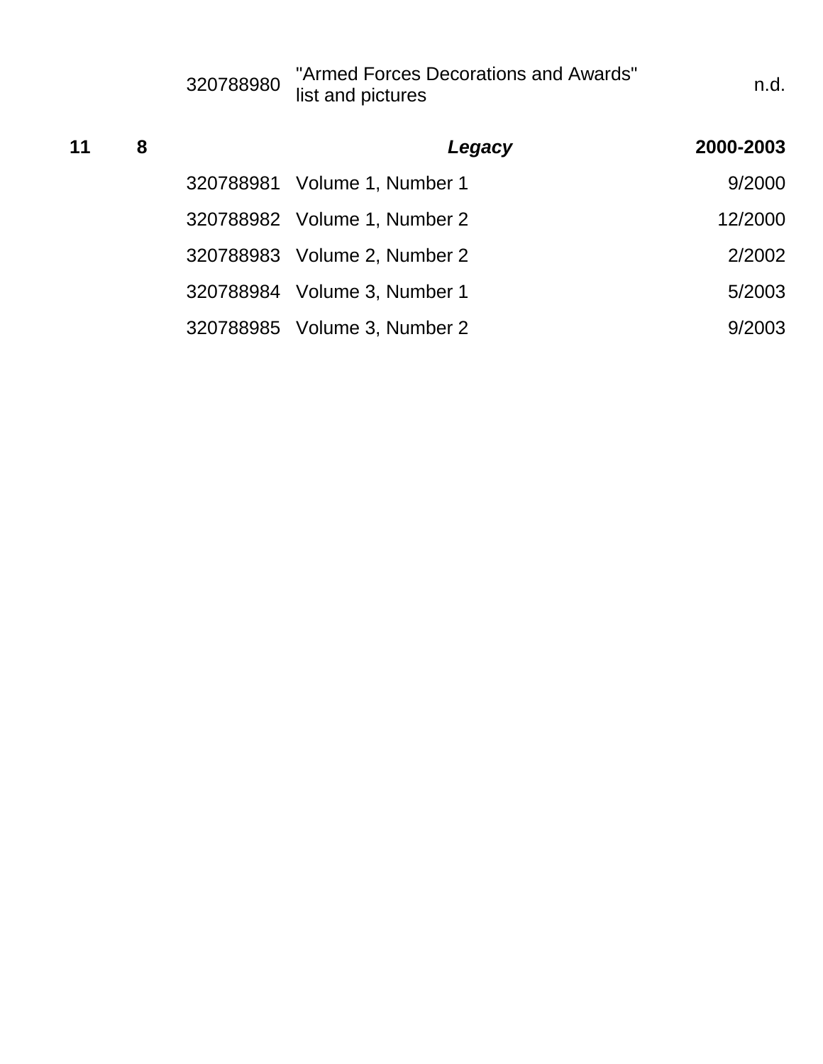| | | | | |
|---|---|---|---|---|
| | | 320788980 | "Armed Forces Decorations and Awards" list and pictures | n.d. |
| **11** | **8** | | ***Legacy*** | **2000-2003** |
| | | 320788981 | Volume 1, Number 1 | 9/2000 |
| | | 320788982 | Volume 1, Number 2 | 12/2000 |
| | | 320788983 | Volume 2, Number 2 | 2/2002 |
| | | 320788984 | Volume 3, Number 1 | 5/2003 |
| | | 320788985 | Volume 3, Number 2 | 9/2003 |